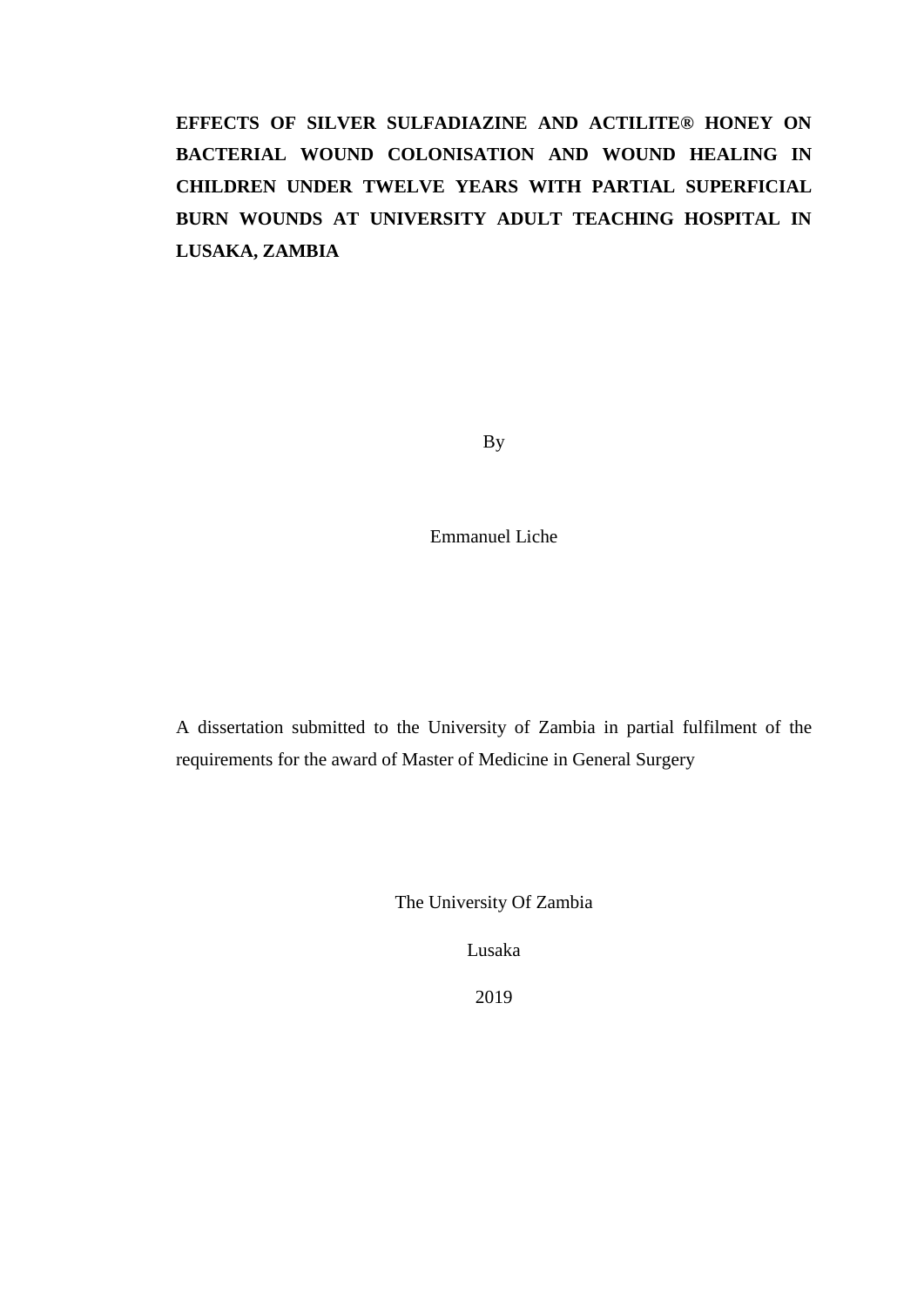# EFFECTS OF SILVER SULFADIAZINE AND ACTILITE® HONEY ON BACTERIAL WOUND COLONISATION AND WOUND HEALING IN CHILDREN UNDER TWELVE YEARS WITH PARTIAL SUPERFICIAL BURN WOUNDS AT UNIVERSITY ADULT TEACHING HOSPITAL IN LUSAKA, ZAMBIA

By

Emmanuel Liche

A dissertation submitted to the University of Zambia in partial fulfilment of the requirements for the award of Master of Medicine in General Surgery

The University Of Zambia

Lusaka

2019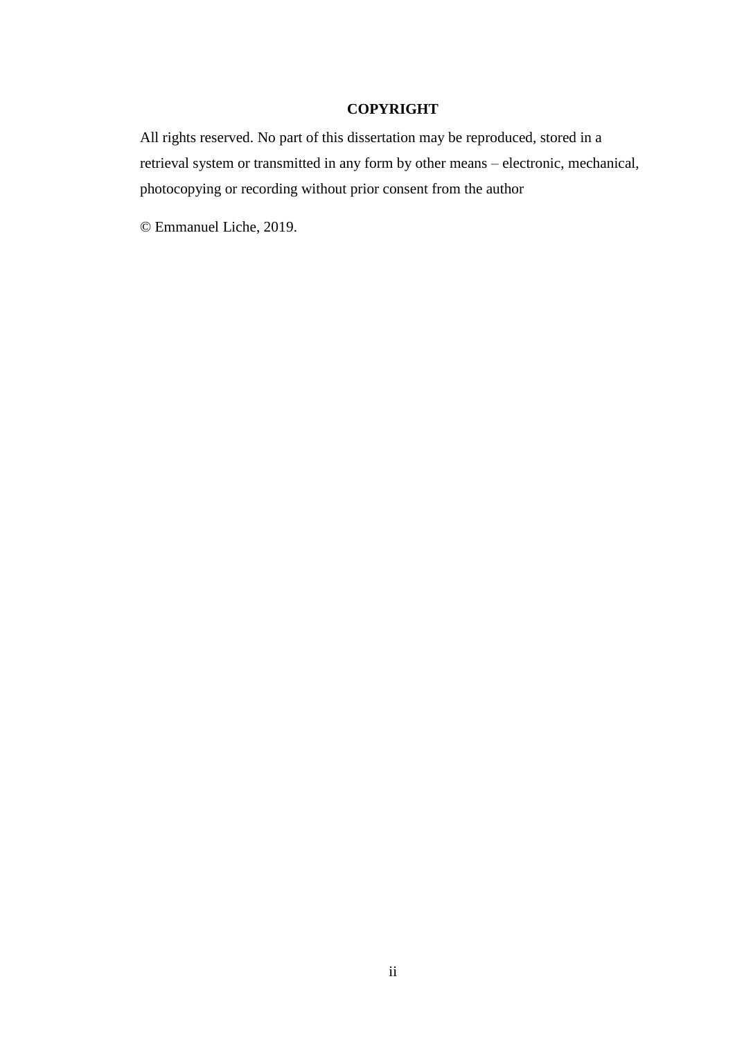# COPYRIGHT

All rights reserved. No part of this dissertation may be reproduced, stored in a retrieval system or transmitted in any form by other means – electronic, mechanical, photocopying or recording without prior consent from the author

© Emmanuel Liche, 2019.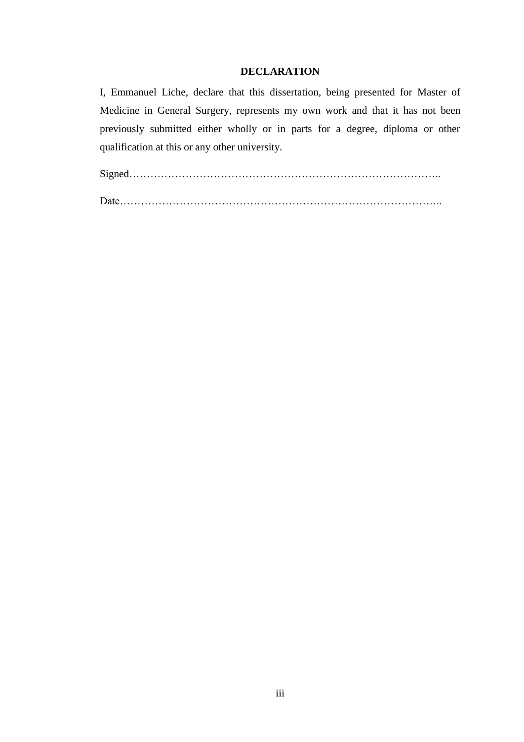# DECLARATION

I, Emmanuel Liche, declare that this dissertation, being presented for Master of Medicine in General Surgery, represents my own work and that it has not been previously submitted either wholly or in parts for a degree, diploma or other qualification at this or any other university.

Signed……………………………………………………………………………..

Date………………………………………………………………………………..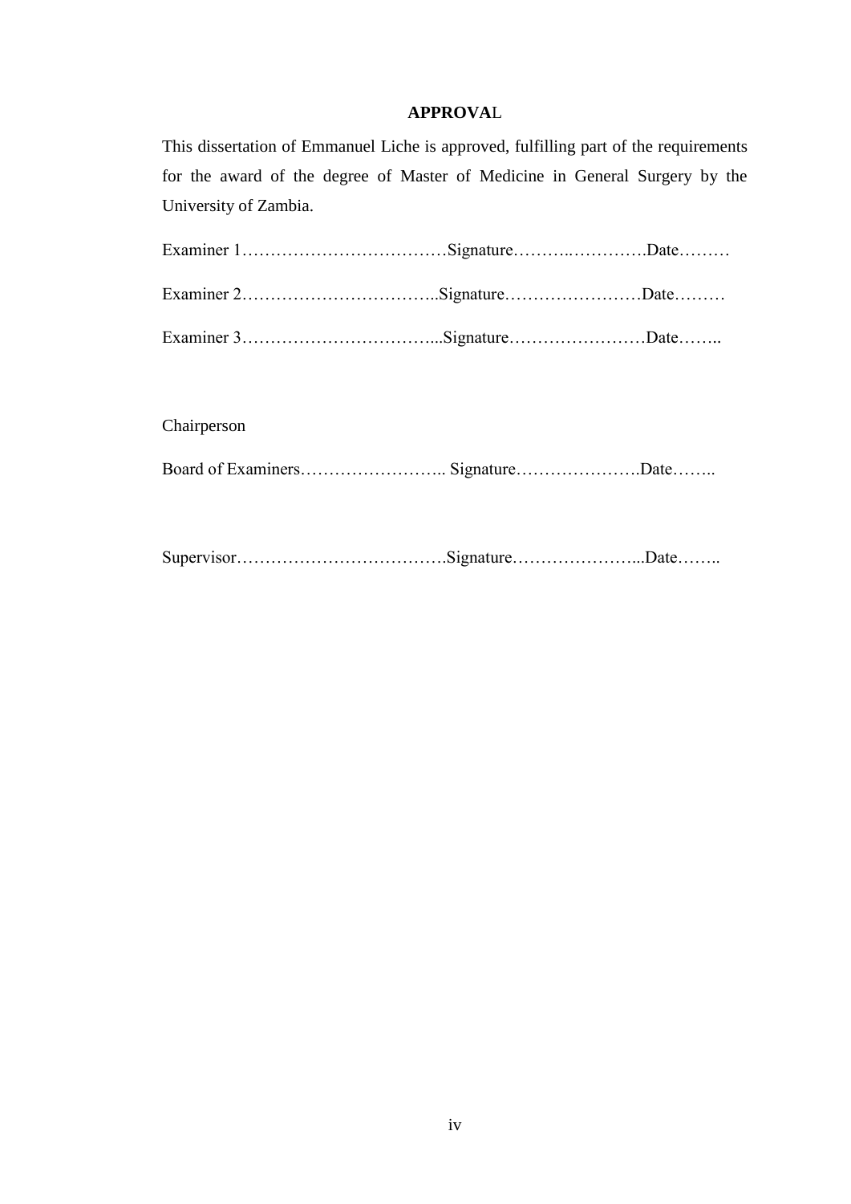# APPROVAL

This dissertation of Emmanuel Liche is approved, fulfilling part of the requirements for the award of the degree of Master of Medicine in General Surgery by the University of Zambia.

Examiner 1……………………………….Signature………..………….Date………

Examiner 2……………………………..Signature……………………Date………

Examiner 3……………………………...Signature……………………Date……..

Chairperson

Board of Examiners…………………….. Signature………………….Date……..

Supervisor……………………………….Signature…………………...Date……..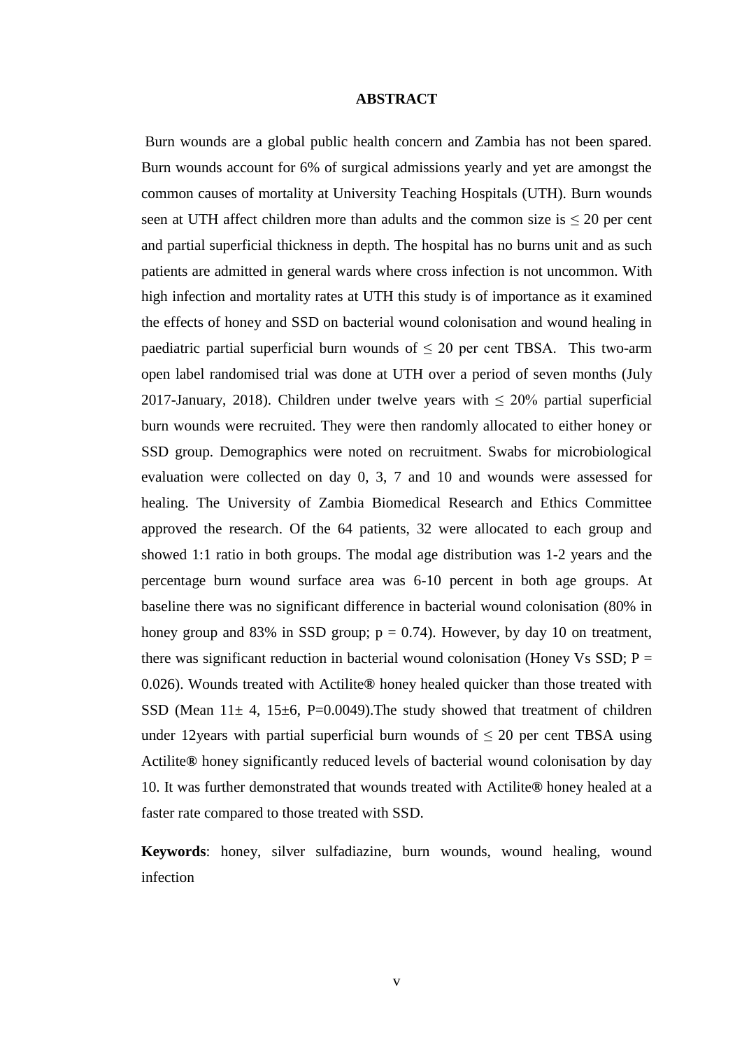# ABSTRACT

Burn wounds are a global public health concern and Zambia has not been spared. Burn wounds account for 6% of surgical admissions yearly and yet are amongst the common causes of mortality at University Teaching Hospitals (UTH). Burn wounds seen at UTH affect children more than adults and the common size is $\leq$ 20 per cent and partial superficial thickness in depth. The hospital has no burns unit and as such patients are admitted in general wards where cross infection is not uncommon. With high infection and mortality rates at UTH this study is of importance as it examined the effects of honey and SSD on bacterial wound colonisation and wound healing in paediatric partial superficial burn wounds of $\leq$ 20 per cent TBSA. This two-arm open label randomised trial was done at UTH over a period of seven months (July 2017-January, 2018). Children under twelve years with $\leq$ 20% partial superficial burn wounds were recruited. They were then randomly allocated to either honey or SSD group. Demographics were noted on recruitment. Swabs for microbiological evaluation were collected on day 0, 3, 7 and 10 and wounds were assessed for healing. The University of Zambia Biomedical Research and Ethics Committee approved the research. Of the 64 patients, 32 were allocated to each group and showed 1:1 ratio in both groups. The modal age distribution was 1-2 years and the percentage burn wound surface area was 6-10 percent in both age groups. At baseline there was no significant difference in bacterial wound colonisation (80% in honey group and 83% in SSD group; $p = 0.74$). However, by day 10 on treatment, there was significant reduction in bacterial wound colonisation (Honey Vs SSD; $P = 0.026$). Wounds treated with Actilite**®** honey healed quicker than those treated with SSD (Mean $11\pm 4$, $15\pm6$, $P=0.0049$).The study showed that treatment of children under 12years with partial superficial burn wounds of $\leq$ 20 per cent TBSA using Actilite**®** honey significantly reduced levels of bacterial wound colonisation by day 10. It was further demonstrated that wounds treated with Actilite**®** honey healed at a faster rate compared to those treated with SSD.

**Keywords**: honey, silver sulfadiazine, burn wounds, wound healing, wound infection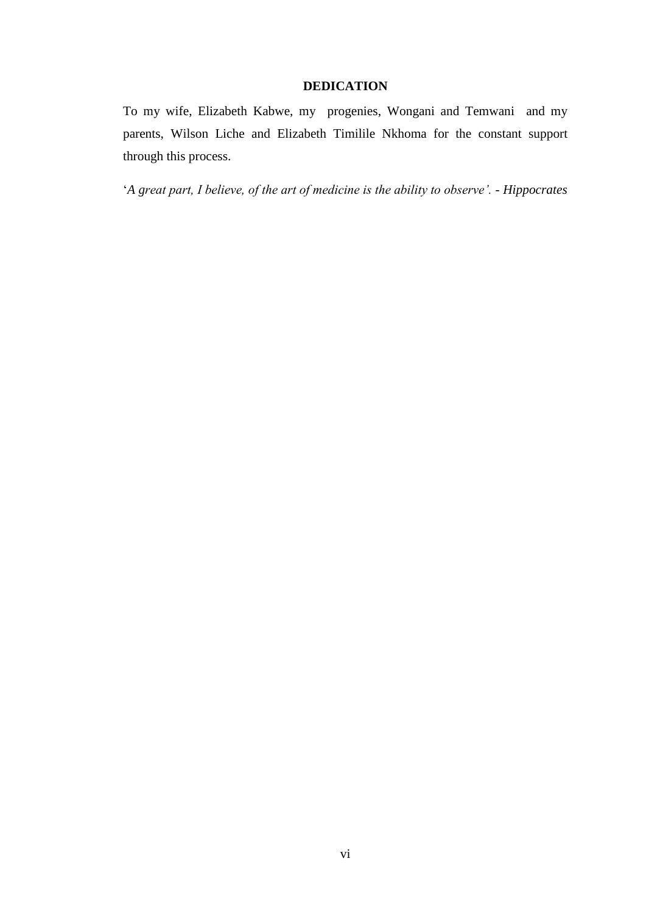## DEDICATION

To my wife, Elizabeth Kabwe, my progenies, Wongani and Temwani and my parents, Wilson Liche and Elizabeth Timilile Nkhoma for the constant support through this process.

'*A great part, I believe, of the art of medicine is the ability to observe'. - Hippocrates*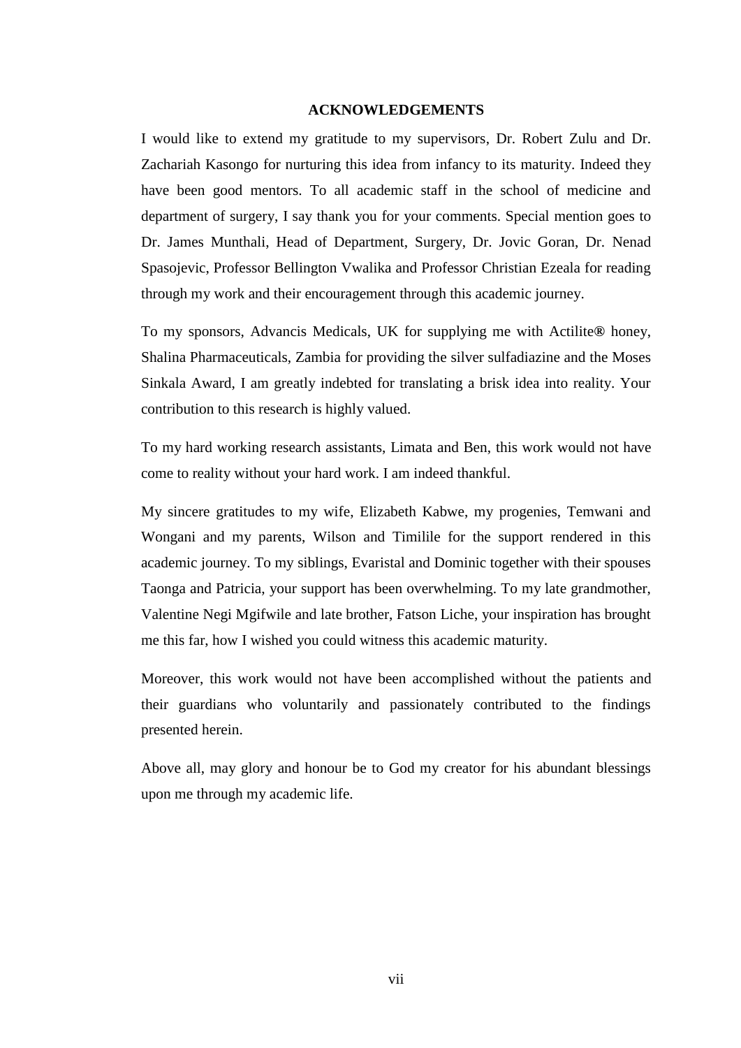# ACKNOWLEDGEMENTS

I would like to extend my gratitude to my supervisors, Dr. Robert Zulu and Dr. Zachariah Kasongo for nurturing this idea from infancy to its maturity. Indeed they have been good mentors. To all academic staff in the school of medicine and department of surgery, I say thank you for your comments. Special mention goes to Dr. James Munthali, Head of Department, Surgery, Dr. Jovic Goran, Dr. Nenad Spasojevic, Professor Bellington Vwalika and Professor Christian Ezeala for reading through my work and their encouragement through this academic journey.

To my sponsors, Advancis Medicals, UK for supplying me with Actilite® honey, Shalina Pharmaceuticals, Zambia for providing the silver sulfadiazine and the Moses Sinkala Award, I am greatly indebted for translating a brisk idea into reality. Your contribution to this research is highly valued.

To my hard working research assistants, Limata and Ben, this work would not have come to reality without your hard work. I am indeed thankful.

My sincere gratitudes to my wife, Elizabeth Kabwe, my progenies, Temwani and Wongani and my parents, Wilson and Timilile for the support rendered in this academic journey. To my siblings, Evaristal and Dominic together with their spouses Taonga and Patricia, your support has been overwhelming. To my late grandmother, Valentine Negi Mgifwile and late brother, Fatson Liche, your inspiration has brought me this far, how I wished you could witness this academic maturity.

Moreover, this work would not have been accomplished without the patients and their guardians who voluntarily and passionately contributed to the findings presented herein.

Above all, may glory and honour be to God my creator for his abundant blessings upon me through my academic life.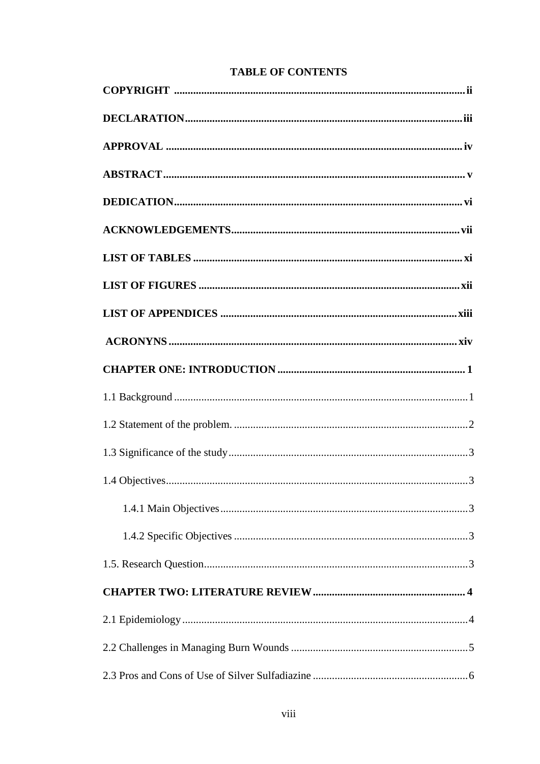# TABLE OF CONTENTS

**COPYRIGHT** ........................................................................................................ **ii**

**DECLARATION**................................................................................................... **iii**

**APPROVAL** .......................................................................................................... **iv**

**ABSTRACT**............................................................................................................ **v**

**DEDICATION**....................................................................................................... **vi**

**ACKNOWLEDGEMENTS**.................................................................................. **vii**

**LIST OF TABLES** ................................................................................................. **xi**

**LIST OF FIGURES** .............................................................................................. **xii**

**LIST OF APPENDICES** ..................................................................................... **xiii**

**ACRONYNS**......................................................................................................... **xiv**

**CHAPTER ONE: INTRODUCTION** .................................................................. **1**

1.1 Background ........................................................................................................... 1

1.2 Statement of the problem. ..................................................................................... 2

1.3 Significance of the study ....................................................................................... 3

1.4 Objectives.............................................................................................................. 3

1.4.1 Main Objectives ................................................................................................. 3

1.4.2 Specific Objectives ............................................................................................ 3

1.5. Research Question................................................................................................ 3

**CHAPTER TWO: LITERATURE REVIEW** ....................................................... **4**

2.1 Epidemiology ........................................................................................................ 4

2.2 Challenges in Managing Burn Wounds ................................................................ 5

2.3 Pros and Cons of Use of Silver Sulfadiazine ........................................................ 6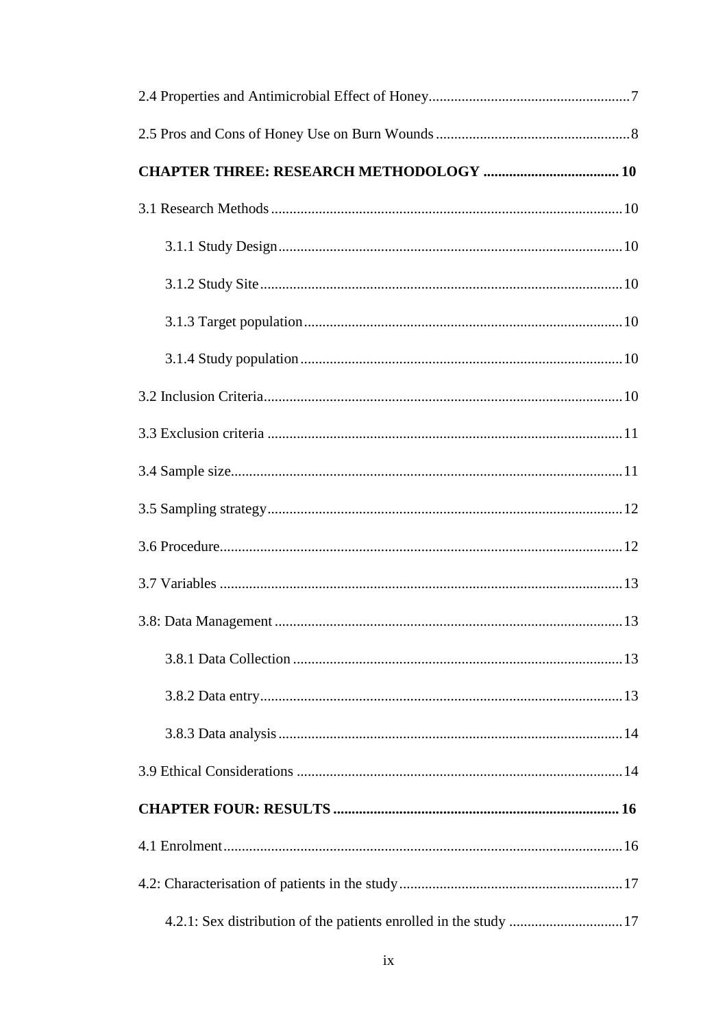2.4 Properties and Antimicrobial Effect of Honey....................................................... 7

2.5 Pros and Cons of Honey Use on Burn Wounds ..................................................... 8

**CHAPTER THREE: RESEARCH METHODOLOGY ..................................... 10**

3.1 Research Methods ................................................................................................. 10

  3.1.1 Study Design............................................................................................... 10

  3.1.2 Study Site .................................................................................................... 10

  3.1.3 Target population ........................................................................................ 10

  3.1.4 Study population ......................................................................................... 10

3.2 Inclusion Criteria.................................................................................................... 10

3.3 Exclusion criteria ................................................................................................... 11

3.4 Sample size............................................................................................................. 11

3.5 Sampling strategy................................................................................................... 12

3.6 Procedure................................................................................................................ 12

3.7 Variables ................................................................................................................ 13

3.8: Data Management ................................................................................................. 13

  3.8.1 Data Collection ........................................................................................... 13

  3.8.2 Data entry.................................................................................................... 13

  3.8.3 Data analysis ............................................................................................... 14

3.9 Ethical Considerations ........................................................................................... 14

**CHAPTER FOUR: RESULTS ............................................................................... 16**

4.1 Enrolment............................................................................................................... 16

4.2: Characterisation of patients in the study .............................................................. 17

  4.2.1: Sex distribution of the patients enrolled in the study ................................ 17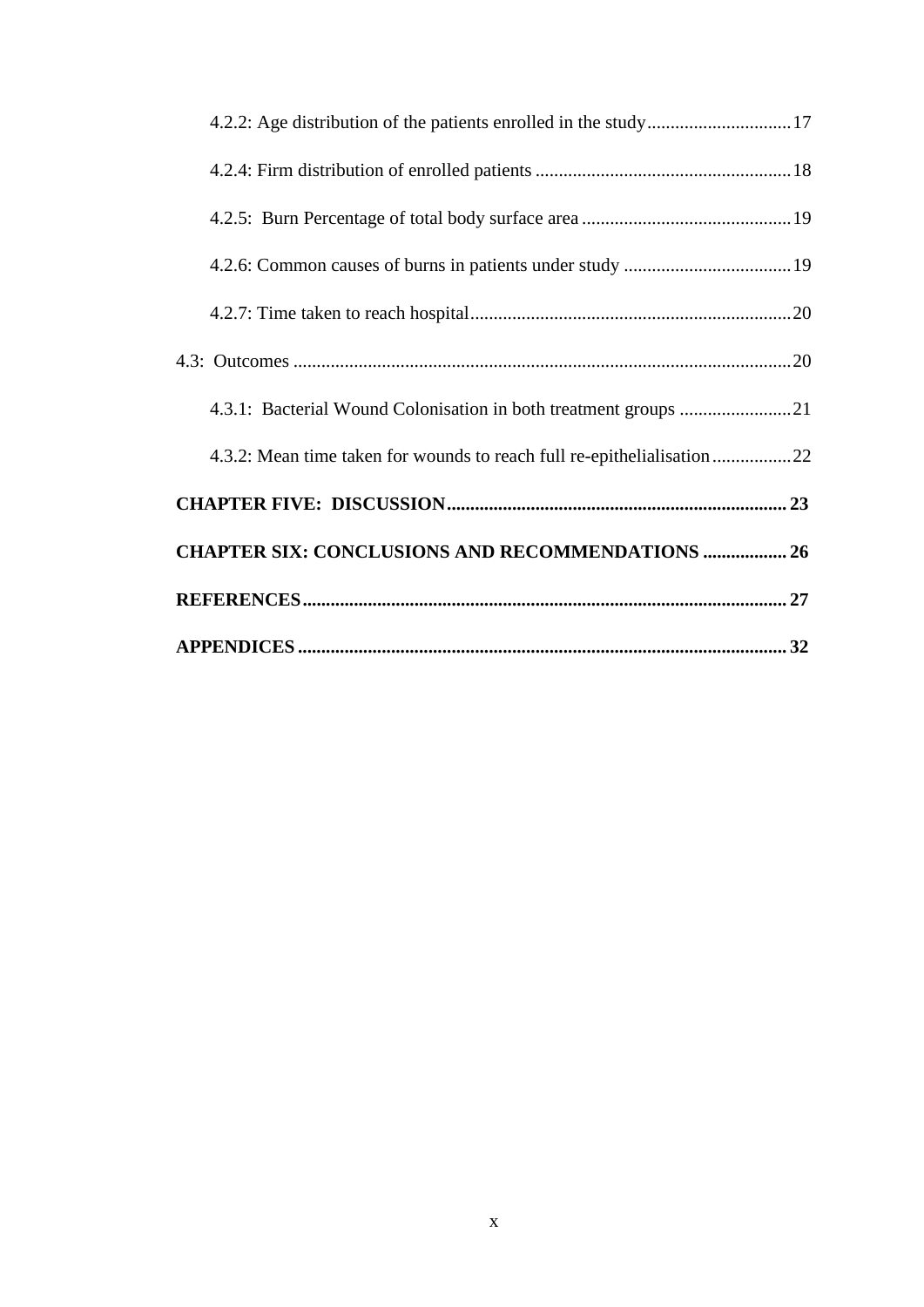4.2.2: Age distribution of the patients enrolled in the study ............................... 17

4.2.4: Firm distribution of enrolled patients ....................................................... 18

4.2.5: Burn Percentage of total body surface area ............................................. 19

4.2.6: Common causes of burns in patients under study .................................... 19

4.2.7: Time taken to reach hospital ..................................................................... 20

4.3: Outcomes ........................................................................................................... 20

4.3.1: Bacterial Wound Colonisation in both treatment groups ........................ 21

4.3.2: Mean time taken for wounds to reach full re-epithelialisation ................. 22

**CHAPTER FIVE: DISCUSSION ......................................................................... 23**

**CHAPTER SIX: CONCLUSIONS AND RECOMMENDATIONS .................. 26**

**REFERENCES ....................................................................................................... 27**

**APPENDICES ........................................................................................................ 32**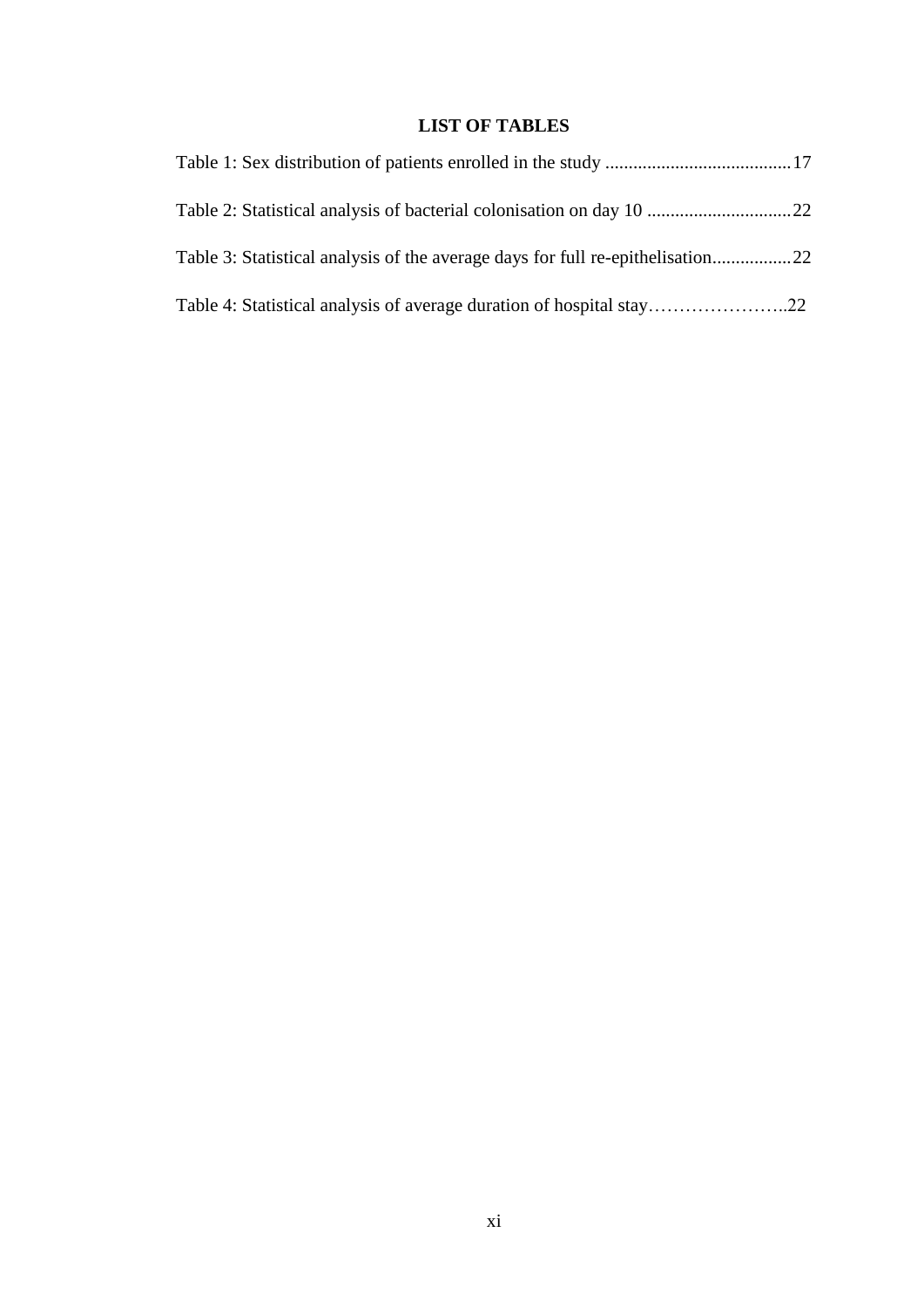# LIST OF TABLES

Table 1: Sex distribution of patients enrolled in the study ........................................17

Table 2: Statistical analysis of bacterial colonisation on day 10 ...............................22

Table 3: Statistical analysis of the average days for full re-epithelisation.................22

Table 4: Statistical analysis of average duration of hospital stay…………………..22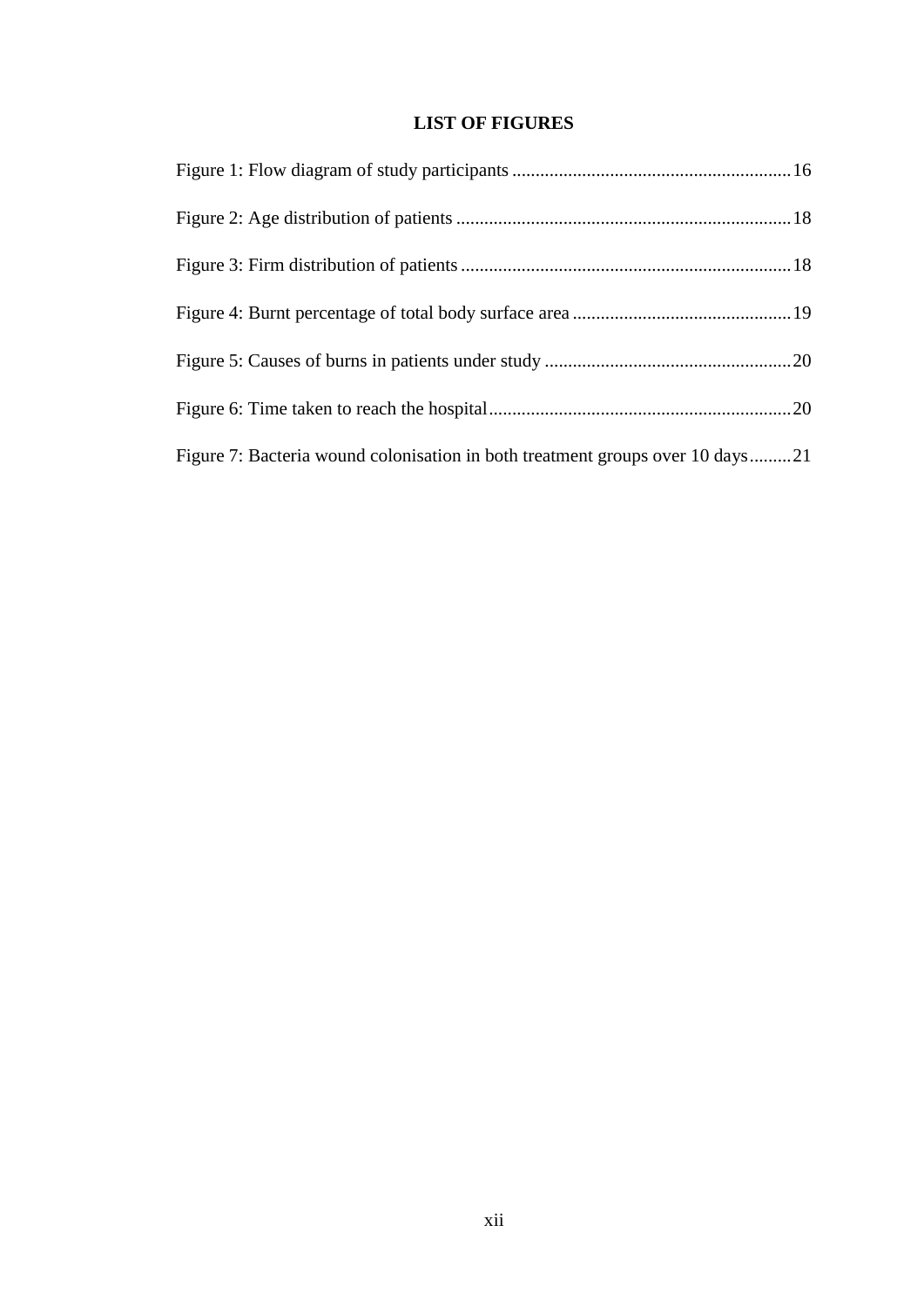## LIST OF FIGURES

Figure 1: Flow diagram of study participants ............................................................16

Figure 2: Age distribution of patients ........................................................................18

Figure 3: Firm distribution of patients .......................................................................18

Figure 4: Burnt percentage of total body surface area ...............................................19

Figure 5: Causes of burns in patients under study .....................................................20

Figure 6: Time taken to reach the hospital.................................................................20

Figure 7: Bacteria wound colonisation in both treatment groups over 10 days.........21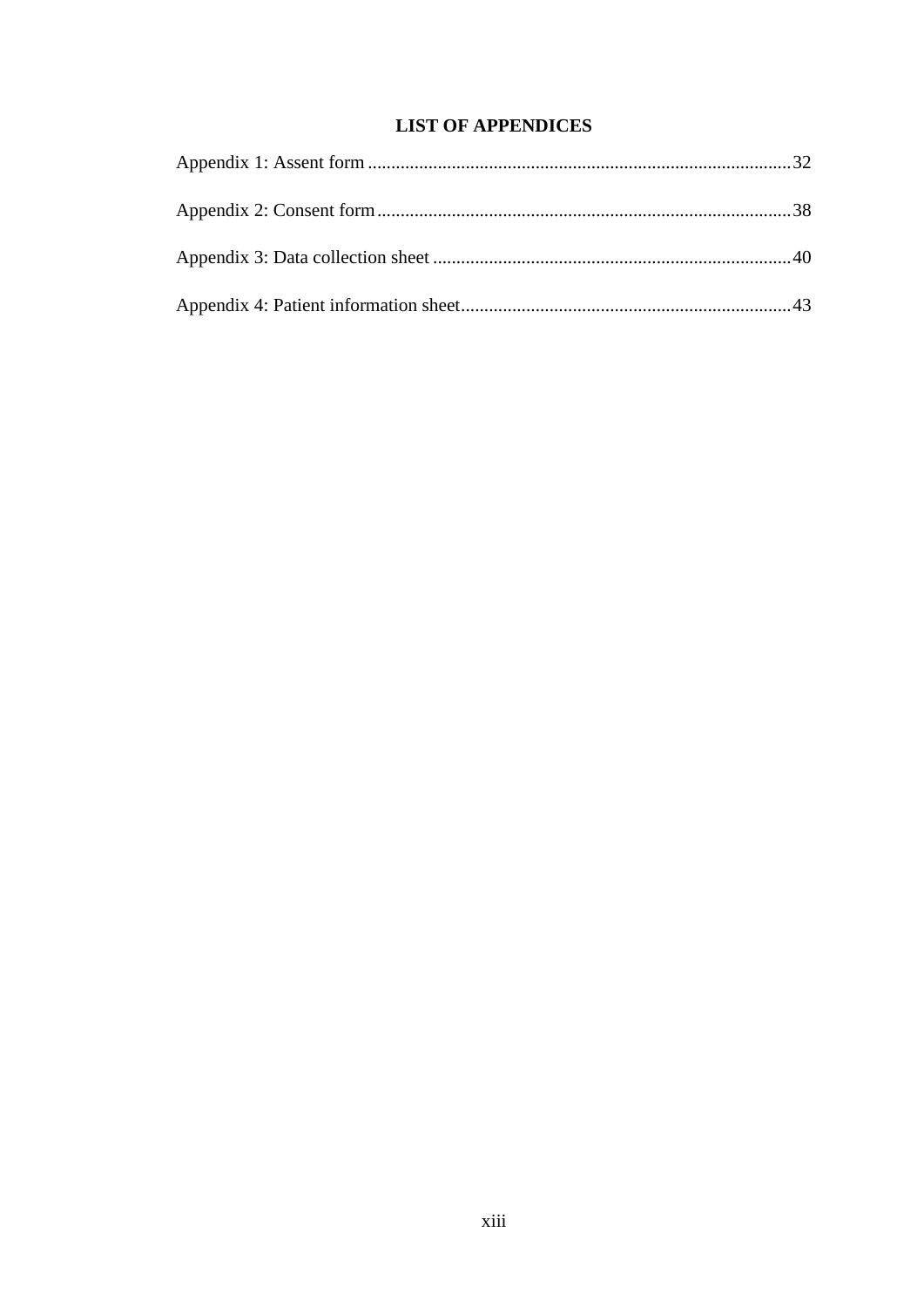# LIST OF APPENDICES

Appendix 1: Assent form ........................................................................................ 32

Appendix 2: Consent form ...................................................................................... 38

Appendix 3: Data collection sheet ........................................................................... 40

Appendix 4: Patient information sheet ..................................................................... 43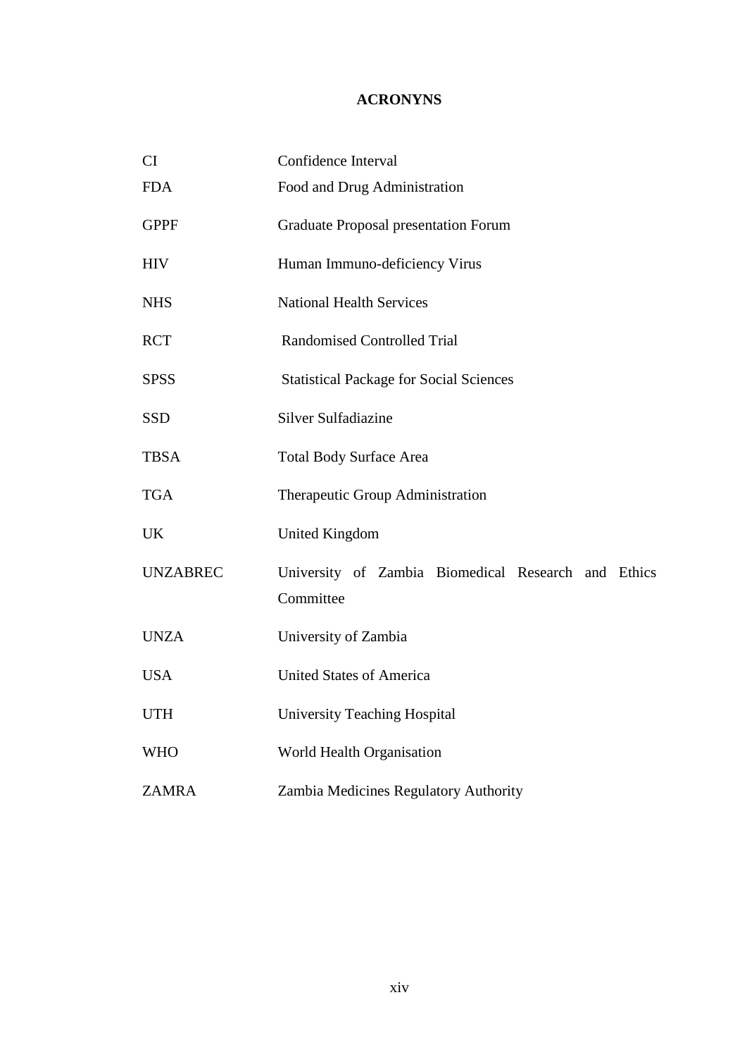# ACRONYNS

| | |
|---|---|
| CI | Confidence Interval |
| FDA | Food and Drug Administration |
| GPPF | Graduate Proposal presentation Forum |
| HIV | Human Immuno-deficiency Virus |
| NHS | National Health Services |
| RCT | Randomised Controlled Trial |
| SPSS | Statistical Package for Social Sciences |
| SSD | Silver Sulfadiazine |
| TBSA | Total Body Surface Area |
| TGA | Therapeutic Group Administration |
| UK | United Kingdom |
| UNZABREC | University of Zambia Biomedical Research and Ethics Committee |
| UNZA | University of Zambia |
| USA | United States of America |
| UTH | University Teaching Hospital |
| WHO | World Health Organisation |
| ZAMRA | Zambia Medicines Regulatory Authority |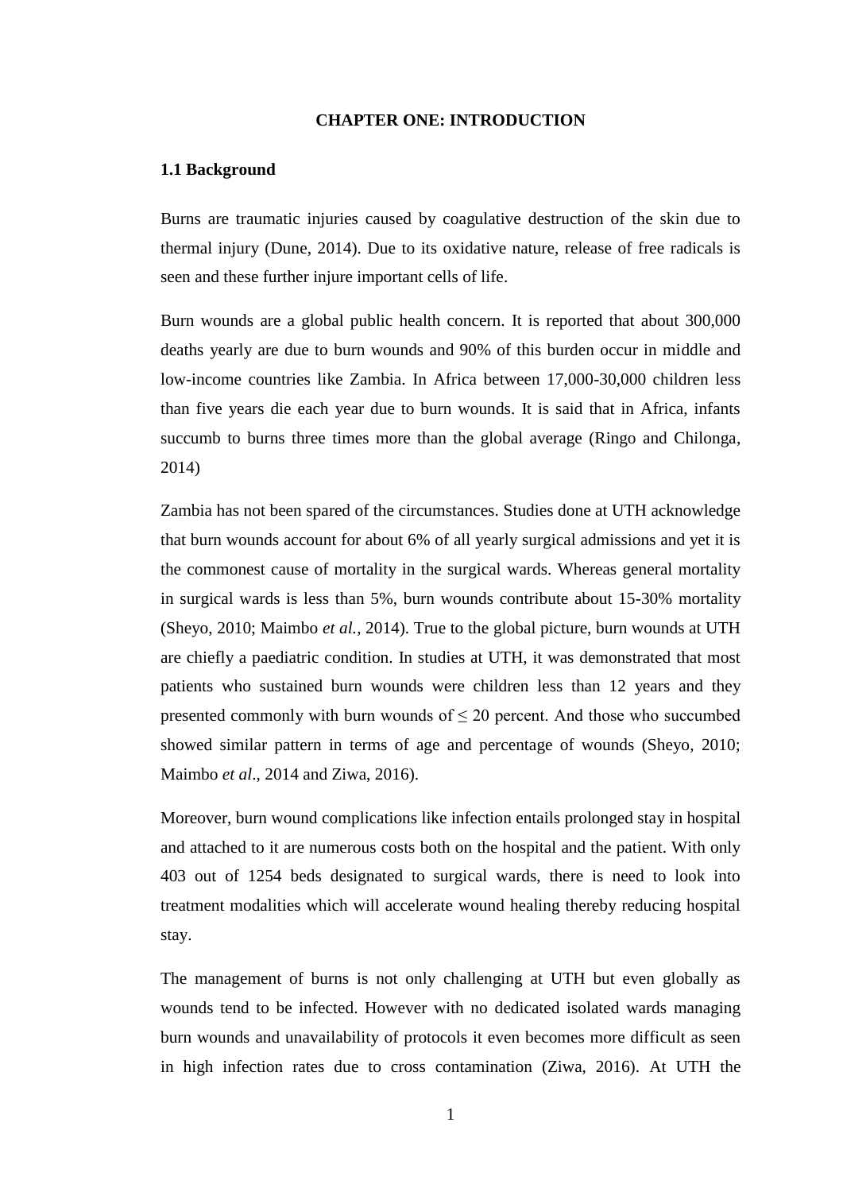# CHAPTER ONE: INTRODUCTION

## 1.1 Background

Burns are traumatic injuries caused by coagulative destruction of the skin due to thermal injury (Dune, 2014). Due to its oxidative nature, release of free radicals is seen and these further injure important cells of life.

Burn wounds are a global public health concern. It is reported that about 300,000 deaths yearly are due to burn wounds and 90% of this burden occur in middle and low-income countries like Zambia. In Africa between 17,000-30,000 children less than five years die each year due to burn wounds. It is said that in Africa, infants succumb to burns three times more than the global average (Ringo and Chilonga, 2014)

Zambia has not been spared of the circumstances. Studies done at UTH acknowledge that burn wounds account for about 6% of all yearly surgical admissions and yet it is the commonest cause of mortality in the surgical wards. Whereas general mortality in surgical wards is less than 5%, burn wounds contribute about 15-30% mortality (Sheyo, 2010; Maimbo *et al.*, 2014). True to the global picture, burn wounds at UTH are chiefly a paediatric condition. In studies at UTH, it was demonstrated that most patients who sustained burn wounds were children less than 12 years and they presented commonly with burn wounds of ≤ 20 percent. And those who succumbed showed similar pattern in terms of age and percentage of wounds (Sheyo, 2010; Maimbo *et al*., 2014 and Ziwa, 2016).

Moreover, burn wound complications like infection entails prolonged stay in hospital and attached to it are numerous costs both on the hospital and the patient. With only 403 out of 1254 beds designated to surgical wards, there is need to look into treatment modalities which will accelerate wound healing thereby reducing hospital stay.

The management of burns is not only challenging at UTH but even globally as wounds tend to be infected. However with no dedicated isolated wards managing burn wounds and unavailability of protocols it even becomes more difficult as seen in high infection rates due to cross contamination (Ziwa, 2016). At UTH the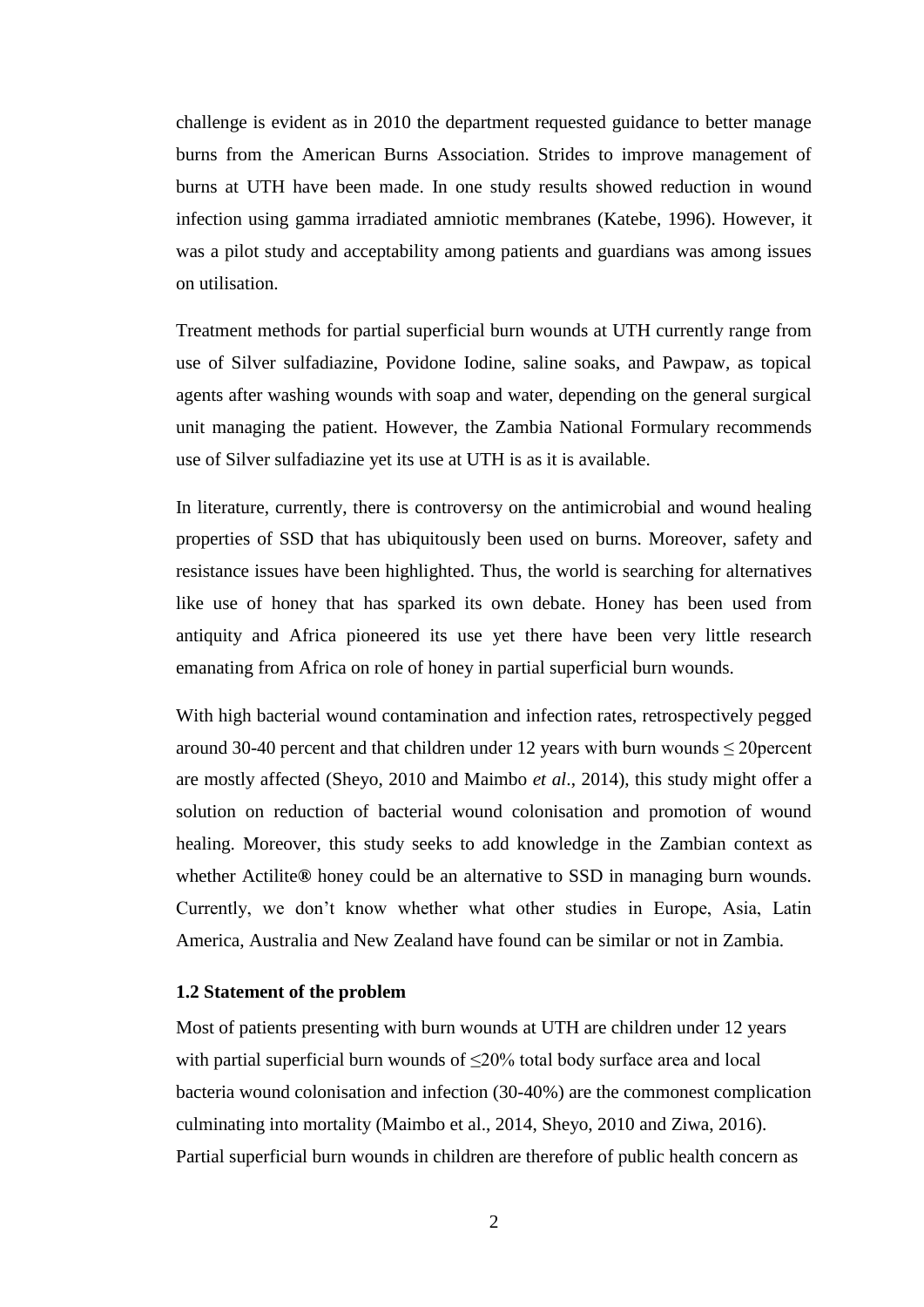challenge is evident as in 2010 the department requested guidance to better manage burns from the American Burns Association. Strides to improve management of burns at UTH have been made. In one study results showed reduction in wound infection using gamma irradiated amniotic membranes (Katebe, 1996). However, it was a pilot study and acceptability among patients and guardians was among issues on utilisation.

Treatment methods for partial superficial burn wounds at UTH currently range from use of Silver sulfadiazine, Povidone Iodine, saline soaks, and Pawpaw, as topical agents after washing wounds with soap and water, depending on the general surgical unit managing the patient. However, the Zambia National Formulary recommends use of Silver sulfadiazine yet its use at UTH is as it is available.

In literature, currently, there is controversy on the antimicrobial and wound healing properties of SSD that has ubiquitously been used on burns. Moreover, safety and resistance issues have been highlighted. Thus, the world is searching for alternatives like use of honey that has sparked its own debate. Honey has been used from antiquity and Africa pioneered its use yet there have been very little research emanating from Africa on role of honey in partial superficial burn wounds.

With high bacterial wound contamination and infection rates, retrospectively pegged around 30-40 percent and that children under 12 years with burn wounds ≤ 20percent are mostly affected (Sheyo, 2010 and Maimbo *et al*., 2014), this study might offer a solution on reduction of bacterial wound colonisation and promotion of wound healing. Moreover, this study seeks to add knowledge in the Zambian context as whether Actilite**®** honey could be an alternative to SSD in managing burn wounds. Currently, we don't know whether what other studies in Europe, Asia, Latin America, Australia and New Zealand have found can be similar or not in Zambia.

### 1.2 Statement of the problem

Most of patients presenting with burn wounds at UTH are children under 12 years with partial superficial burn wounds of ≤20% total body surface area and local bacteria wound colonisation and infection (30-40%) are the commonest complication culminating into mortality (Maimbo et al., 2014, Sheyo, 2010 and Ziwa, 2016). Partial superficial burn wounds in children are therefore of public health concern as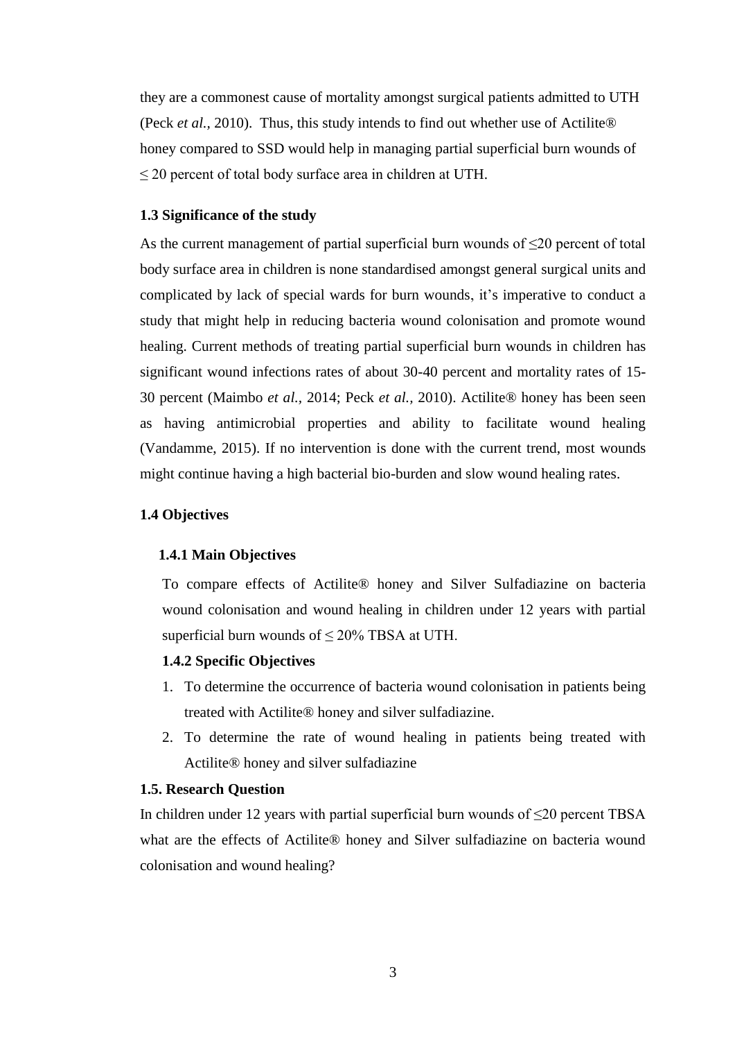they are a commonest cause of mortality amongst surgical patients admitted to UTH (Peck *et al.,* 2010). Thus, this study intends to find out whether use of Actilite® honey compared to SSD would help in managing partial superficial burn wounds of ≤ 20 percent of total body surface area in children at UTH.

### 1.3 Significance of the study

As the current management of partial superficial burn wounds of ≤20 percent of total body surface area in children is none standardised amongst general surgical units and complicated by lack of special wards for burn wounds, it's imperative to conduct a study that might help in reducing bacteria wound colonisation and promote wound healing. Current methods of treating partial superficial burn wounds in children has significant wound infections rates of about 30-40 percent and mortality rates of 15-30 percent (Maimbo *et al.,* 2014; Peck *et al.,* 2010). Actilite® honey has been seen as having antimicrobial properties and ability to facilitate wound healing (Vandamme, 2015). If no intervention is done with the current trend, most wounds might continue having a high bacterial bio-burden and slow wound healing rates.

### 1.4 Objectives

#### 1.4.1 Main Objectives

To compare effects of Actilite® honey and Silver Sulfadiazine on bacteria wound colonisation and wound healing in children under 12 years with partial superficial burn wounds of ≤ 20% TBSA at UTH.

#### 1.4.2 Specific Objectives

1. To determine the occurrence of bacteria wound colonisation in patients being treated with Actilite® honey and silver sulfadiazine.
2. To determine the rate of wound healing in patients being treated with Actilite® honey and silver sulfadiazine

### 1.5. Research Question

In children under 12 years with partial superficial burn wounds of ≤20 percent TBSA what are the effects of Actilite® honey and Silver sulfadiazine on bacteria wound colonisation and wound healing?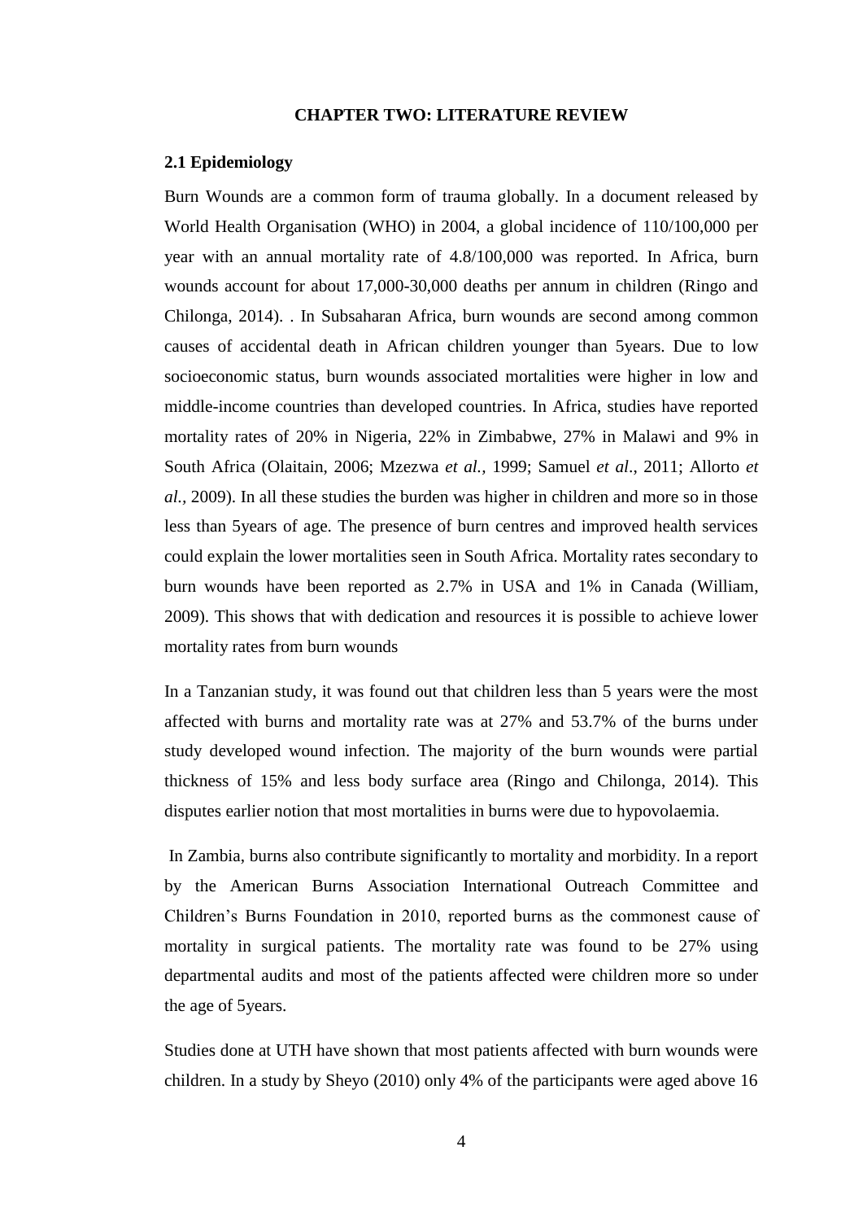# CHAPTER TWO: LITERATURE REVIEW

## 2.1 Epidemiology

Burn Wounds are a common form of trauma globally. In a document released by World Health Organisation (WHO) in 2004, a global incidence of 110/100,000 per year with an annual mortality rate of 4.8/100,000 was reported. In Africa, burn wounds account for about 17,000-30,000 deaths per annum in children (Ringo and Chilonga, 2014). . In Subsaharan Africa, burn wounds are second among common causes of accidental death in African children younger than 5years. Due to low socioeconomic status, burn wounds associated mortalities were higher in low and middle-income countries than developed countries. In Africa, studies have reported mortality rates of 20% in Nigeria, 22% in Zimbabwe, 27% in Malawi and 9% in South Africa (Olaitain, 2006; Mzezwa *et al.,* 1999; Samuel *et al*., 2011; Allorto *et al.,* 2009). In all these studies the burden was higher in children and more so in those less than 5years of age. The presence of burn centres and improved health services could explain the lower mortalities seen in South Africa. Mortality rates secondary to burn wounds have been reported as 2.7% in USA and 1% in Canada (William, 2009). This shows that with dedication and resources it is possible to achieve lower mortality rates from burn wounds

In a Tanzanian study, it was found out that children less than 5 years were the most affected with burns and mortality rate was at 27% and 53.7% of the burns under study developed wound infection. The majority of the burn wounds were partial thickness of 15% and less body surface area (Ringo and Chilonga, 2014). This disputes earlier notion that most mortalities in burns were due to hypovolaemia.

In Zambia, burns also contribute significantly to mortality and morbidity. In a report by the American Burns Association International Outreach Committee and Children's Burns Foundation in 2010, reported burns as the commonest cause of mortality in surgical patients. The mortality rate was found to be 27% using departmental audits and most of the patients affected were children more so under the age of 5years.

Studies done at UTH have shown that most patients affected with burn wounds were children. In a study by Sheyo (2010) only 4% of the participants were aged above 16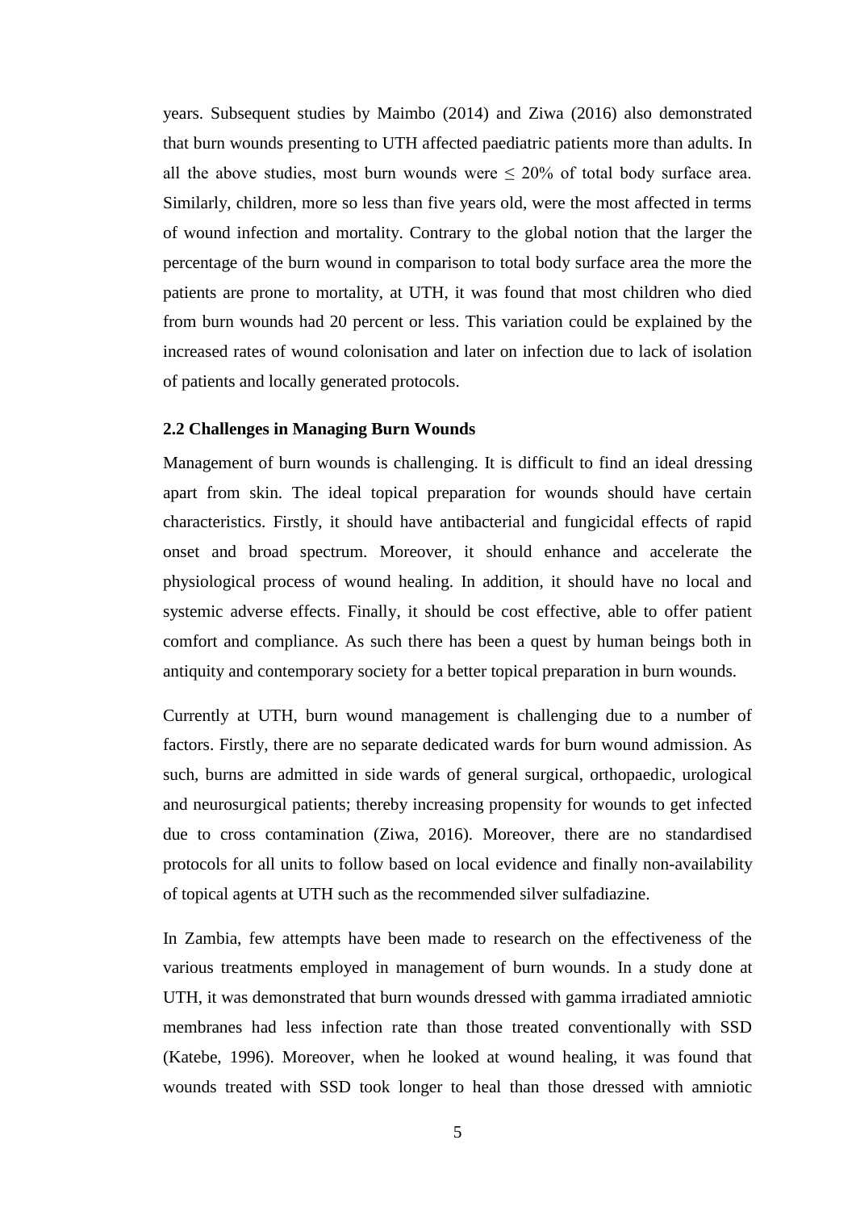years. Subsequent studies by Maimbo (2014) and Ziwa (2016) also demonstrated that burn wounds presenting to UTH affected paediatric patients more than adults. In all the above studies, most burn wounds were $\leq$ 20% of total body surface area. Similarly, children, more so less than five years old, were the most affected in terms of wound infection and mortality. Contrary to the global notion that the larger the percentage of the burn wound in comparison to total body surface area the more the patients are prone to mortality, at UTH, it was found that most children who died from burn wounds had 20 percent or less. This variation could be explained by the increased rates of wound colonisation and later on infection due to lack of isolation of patients and locally generated protocols.

### 2.2 Challenges in Managing Burn Wounds

Management of burn wounds is challenging. It is difficult to find an ideal dressing apart from skin. The ideal topical preparation for wounds should have certain characteristics. Firstly, it should have antibacterial and fungicidal effects of rapid onset and broad spectrum. Moreover, it should enhance and accelerate the physiological process of wound healing. In addition, it should have no local and systemic adverse effects. Finally, it should be cost effective, able to offer patient comfort and compliance. As such there has been a quest by human beings both in antiquity and contemporary society for a better topical preparation in burn wounds.

Currently at UTH, burn wound management is challenging due to a number of factors. Firstly, there are no separate dedicated wards for burn wound admission. As such, burns are admitted in side wards of general surgical, orthopaedic, urological and neurosurgical patients; thereby increasing propensity for wounds to get infected due to cross contamination (Ziwa, 2016). Moreover, there are no standardised protocols for all units to follow based on local evidence and finally non-availability of topical agents at UTH such as the recommended silver sulfadiazine.

In Zambia, few attempts have been made to research on the effectiveness of the various treatments employed in management of burn wounds. In a study done at UTH, it was demonstrated that burn wounds dressed with gamma irradiated amniotic membranes had less infection rate than those treated conventionally with SSD (Katebe, 1996). Moreover, when he looked at wound healing, it was found that wounds treated with SSD took longer to heal than those dressed with amniotic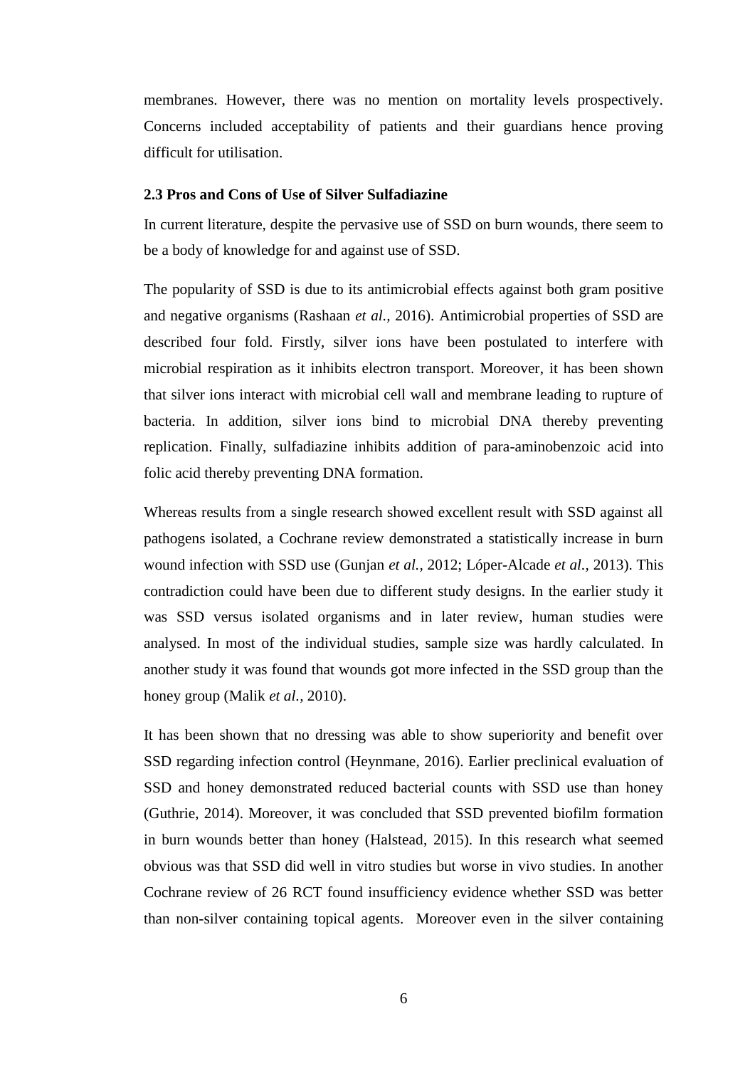membranes. However, there was no mention on mortality levels prospectively. Concerns included acceptability of patients and their guardians hence proving difficult for utilisation.

### 2.3 Pros and Cons of Use of Silver Sulfadiazine

In current literature, despite the pervasive use of SSD on burn wounds, there seem to be a body of knowledge for and against use of SSD.

The popularity of SSD is due to its antimicrobial effects against both gram positive and negative organisms (Rashaan *et al.,* 2016). Antimicrobial properties of SSD are described four fold. Firstly, silver ions have been postulated to interfere with microbial respiration as it inhibits electron transport. Moreover, it has been shown that silver ions interact with microbial cell wall and membrane leading to rupture of bacteria. In addition, silver ions bind to microbial DNA thereby preventing replication. Finally, sulfadiazine inhibits addition of para-aminobenzoic acid into folic acid thereby preventing DNA formation.

Whereas results from a single research showed excellent result with SSD against all pathogens isolated, a Cochrane review demonstrated a statistically increase in burn wound infection with SSD use (Gunjan *et al.,* 2012; Lóper-Alcade *et al.,* 2013). This contradiction could have been due to different study designs. In the earlier study it was SSD versus isolated organisms and in later review, human studies were analysed. In most of the individual studies, sample size was hardly calculated. In another study it was found that wounds got more infected in the SSD group than the honey group (Malik *et al.,* 2010).

It has been shown that no dressing was able to show superiority and benefit over SSD regarding infection control (Heynmane, 2016). Earlier preclinical evaluation of SSD and honey demonstrated reduced bacterial counts with SSD use than honey (Guthrie, 2014). Moreover, it was concluded that SSD prevented biofilm formation in burn wounds better than honey (Halstead, 2015). In this research what seemed obvious was that SSD did well in vitro studies but worse in vivo studies. In another Cochrane review of 26 RCT found insufficiency evidence whether SSD was better than non-silver containing topical agents. Moreover even in the silver containing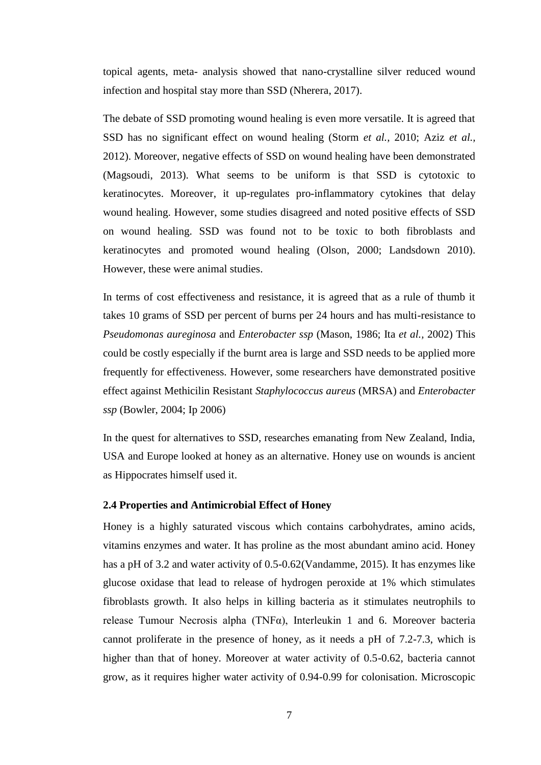topical agents, meta- analysis showed that nano-crystalline silver reduced wound infection and hospital stay more than SSD (Nherera, 2017).

The debate of SSD promoting wound healing is even more versatile. It is agreed that SSD has no significant effect on wound healing (Storm *et al.,* 2010; Aziz *et al.,* 2012). Moreover, negative effects of SSD on wound healing have been demonstrated (Magsoudi, 2013). What seems to be uniform is that SSD is cytotoxic to keratinocytes. Moreover, it up-regulates pro-inflammatory cytokines that delay wound healing. However, some studies disagreed and noted positive effects of SSD on wound healing. SSD was found not to be toxic to both fibroblasts and keratinocytes and promoted wound healing (Olson, 2000; Landsdown 2010). However, these were animal studies.

In terms of cost effectiveness and resistance, it is agreed that as a rule of thumb it takes 10 grams of SSD per percent of burns per 24 hours and has multi-resistance to *Pseudomonas aureginosa* and *Enterobacter ssp* (Mason, 1986; Ita *et al.,* 2002) This could be costly especially if the burnt area is large and SSD needs to be applied more frequently for effectiveness. However, some researchers have demonstrated positive effect against Methicilin Resistant *Staphylococcus aureus* (MRSA) and *Enterobacter ssp* (Bowler, 2004; Ip 2006)

In the quest for alternatives to SSD, researches emanating from New Zealand, India, USA and Europe looked at honey as an alternative. Honey use on wounds is ancient as Hippocrates himself used it.

### 2.4 Properties and Antimicrobial Effect of Honey

Honey is a highly saturated viscous which contains carbohydrates, amino acids, vitamins enzymes and water. It has proline as the most abundant amino acid. Honey has a pH of 3.2 and water activity of 0.5-0.62(Vandamme, 2015). It has enzymes like glucose oxidase that lead to release of hydrogen peroxide at 1% which stimulates fibroblasts growth. It also helps in killing bacteria as it stimulates neutrophils to release Tumour Necrosis alpha (TNFα), Interleukin 1 and 6. Moreover bacteria cannot proliferate in the presence of honey, as it needs a pH of 7.2-7.3, which is higher than that of honey. Moreover at water activity of 0.5-0.62, bacteria cannot grow, as it requires higher water activity of 0.94-0.99 for colonisation. Microscopic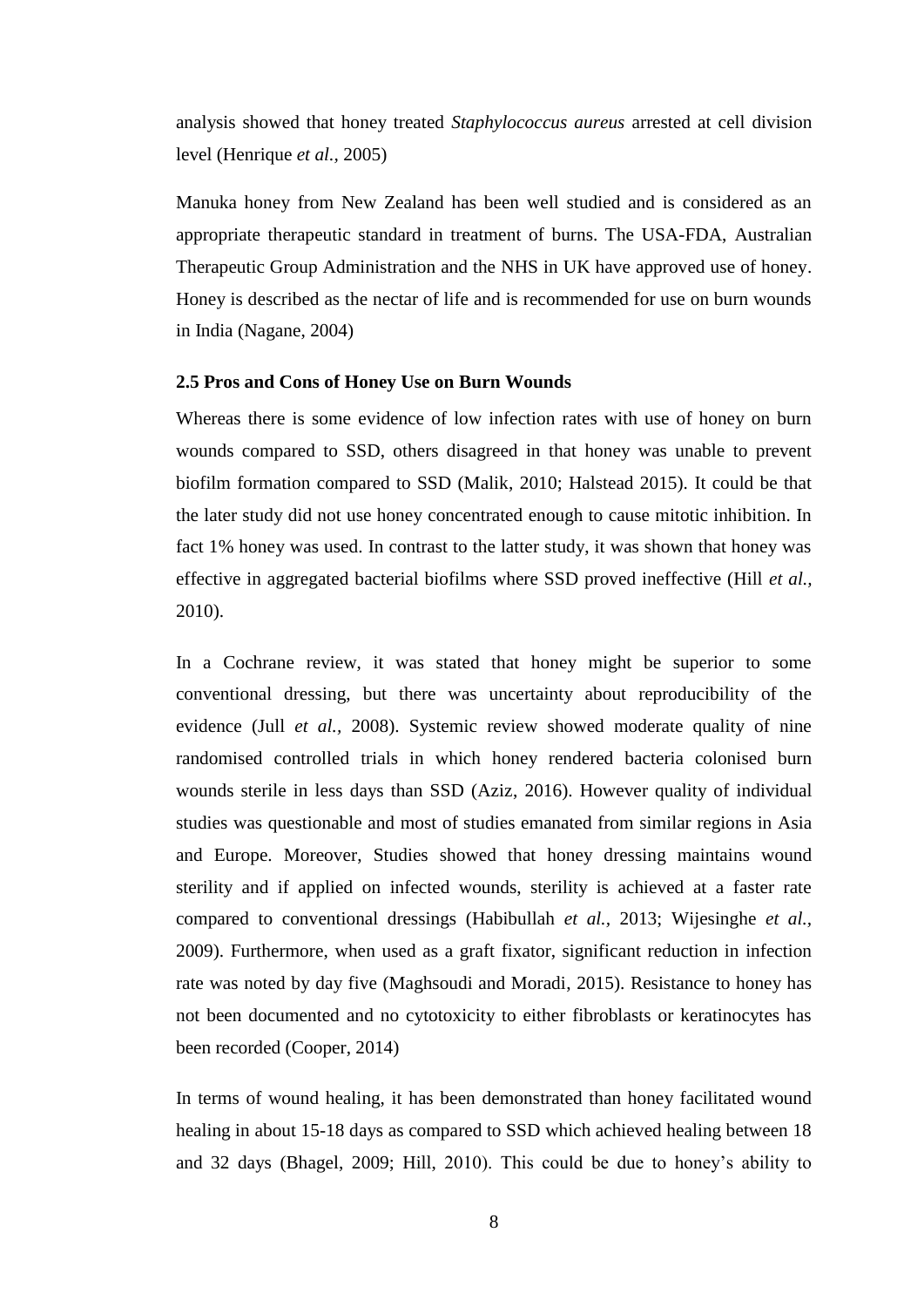analysis showed that honey treated *Staphylococcus aureus* arrested at cell division level (Henrique *et al.*, 2005)

Manuka honey from New Zealand has been well studied and is considered as an appropriate therapeutic standard in treatment of burns. The USA-FDA, Australian Therapeutic Group Administration and the NHS in UK have approved use of honey. Honey is described as the nectar of life and is recommended for use on burn wounds in India (Nagane, 2004)

### 2.5 Pros and Cons of Honey Use on Burn Wounds

Whereas there is some evidence of low infection rates with use of honey on burn wounds compared to SSD, others disagreed in that honey was unable to prevent biofilm formation compared to SSD (Malik, 2010; Halstead 2015). It could be that the later study did not use honey concentrated enough to cause mitotic inhibition. In fact 1% honey was used. In contrast to the latter study, it was shown that honey was effective in aggregated bacterial biofilms where SSD proved ineffective (Hill *et al.*, 2010).

In a Cochrane review, it was stated that honey might be superior to some conventional dressing, but there was uncertainty about reproducibility of the evidence (Jull *et al.*, 2008). Systemic review showed moderate quality of nine randomised controlled trials in which honey rendered bacteria colonised burn wounds sterile in less days than SSD (Aziz, 2016). However quality of individual studies was questionable and most of studies emanated from similar regions in Asia and Europe. Moreover, Studies showed that honey dressing maintains wound sterility and if applied on infected wounds, sterility is achieved at a faster rate compared to conventional dressings (Habibullah *et al.*, 2013; Wijesinghe *et al.*, 2009). Furthermore, when used as a graft fixator, significant reduction in infection rate was noted by day five (Maghsoudi and Moradi, 2015). Resistance to honey has not been documented and no cytotoxicity to either fibroblasts or keratinocytes has been recorded (Cooper, 2014)

In terms of wound healing, it has been demonstrated than honey facilitated wound healing in about 15-18 days as compared to SSD which achieved healing between 18 and 32 days (Bhagel, 2009; Hill, 2010). This could be due to honey's ability to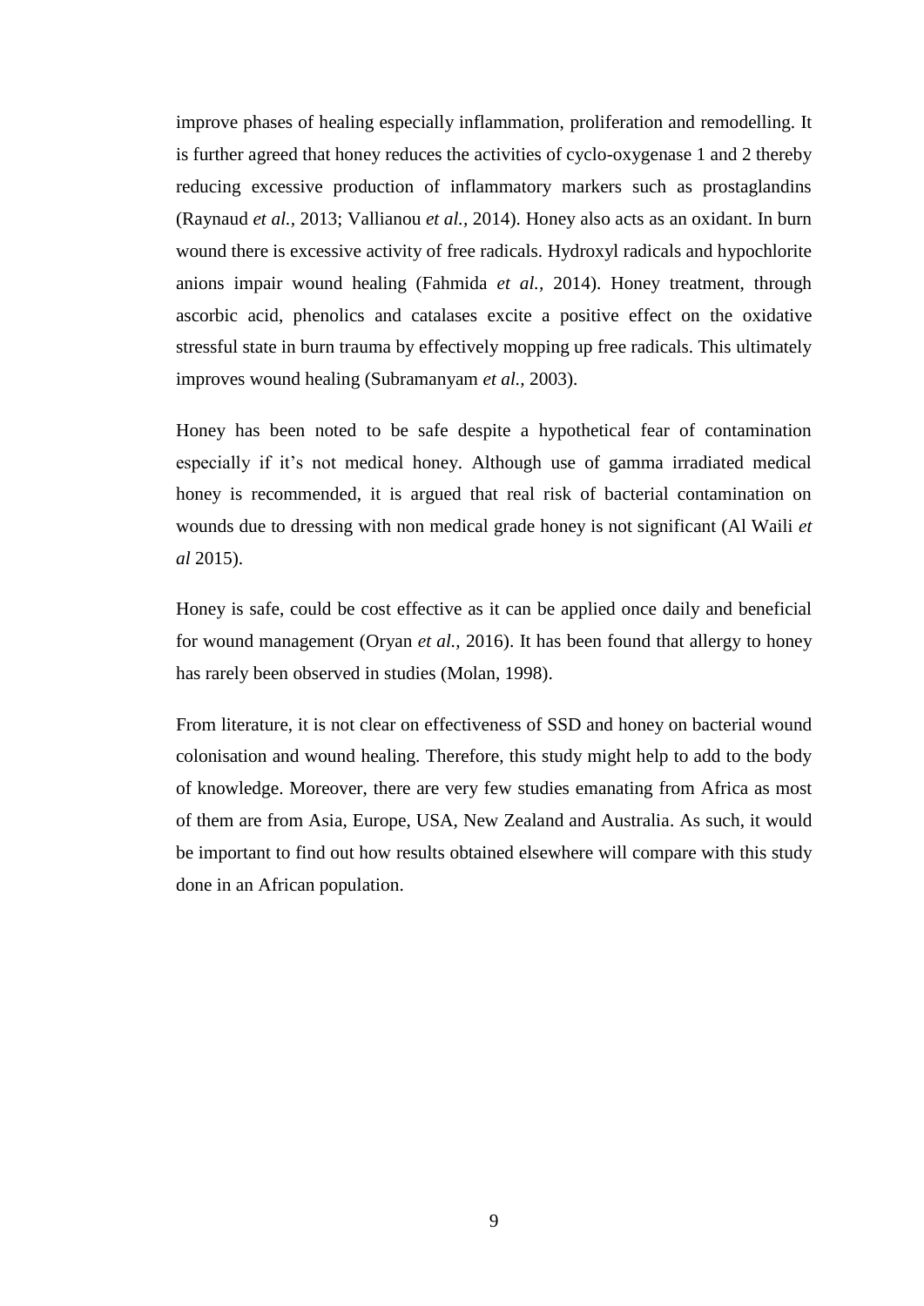improve phases of healing especially inflammation, proliferation and remodelling. It is further agreed that honey reduces the activities of cyclo-oxygenase 1 and 2 thereby reducing excessive production of inflammatory markers such as prostaglandins (Raynaud *et al.,* 2013; Vallianou *et al.,* 2014). Honey also acts as an oxidant. In burn wound there is excessive activity of free radicals. Hydroxyl radicals and hypochlorite anions impair wound healing (Fahmida *et al.,* 2014). Honey treatment, through ascorbic acid, phenolics and catalases excite a positive effect on the oxidative stressful state in burn trauma by effectively mopping up free radicals. This ultimately improves wound healing (Subramanyam *et al.,* 2003).

Honey has been noted to be safe despite a hypothetical fear of contamination especially if it's not medical honey. Although use of gamma irradiated medical honey is recommended, it is argued that real risk of bacterial contamination on wounds due to dressing with non medical grade honey is not significant (Al Waili *et al* 2015).

Honey is safe, could be cost effective as it can be applied once daily and beneficial for wound management (Oryan *et al.,* 2016). It has been found that allergy to honey has rarely been observed in studies (Molan, 1998).

From literature, it is not clear on effectiveness of SSD and honey on bacterial wound colonisation and wound healing. Therefore, this study might help to add to the body of knowledge. Moreover, there are very few studies emanating from Africa as most of them are from Asia, Europe, USA, New Zealand and Australia. As such, it would be important to find out how results obtained elsewhere will compare with this study done in an African population.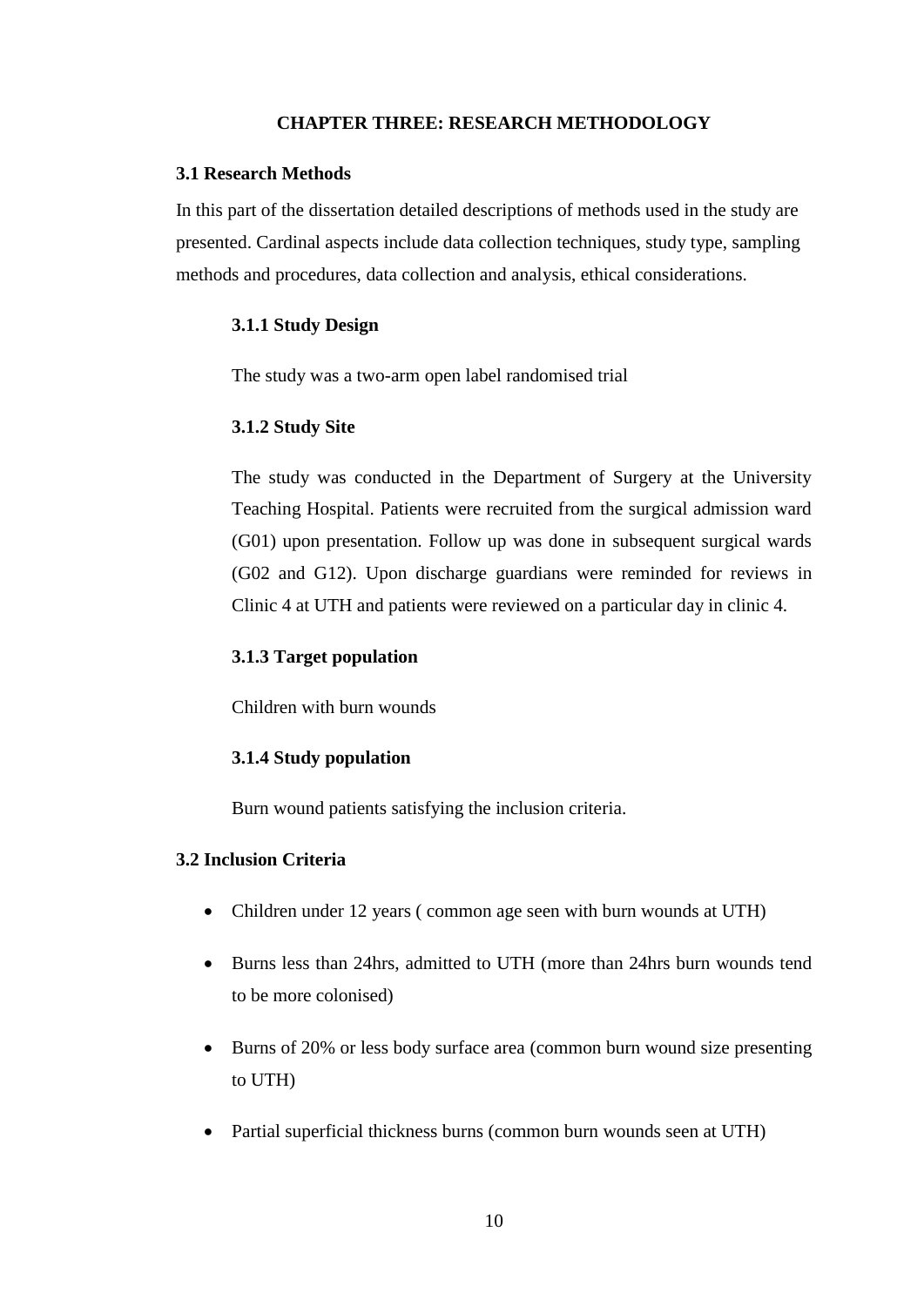## CHAPTER THREE: RESEARCH METHODOLOGY

### 3.1 Research Methods

In this part of the dissertation detailed descriptions of methods used in the study are presented. Cardinal aspects include data collection techniques, study type, sampling methods and procedures, data collection and analysis, ethical considerations.

#### 3.1.1 Study Design

The study was a two-arm open label randomised trial

#### 3.1.2 Study Site

The study was conducted in the Department of Surgery at the University Teaching Hospital. Patients were recruited from the surgical admission ward (G01) upon presentation. Follow up was done in subsequent surgical wards (G02 and G12). Upon discharge guardians were reminded for reviews in Clinic 4 at UTH and patients were reviewed on a particular day in clinic 4.

#### 3.1.3 Target population

Children with burn wounds

#### 3.1.4 Study population

Burn wound patients satisfying the inclusion criteria.

### 3.2 Inclusion Criteria

- Children under 12 years ( common age seen with burn wounds at UTH)
- Burns less than 24hrs, admitted to UTH (more than 24hrs burn wounds tend to be more colonised)
- Burns of 20% or less body surface area (common burn wound size presenting to UTH)
- Partial superficial thickness burns (common burn wounds seen at UTH)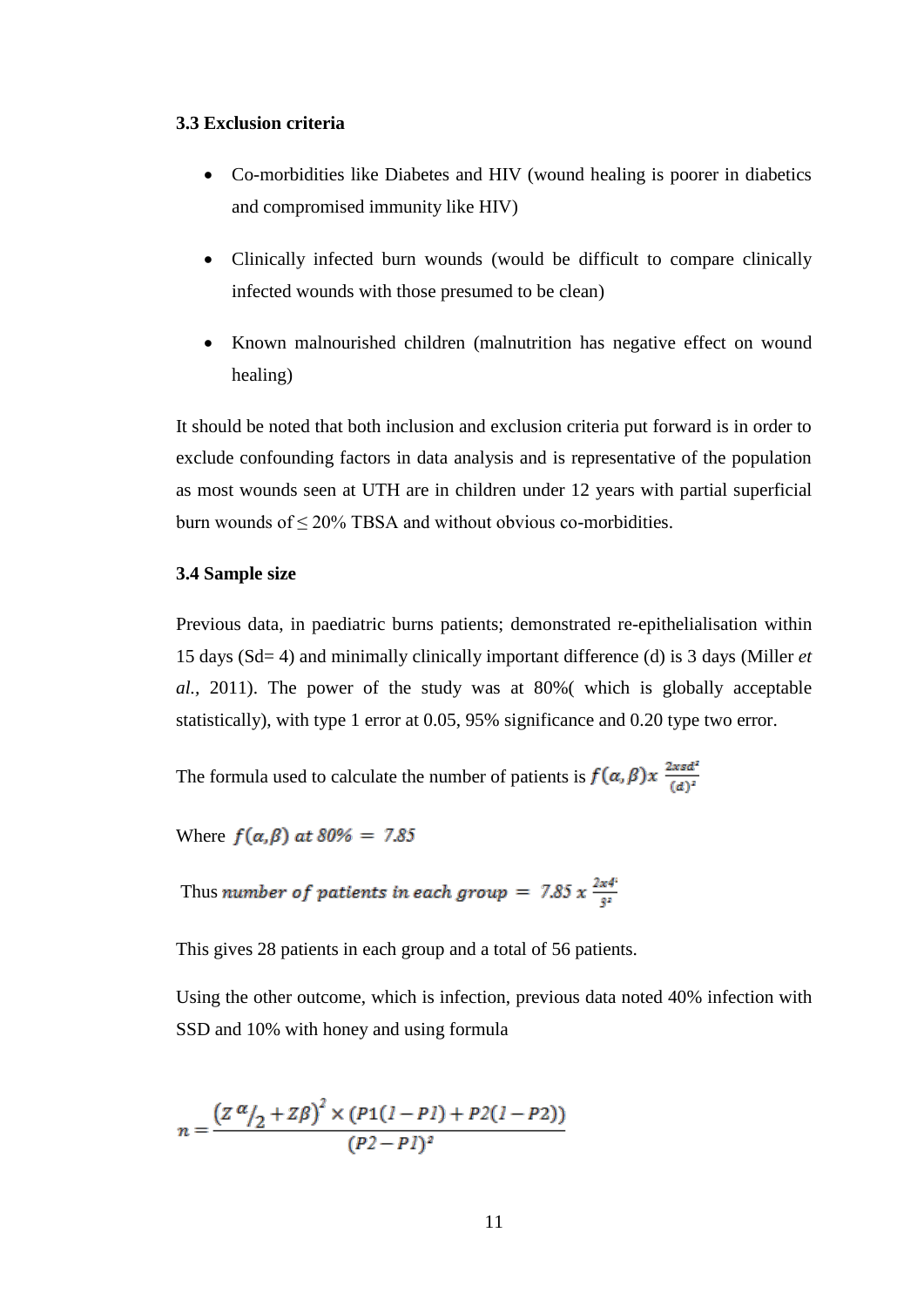### 3.3 Exclusion criteria

- Co-morbidities like Diabetes and HIV (wound healing is poorer in diabetics and compromised immunity like HIV)
- Clinically infected burn wounds (would be difficult to compare clinically infected wounds with those presumed to be clean)
- Known malnourished children (malnutrition has negative effect on wound healing)

It should be noted that both inclusion and exclusion criteria put forward is in order to exclude confounding factors in data analysis and is representative of the population as most wounds seen at UTH are in children under 12 years with partial superficial burn wounds of ≤ 20% TBSA and without obvious co-morbidities.

### 3.4 Sample size

Previous data, in paediatric burns patients; demonstrated re-epithelialisation within 15 days (Sd= 4) and minimally clinically important difference (d) is 3 days (Miller *et al.,* 2011). The power of the study was at 80%( which is globally acceptable statistically), with type 1 error at 0.05, 95% significance and 0.20 type two error.

The formula used to calculate the number of patients is $f(\alpha,\beta)x\ \frac{2xsd^2}{(d)^2}$

Where $f(\alpha,\beta)\ at\ 80\% = 7.85$

Thus $number\ of\ patients\ in\ each\ group = 7.85\ x\ \frac{2x4^2}{3^2}$

This gives 28 patients in each group and a total of 56 patients.

Using the other outcome, which is infection, previous data noted 40% infection with SSD and 10% with honey and using formula

$$n = \frac{(Z\,{}^{\alpha}/_{2} + Z\beta)^2 \times (P1(1-P1) + P2(1-P2))}{(P2-P1)^2}$$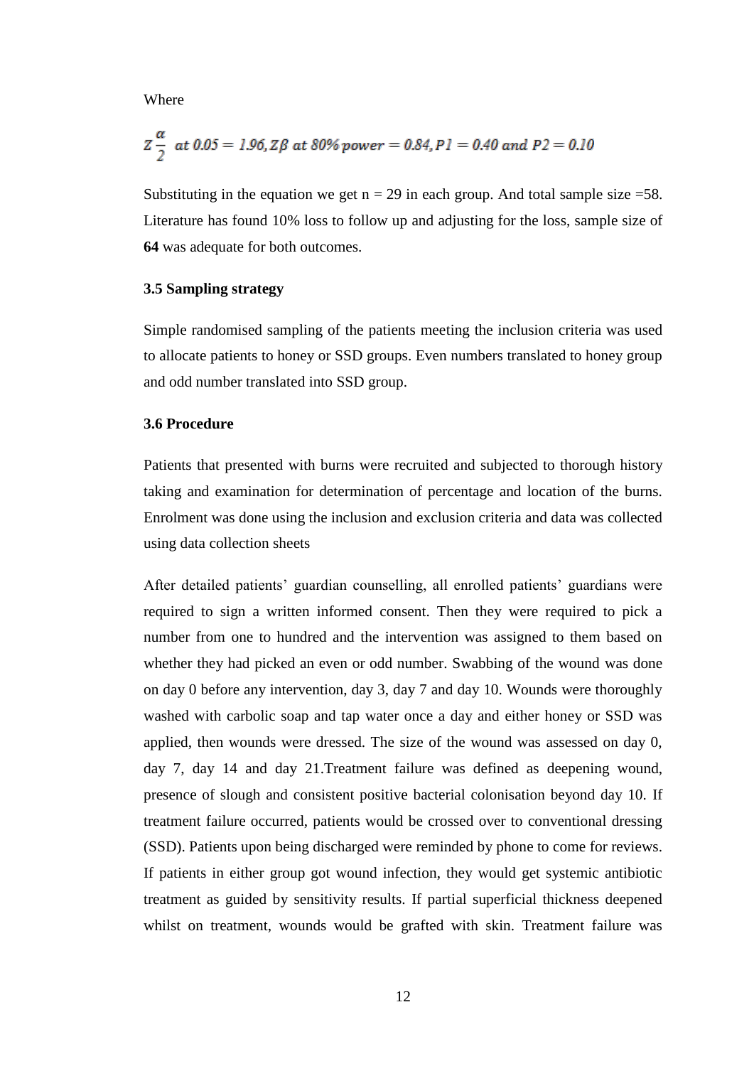Where

$$Z\frac{\alpha}{2} \;\; at\; 0.05 = 1.96, Z\beta \; at\; 80\%\; power = 0.84, P1 = 0.40 \; and\; P2 = 0.10$$

Substituting in the equation we get n = 29 in each group. And total sample size =58. Literature has found 10% loss to follow up and adjusting for the loss, sample size of **64** was adequate for both outcomes.

### 3.5 Sampling strategy

Simple randomised sampling of the patients meeting the inclusion criteria was used to allocate patients to honey or SSD groups. Even numbers translated to honey group and odd number translated into SSD group.

### 3.6 Procedure

Patients that presented with burns were recruited and subjected to thorough history taking and examination for determination of percentage and location of the burns. Enrolment was done using the inclusion and exclusion criteria and data was collected using data collection sheets

After detailed patients' guardian counselling, all enrolled patients' guardians were required to sign a written informed consent. Then they were required to pick a number from one to hundred and the intervention was assigned to them based on whether they had picked an even or odd number. Swabbing of the wound was done on day 0 before any intervention, day 3, day 7 and day 10. Wounds were thoroughly washed with carbolic soap and tap water once a day and either honey or SSD was applied, then wounds were dressed. The size of the wound was assessed on day 0, day 7, day 14 and day 21.Treatment failure was defined as deepening wound, presence of slough and consistent positive bacterial colonisation beyond day 10. If treatment failure occurred, patients would be crossed over to conventional dressing (SSD). Patients upon being discharged were reminded by phone to come for reviews. If patients in either group got wound infection, they would get systemic antibiotic treatment as guided by sensitivity results. If partial superficial thickness deepened whilst on treatment, wounds would be grafted with skin. Treatment failure was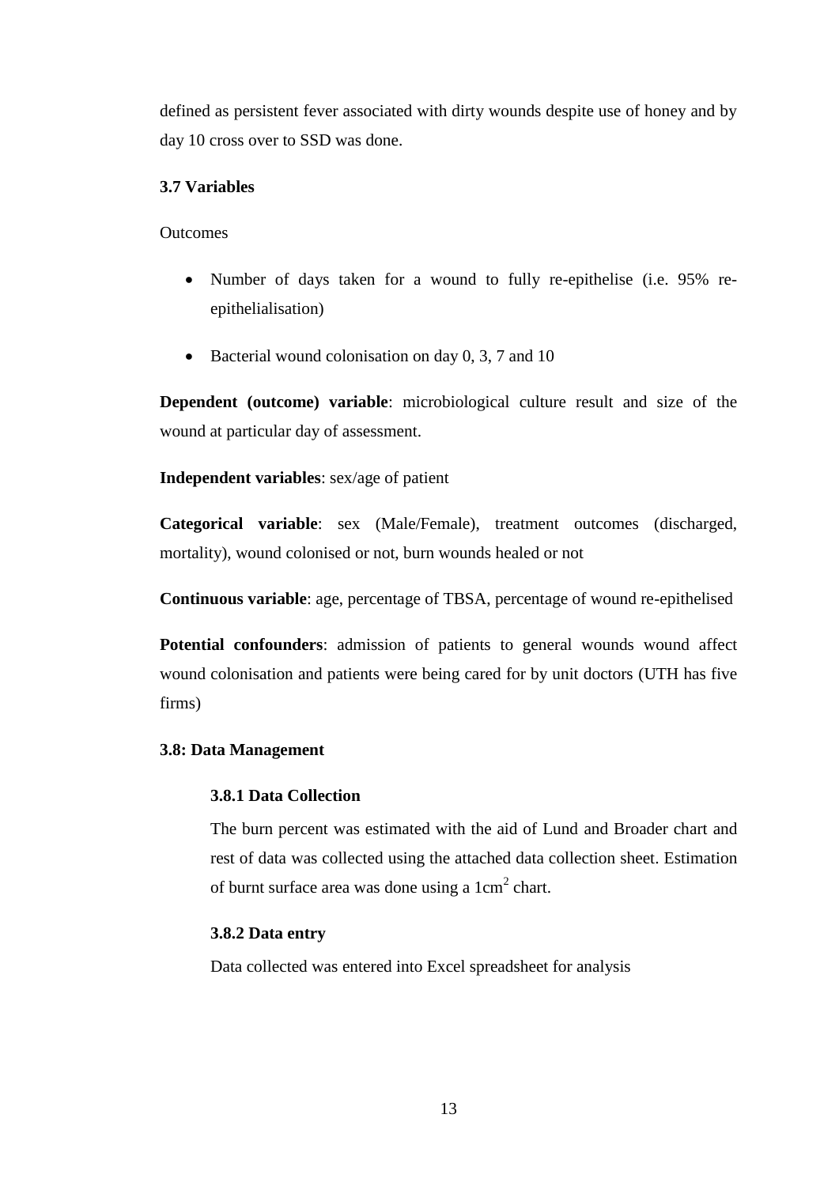defined as persistent fever associated with dirty wounds despite use of honey and by day 10 cross over to SSD was done.

### 3.7 Variables

Outcomes

- Number of days taken for a wound to fully re-epithelise (i.e. 95% re-epithelialisation)
- Bacterial wound colonisation on day 0, 3, 7 and 10

**Dependent (outcome) variable**: microbiological culture result and size of the wound at particular day of assessment.

**Independent variables**: sex/age of patient

**Categorical variable**: sex (Male/Female), treatment outcomes (discharged, mortality), wound colonised or not, burn wounds healed or not

**Continuous variable**: age, percentage of TBSA, percentage of wound re-epithelised

**Potential confounders**: admission of patients to general wounds wound affect wound colonisation and patients were being cared for by unit doctors (UTH has five firms)

### 3.8: Data Management

#### 3.8.1 Data Collection

The burn percent was estimated with the aid of Lund and Broader chart and rest of data was collected using the attached data collection sheet. Estimation of burnt surface area was done using a $1cm^2$ chart.

#### 3.8.2 Data entry

Data collected was entered into Excel spreadsheet for analysis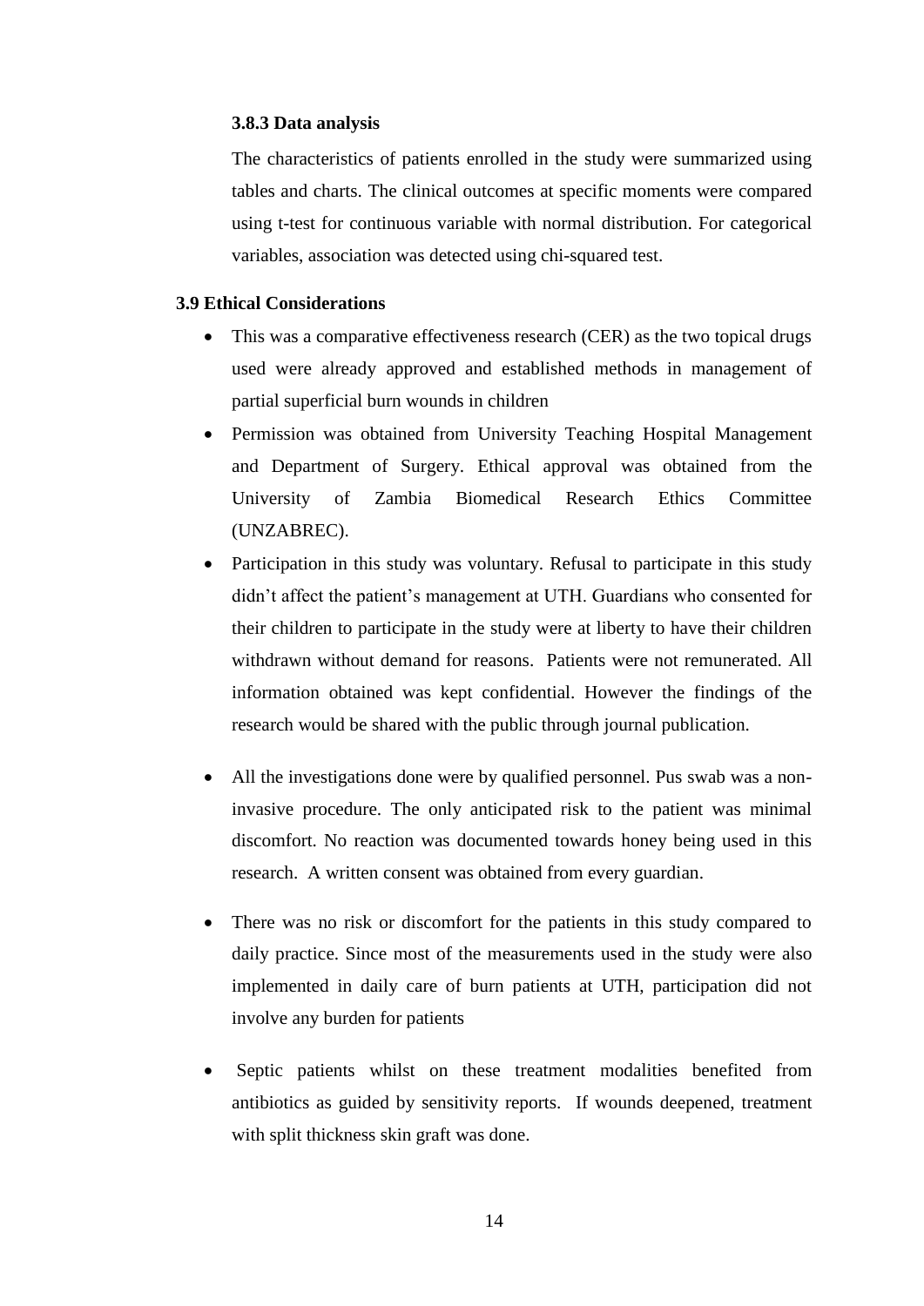### 3.8.3 Data analysis

The characteristics of patients enrolled in the study were summarized using tables and charts. The clinical outcomes at specific moments were compared using t-test for continuous variable with normal distribution. For categorical variables, association was detected using chi-squared test.

## 3.9 Ethical Considerations

- This was a comparative effectiveness research (CER) as the two topical drugs used were already approved and established methods in management of partial superficial burn wounds in children
- Permission was obtained from University Teaching Hospital Management and Department of Surgery. Ethical approval was obtained from the University of Zambia Biomedical Research Ethics Committee (UNZABREC).
- Participation in this study was voluntary. Refusal to participate in this study didn't affect the patient's management at UTH. Guardians who consented for their children to participate in the study were at liberty to have their children withdrawn without demand for reasons. Patients were not remunerated. All information obtained was kept confidential. However the findings of the research would be shared with the public through journal publication.
- All the investigations done were by qualified personnel. Pus swab was a non-invasive procedure. The only anticipated risk to the patient was minimal discomfort. No reaction was documented towards honey being used in this research. A written consent was obtained from every guardian.
- There was no risk or discomfort for the patients in this study compared to daily practice. Since most of the measurements used in the study were also implemented in daily care of burn patients at UTH, participation did not involve any burden for patients
- Septic patients whilst on these treatment modalities benefited from antibiotics as guided by sensitivity reports. If wounds deepened, treatment with split thickness skin graft was done.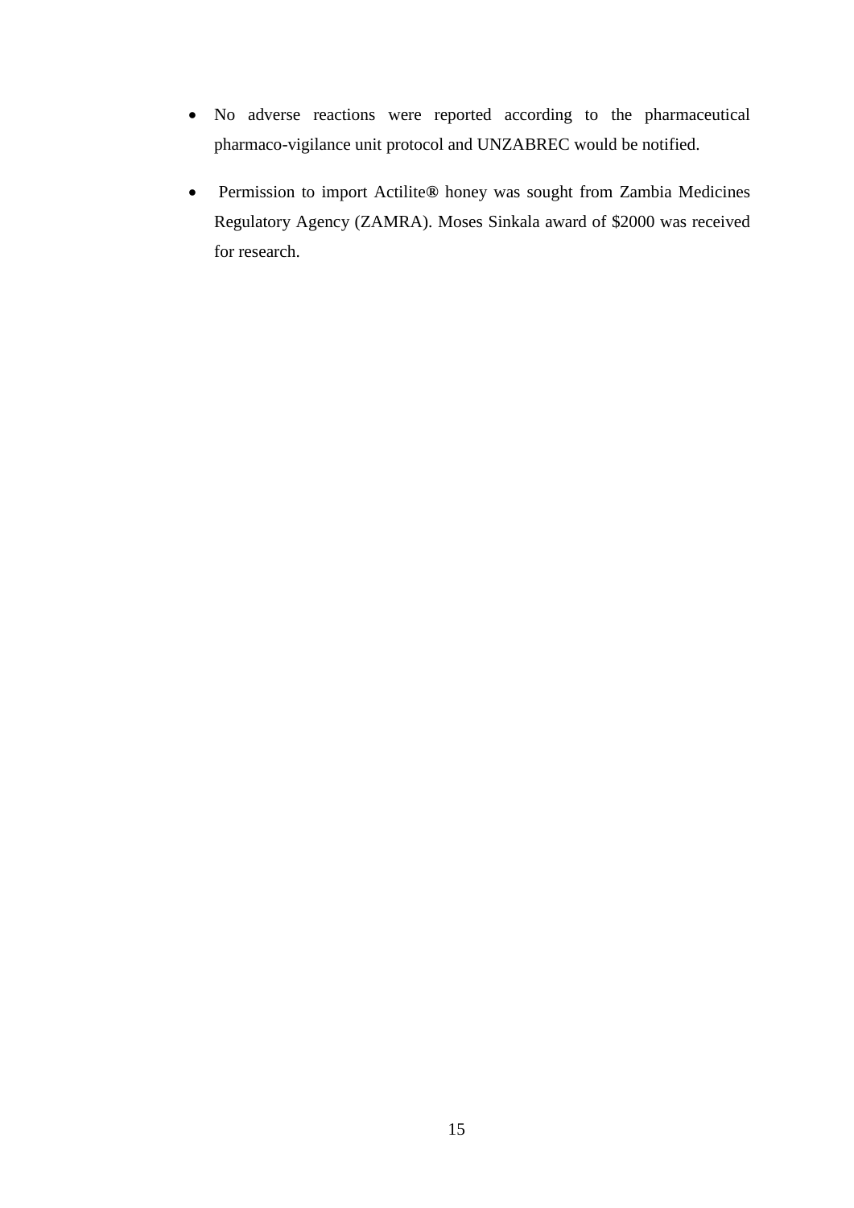- No adverse reactions were reported according to the pharmaceutical pharmaco-vigilance unit protocol and UNZABREC would be notified.

- Permission to import Actilite® honey was sought from Zambia Medicines Regulatory Agency (ZAMRA). Moses Sinkala award of $2000 was received for research.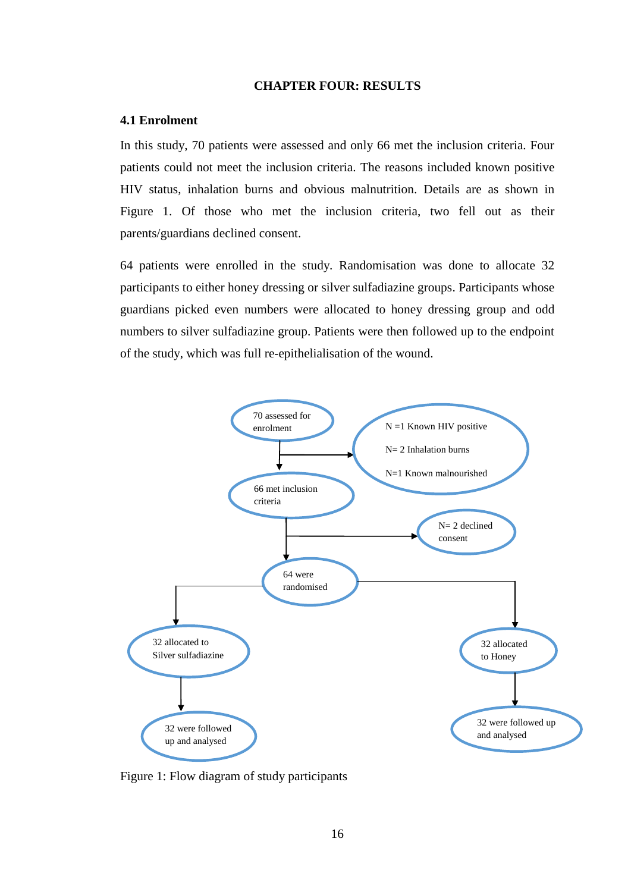# CHAPTER FOUR: RESULTS

## 4.1 Enrolment

In this study, 70 patients were assessed and only 66 met the inclusion criteria. Four patients could not meet the inclusion criteria. The reasons included known positive HIV status, inhalation burns and obvious malnutrition. Details are as shown in Figure 1. Of those who met the inclusion criteria, two fell out as their parents/guardians declined consent.

64 patients were enrolled in the study. Randomisation was done to allocate 32 participants to either honey dressing or silver sulfadiazine groups. Participants whose guardians picked even numbers were allocated to honey dressing group and odd numbers to silver sulfadiazine group. Patients were then followed up to the endpoint of the study, which was full re-epithelialisation of the wound.

70 assessed for enrolment

N =1 Known HIV positive

N= 2 Inhalation burns

N=1 Known malnourished

66 met inclusion criteria

N= 2 declined consent

64 were randomised

32 allocated to Silver sulfadiazine

32 allocated to Honey

32 were followed up and analysed

32 were followed up and analysed

Figure 1: Flow diagram of study participants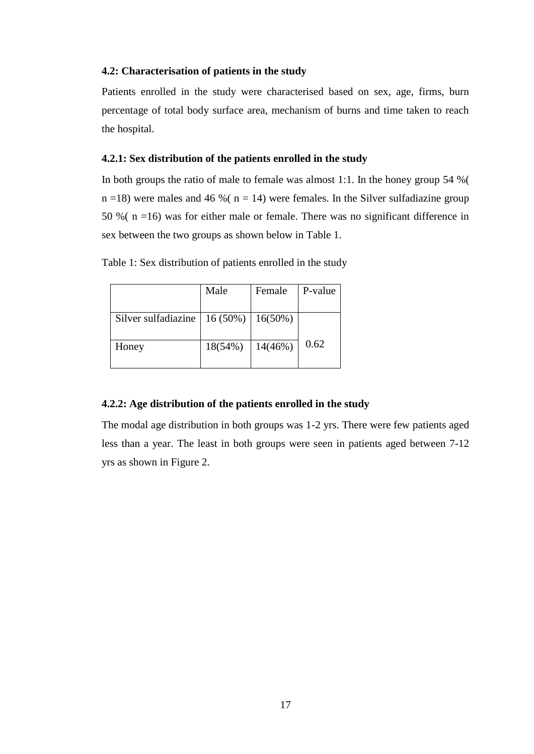### 4.2: Characterisation of patients in the study

Patients enrolled in the study were characterised based on sex, age, firms, burn percentage of total body surface area, mechanism of burns and time taken to reach the hospital.

#### 4.2.1: Sex distribution of the patients enrolled in the study

In both groups the ratio of male to female was almost 1:1. In the honey group 54 %( n =18) were males and 46 %( n = 14) were females. In the Silver sulfadiazine group 50 %( n =16) was for either male or female. There was no significant difference in sex between the two groups as shown below in Table 1.

Table 1: Sex distribution of patients enrolled in the study

| | Male | Female | P-value |
|---|---|---|---|
| Silver sulfadiazine | 16 (50%) | 16(50%) | 0.62 |
| Honey | 18(54%) | 14(46%) | |

#### 4.2.2: Age distribution of the patients enrolled in the study

The modal age distribution in both groups was 1-2 yrs. There were few patients aged less than a year. The least in both groups were seen in patients aged between 7-12 yrs as shown in Figure 2.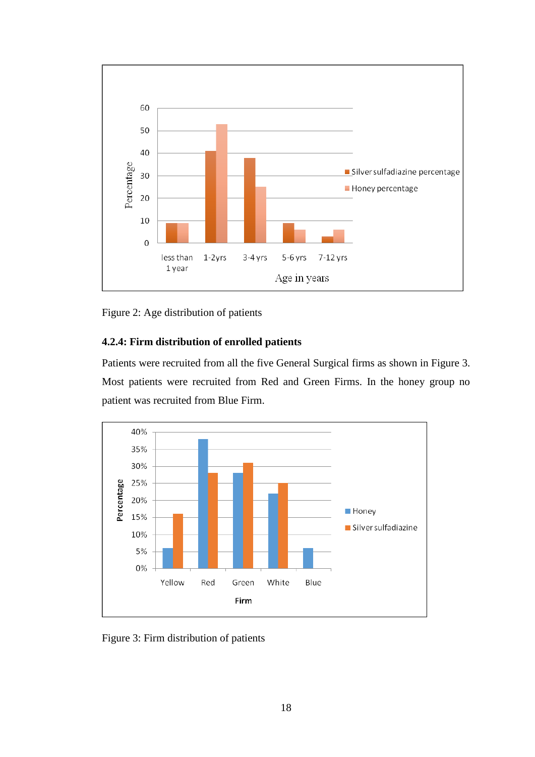Figure 2: Age distribution of patients

### 4.2.4: Firm distribution of enrolled patients

Patients were recruited from all the five General Surgical firms as shown in Figure 3. Most patients were recruited from Red and Green Firms. In the honey group no patient was recruited from Blue Firm.

Figure 3: Firm distribution of patients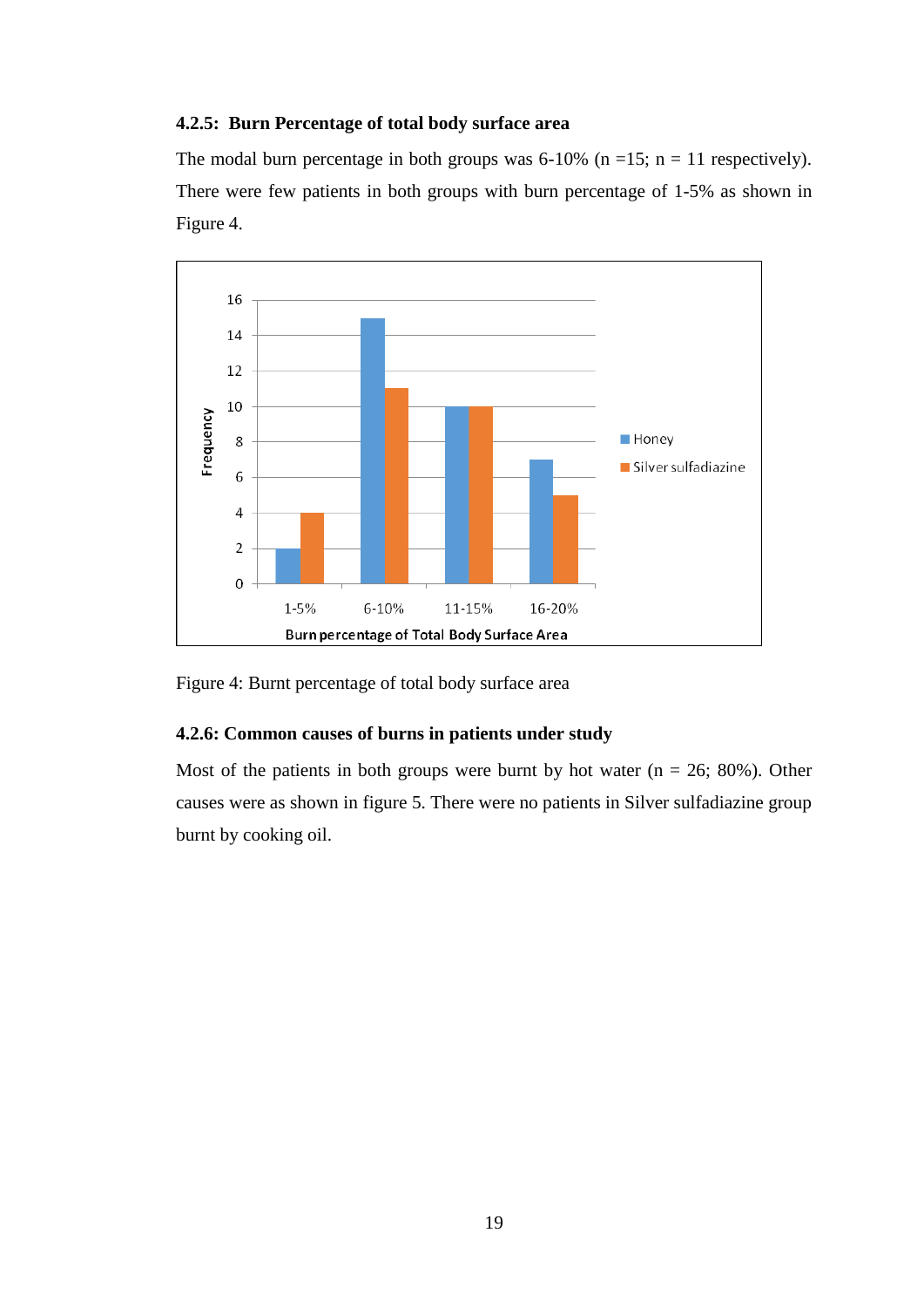#### 4.2.5: Burn Percentage of total body surface area

The modal burn percentage in both groups was 6-10% (n =15; n = 11 respectively). There were few patients in both groups with burn percentage of 1-5% as shown in Figure 4.

Figure 4: Burnt percentage of total body surface area

#### 4.2.6: Common causes of burns in patients under study

Most of the patients in both groups were burnt by hot water (n = 26; 80%). Other causes were as shown in figure 5. There were no patients in Silver sulfadiazine group burnt by cooking oil.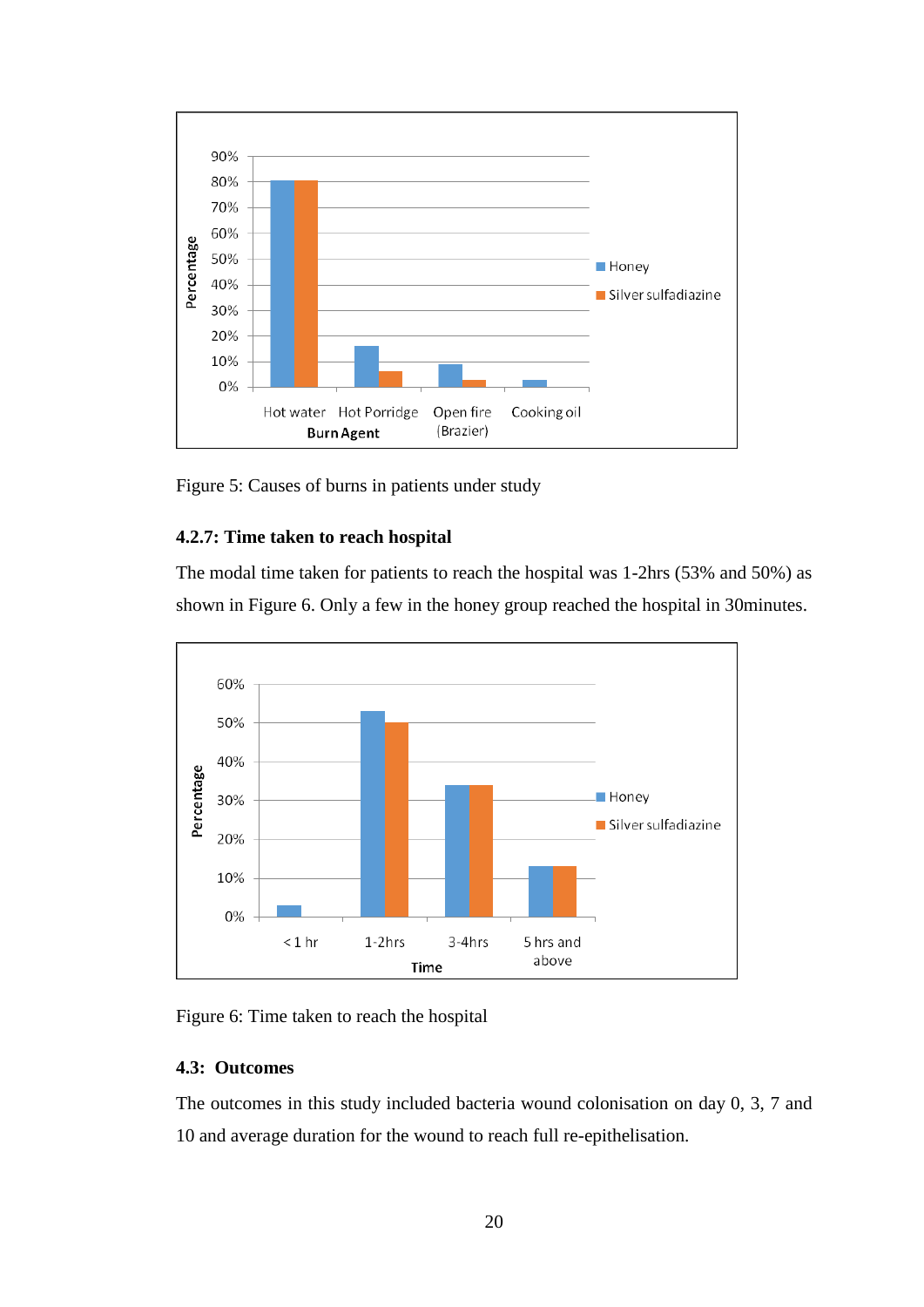Figure 5: Causes of burns in patients under study

#### 4.2.7: Time taken to reach hospital

The modal time taken for patients to reach the hospital was 1-2hrs (53% and 50%) as shown in Figure 6. Only a few in the honey group reached the hospital in 30minutes.

Figure 6: Time taken to reach the hospital

### 4.3: Outcomes

The outcomes in this study included bacteria wound colonisation on day 0, 3, 7 and 10 and average duration for the wound to reach full re-epithelisation.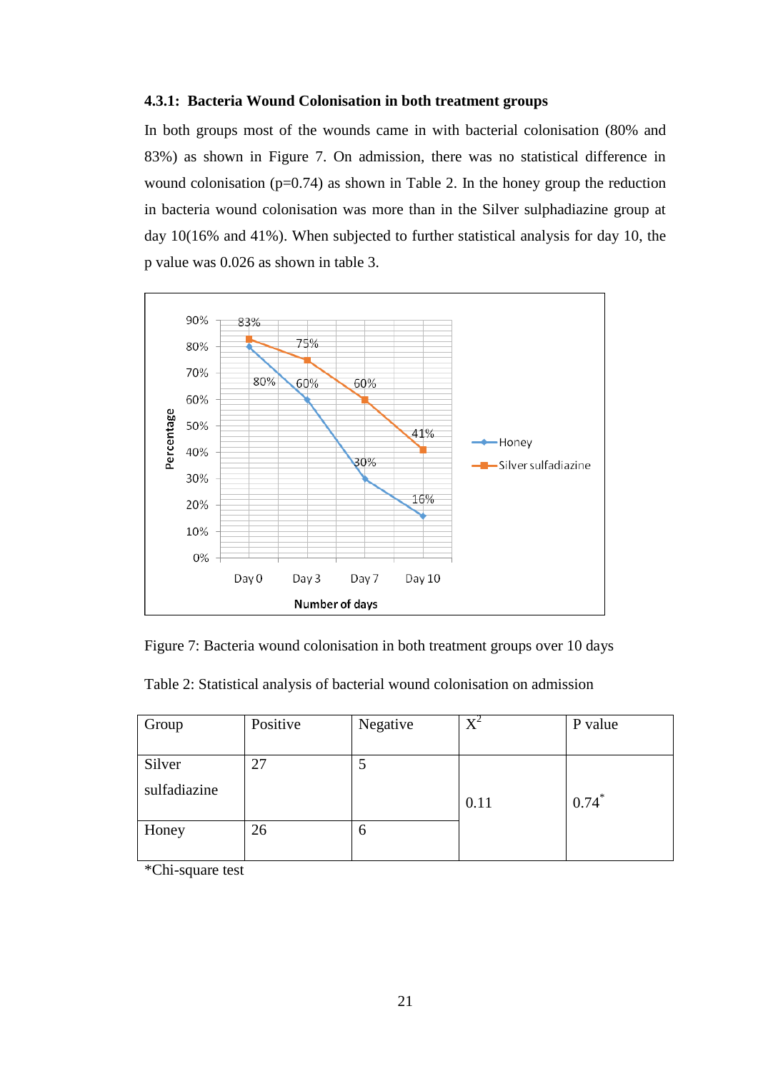### 4.3.1: Bacteria Wound Colonisation in both treatment groups

In both groups most of the wounds came in with bacterial colonisation (80% and 83%) as shown in Figure 7. On admission, there was no statistical difference in wound colonisation (p=0.74) as shown in Table 2. In the honey group the reduction in bacteria wound colonisation was more than in the Silver sulphadiazine group at day 10(16% and 41%). When subjected to further statistical analysis for day 10, the p value was 0.026 as shown in table 3.

Figure 7: Bacteria wound colonisation in both treatment groups over 10 days

Table 2: Statistical analysis of bacterial wound colonisation on admission

| Group | Positive | Negative | $X^2$ | P value |
|---|---|---|---|---|
| Silver sulfadiazine | 27 | 5 | 0.11 | 0.74* |
| Honey | 26 | 6 | | |

*Chi-square test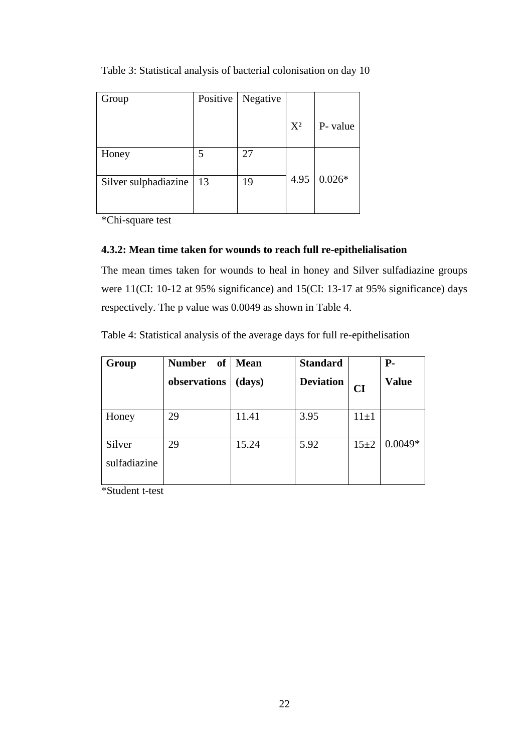Table 3: Statistical analysis of bacterial colonisation on day 10

| Group | Positive | Negative | $X^2$ | P- value |
|---|---|---|---|---|
| Honey | 5 | 27 | 4.95 | 0.026* |
| Silver sulphadiazine | 13 | 19 | | |

*Chi-square test

### 4.3.2: Mean time taken for wounds to reach full re-epithelialisation

The mean times taken for wounds to heal in honey and Silver sulfadiazine groups were 11(CI: 10-12 at 95% significance) and 15(CI: 13-17 at 95% significance) days respectively. The p value was 0.0049 as shown in Table 4.

Table 4: Statistical analysis of the average days for full re-epithelisation

| **Group** | **Number of observations** | **Mean (days)** | **Standard Deviation** | **CI** | **P-Value** |
|---|---|---|---|---|---|
| Honey | 29 | 11.41 | 3.95 | 11±1 | 0.0049* |
| Silver sulfadiazine | 29 | 15.24 | 5.92 | 15±2 | |

*Student t-test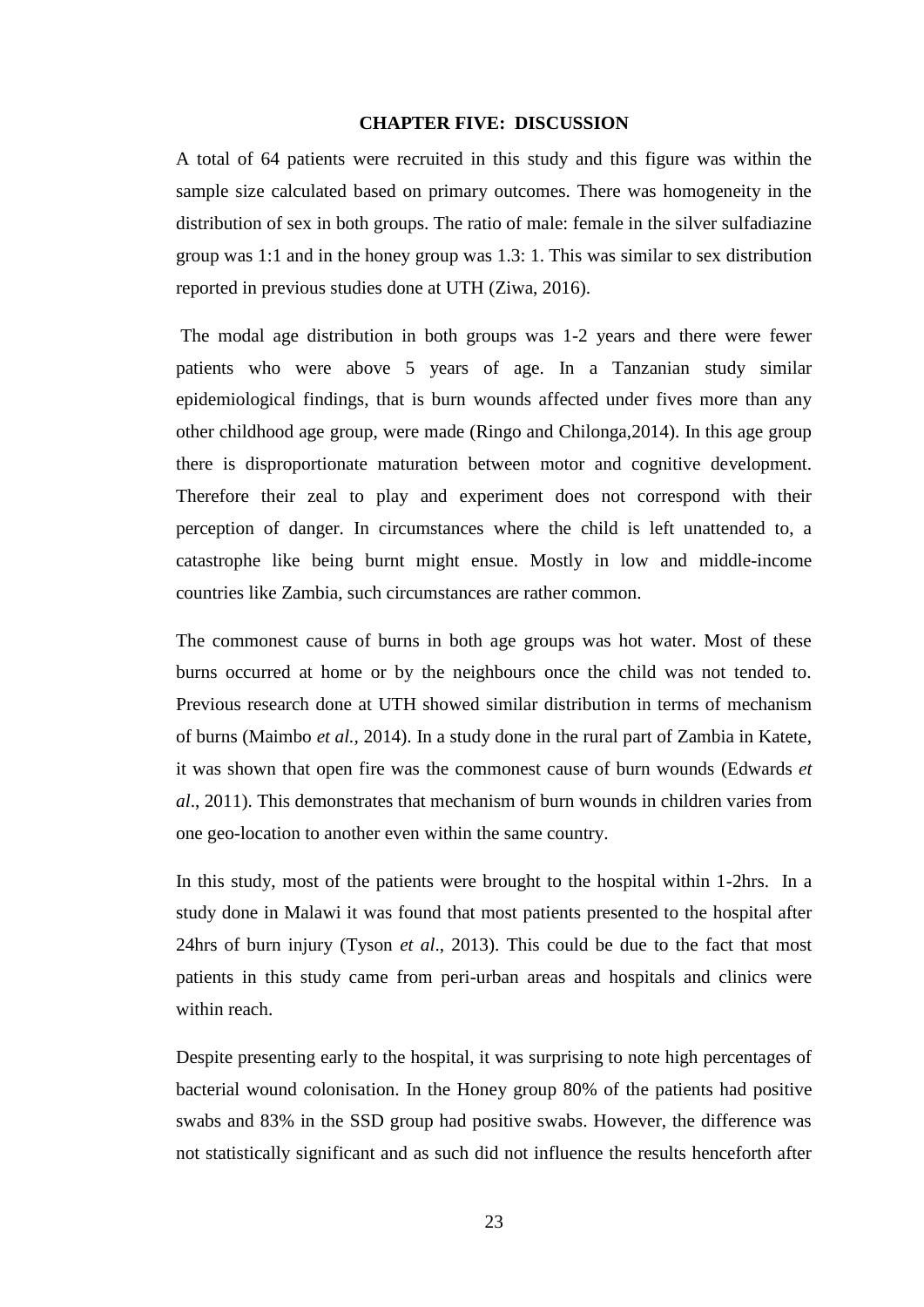# CHAPTER FIVE: DISCUSSION

A total of 64 patients were recruited in this study and this figure was within the sample size calculated based on primary outcomes. There was homogeneity in the distribution of sex in both groups. The ratio of male: female in the silver sulfadiazine group was 1:1 and in the honey group was 1.3: 1. This was similar to sex distribution reported in previous studies done at UTH (Ziwa, 2016).

The modal age distribution in both groups was 1-2 years and there were fewer patients who were above 5 years of age. In a Tanzanian study similar epidemiological findings, that is burn wounds affected under fives more than any other childhood age group, were made (Ringo and Chilonga,2014). In this age group there is disproportionate maturation between motor and cognitive development. Therefore their zeal to play and experiment does not correspond with their perception of danger. In circumstances where the child is left unattended to, a catastrophe like being burnt might ensue. Mostly in low and middle-income countries like Zambia, such circumstances are rather common.

The commonest cause of burns in both age groups was hot water. Most of these burns occurred at home or by the neighbours once the child was not tended to. Previous research done at UTH showed similar distribution in terms of mechanism of burns (Maimbo *et al.,* 2014). In a study done in the rural part of Zambia in Katete, it was shown that open fire was the commonest cause of burn wounds (Edwards *et al*., 2011). This demonstrates that mechanism of burn wounds in children varies from one geo-location to another even within the same country.

In this study, most of the patients were brought to the hospital within 1-2hrs. In a study done in Malawi it was found that most patients presented to the hospital after 24hrs of burn injury (Tyson *et al*., 2013). This could be due to the fact that most patients in this study came from peri-urban areas and hospitals and clinics were within reach.

Despite presenting early to the hospital, it was surprising to note high percentages of bacterial wound colonisation. In the Honey group 80% of the patients had positive swabs and 83% in the SSD group had positive swabs. However, the difference was not statistically significant and as such did not influence the results henceforth after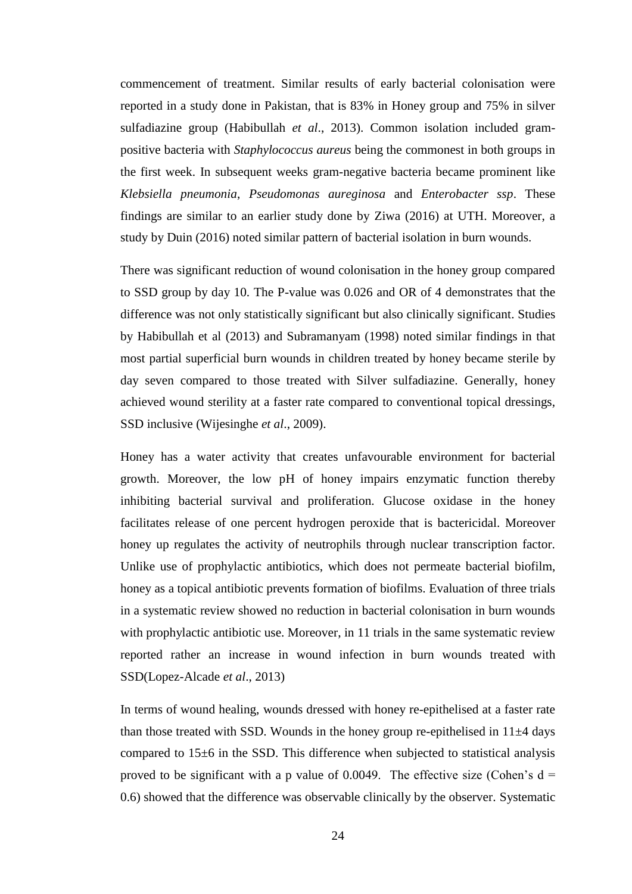commencement of treatment. Similar results of early bacterial colonisation were reported in a study done in Pakistan, that is 83% in Honey group and 75% in silver sulfadiazine group (Habibullah *et al*., 2013). Common isolation included gram-positive bacteria with *Staphylococcus aureus* being the commonest in both groups in the first week. In subsequent weeks gram-negative bacteria became prominent like *Klebsiella pneumonia*, *Pseudomonas aureginosa* and *Enterobacter ssp*. These findings are similar to an earlier study done by Ziwa (2016) at UTH. Moreover, a study by Duin (2016) noted similar pattern of bacterial isolation in burn wounds.

There was significant reduction of wound colonisation in the honey group compared to SSD group by day 10. The P-value was 0.026 and OR of 4 demonstrates that the difference was not only statistically significant but also clinically significant. Studies by Habibullah et al (2013) and Subramanyam (1998) noted similar findings in that most partial superficial burn wounds in children treated by honey became sterile by day seven compared to those treated with Silver sulfadiazine. Generally, honey achieved wound sterility at a faster rate compared to conventional topical dressings, SSD inclusive (Wijesinghe *et al*., 2009).

Honey has a water activity that creates unfavourable environment for bacterial growth. Moreover, the low pH of honey impairs enzymatic function thereby inhibiting bacterial survival and proliferation. Glucose oxidase in the honey facilitates release of one percent hydrogen peroxide that is bactericidal. Moreover honey up regulates the activity of neutrophils through nuclear transcription factor. Unlike use of prophylactic antibiotics, which does not permeate bacterial biofilm, honey as a topical antibiotic prevents formation of biofilms. Evaluation of three trials in a systematic review showed no reduction in bacterial colonisation in burn wounds with prophylactic antibiotic use. Moreover, in 11 trials in the same systematic review reported rather an increase in wound infection in burn wounds treated with SSD(Lopez-Alcade *et al*., 2013)

In terms of wound healing, wounds dressed with honey re-epithelised at a faster rate than those treated with SSD. Wounds in the honey group re-epithelised in $11\pm4$ days compared to $15\pm6$ in the SSD. This difference when subjected to statistical analysis proved to be significant with a p value of 0.0049. The effective size (Cohen's $d = 0.6$) showed that the difference was observable clinically by the observer. Systematic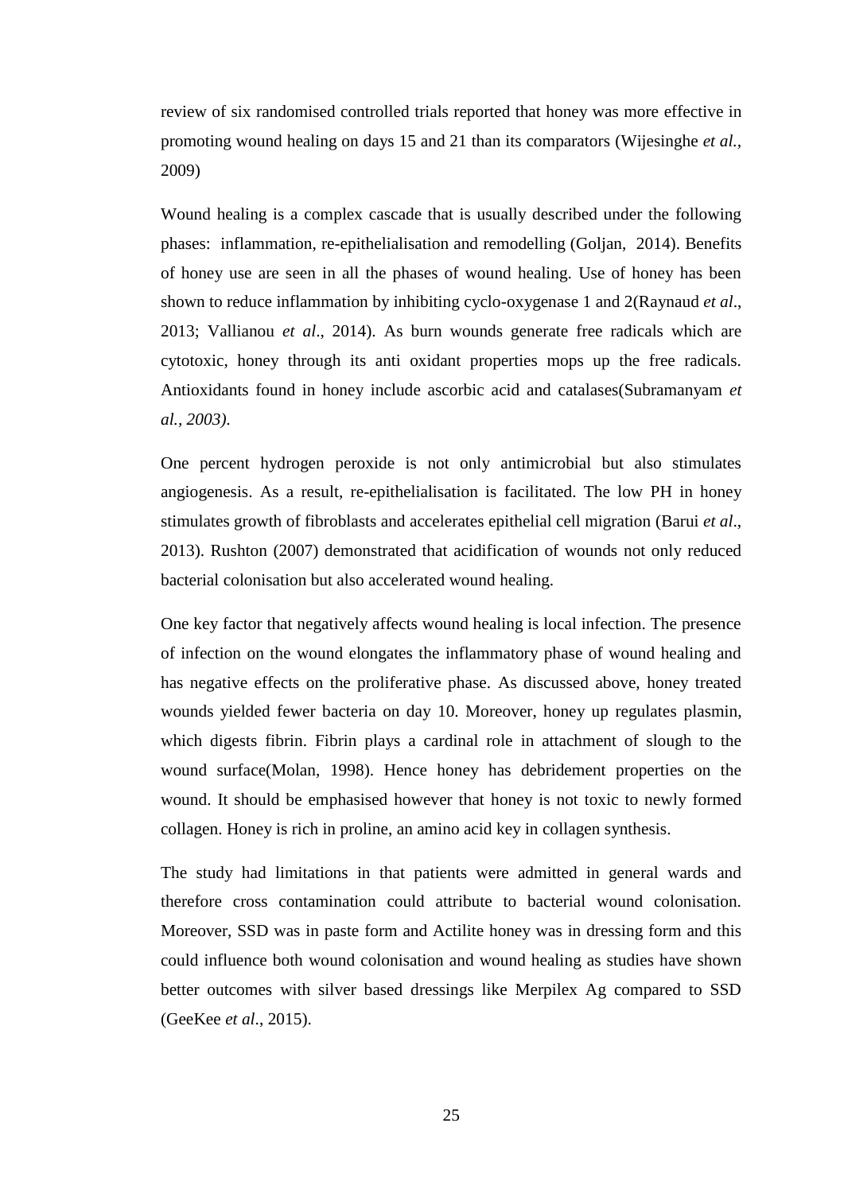review of six randomised controlled trials reported that honey was more effective in promoting wound healing on days 15 and 21 than its comparators (Wijesinghe *et al.*, 2009)

Wound healing is a complex cascade that is usually described under the following phases: inflammation, re-epithelialisation and remodelling (Goljan, 2014). Benefits of honey use are seen in all the phases of wound healing. Use of honey has been shown to reduce inflammation by inhibiting cyclo-oxygenase 1 and 2(Raynaud *et al*., 2013; Vallianou *et al*., 2014). As burn wounds generate free radicals which are cytotoxic, honey through its anti oxidant properties mops up the free radicals. Antioxidants found in honey include ascorbic acid and catalases(Subramanyam *et al., 2003).*

One percent hydrogen peroxide is not only antimicrobial but also stimulates angiogenesis. As a result, re-epithelialisation is facilitated. The low PH in honey stimulates growth of fibroblasts and accelerates epithelial cell migration (Barui *et al*., 2013). Rushton (2007) demonstrated that acidification of wounds not only reduced bacterial colonisation but also accelerated wound healing.

One key factor that negatively affects wound healing is local infection. The presence of infection on the wound elongates the inflammatory phase of wound healing and has negative effects on the proliferative phase. As discussed above, honey treated wounds yielded fewer bacteria on day 10. Moreover, honey up regulates plasmin, which digests fibrin. Fibrin plays a cardinal role in attachment of slough to the wound surface(Molan, 1998). Hence honey has debridement properties on the wound. It should be emphasised however that honey is not toxic to newly formed collagen. Honey is rich in proline, an amino acid key in collagen synthesis.

The study had limitations in that patients were admitted in general wards and therefore cross contamination could attribute to bacterial wound colonisation. Moreover, SSD was in paste form and Actilite honey was in dressing form and this could influence both wound colonisation and wound healing as studies have shown better outcomes with silver based dressings like Merpilex Ag compared to SSD (GeeKee *et al*., 2015).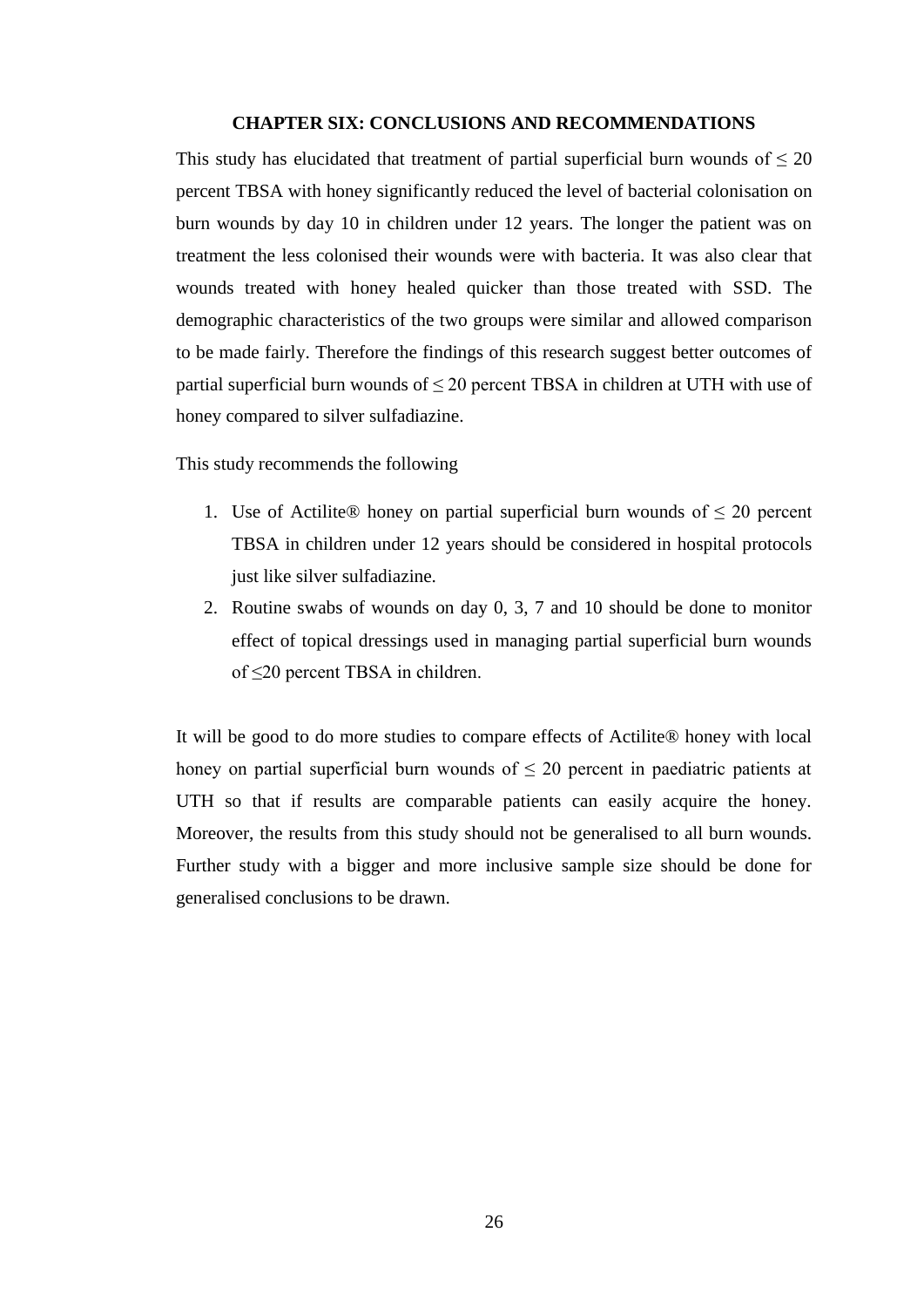# CHAPTER SIX: CONCLUSIONS AND RECOMMENDATIONS

This study has elucidated that treatment of partial superficial burn wounds of $\leq 20$ percent TBSA with honey significantly reduced the level of bacterial colonisation on burn wounds by day 10 in children under 12 years. The longer the patient was on treatment the less colonised their wounds were with bacteria. It was also clear that wounds treated with honey healed quicker than those treated with SSD. The demographic characteristics of the two groups were similar and allowed comparison to be made fairly. Therefore the findings of this research suggest better outcomes of partial superficial burn wounds of $\leq 20$ percent TBSA in children at UTH with use of honey compared to silver sulfadiazine.

This study recommends the following

1. Use of Actilite® honey on partial superficial burn wounds of $\leq 20$ percent TBSA in children under 12 years should be considered in hospital protocols just like silver sulfadiazine.
2. Routine swabs of wounds on day 0, 3, 7 and 10 should be done to monitor effect of topical dressings used in managing partial superficial burn wounds of $\leq 20$ percent TBSA in children.

It will be good to do more studies to compare effects of Actilite® honey with local honey on partial superficial burn wounds of $\leq 20$ percent in paediatric patients at UTH so that if results are comparable patients can easily acquire the honey. Moreover, the results from this study should not be generalised to all burn wounds. Further study with a bigger and more inclusive sample size should be done for generalised conclusions to be drawn.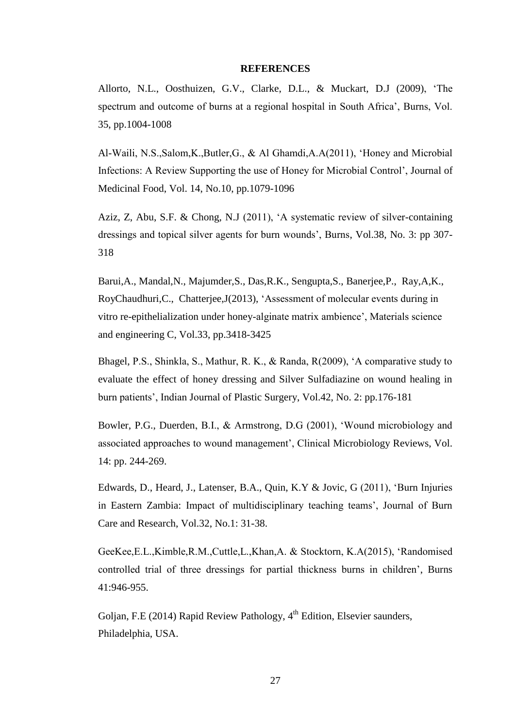## REFERENCES

Allorto, N.L., Oosthuizen, G.V., Clarke, D.L., & Muckart, D.J (2009), 'The spectrum and outcome of burns at a regional hospital in South Africa', Burns, Vol. 35, pp.1004-1008

Al-Waili, N.S.,Salom,K.,Butler,G., & Al Ghamdi,A.A(2011), 'Honey and Microbial Infections: A Review Supporting the use of Honey for Microbial Control', Journal of Medicinal Food, Vol. 14, No.10, pp.1079-1096

Aziz, Z, Abu, S.F. & Chong, N.J (2011), 'A systematic review of silver-containing dressings and topical silver agents for burn wounds', Burns, Vol.38, No. 3: pp 307-318

Barui,A., Mandal,N., Majumder,S., Das,R.K., Sengupta,S., Banerjee,P., Ray,A,K., RoyChaudhuri,C., Chatterjee,J(2013), 'Assessment of molecular events during in vitro re-epithelialization under honey-alginate matrix ambience', Materials science and engineering C, Vol.33, pp.3418-3425

Bhagel, P.S., Shinkla, S., Mathur, R. K., & Randa, R(2009), 'A comparative study to evaluate the effect of honey dressing and Silver Sulfadiazine on wound healing in burn patients', Indian Journal of Plastic Surgery, Vol.42, No. 2: pp.176-181

Bowler, P.G., Duerden, B.I., & Armstrong, D.G (2001), 'Wound microbiology and associated approaches to wound management', Clinical Microbiology Reviews, Vol. 14: pp. 244-269.

Edwards, D., Heard, J., Latenser, B.A., Quin, K.Y & Jovic, G (2011), 'Burn Injuries in Eastern Zambia: Impact of multidisciplinary teaching teams', Journal of Burn Care and Research, Vol.32, No.1: 31-38.

GeeKee,E.L.,Kimble,R.M.,Cuttle,L.,Khan,A. & Stocktorn, K.A(2015), 'Randomised controlled trial of three dressings for partial thickness burns in children', Burns 41:946-955.

Goljan, F.E (2014) Rapid Review Pathology, 4th Edition, Elsevier saunders, Philadelphia, USA.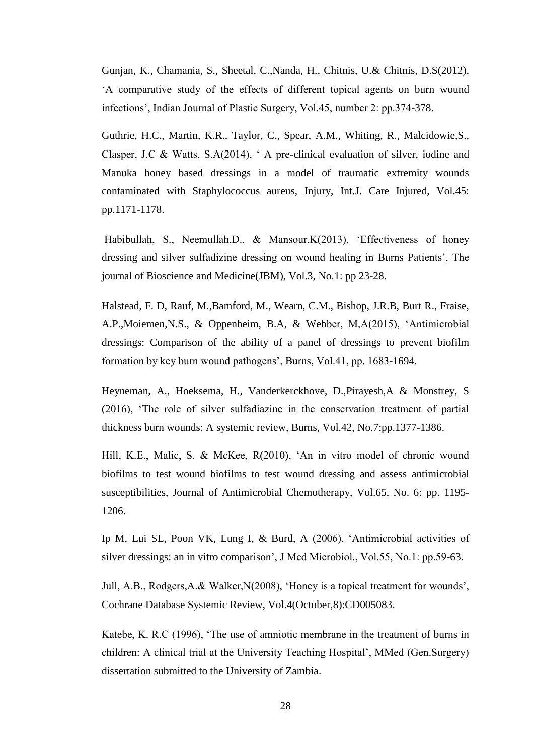Gunjan, K., Chamania, S., Sheetal, C.,Nanda, H., Chitnis, U.& Chitnis, D.S(2012), ‘A comparative study of the effects of different topical agents on burn wound infections’, Indian Journal of Plastic Surgery, Vol.45, number 2: pp.374-378.

Guthrie, H.C., Martin, K.R., Taylor, C., Spear, A.M., Whiting, R., Malcidowie,S., Clasper, J.C & Watts, S.A(2014), ‘ A pre-clinical evaluation of silver, iodine and Manuka honey based dressings in a model of traumatic extremity wounds contaminated with Staphylococcus aureus, Injury, Int.J. Care Injured, Vol.45: pp.1171-1178.

Habibullah, S., Neemullah,D., & Mansour,K(2013), ‘Effectiveness of honey dressing and silver sulfadizine dressing on wound healing in Burns Patients’, The journal of Bioscience and Medicine(JBM), Vol.3, No.1: pp 23-28.

Halstead, F. D, Rauf, M.,Bamford, M., Wearn, C.M., Bishop, J.R.B, Burt R., Fraise, A.P.,Moiemen,N.S., & Oppenheim, B.A, & Webber, M,A(2015), ‘Antimicrobial dressings: Comparison of the ability of a panel of dressings to prevent biofilm formation by key burn wound pathogens’, Burns, Vol.41, pp. 1683-1694.

Heyneman, A., Hoeksema, H., Vanderkerckhove, D.,Pirayesh,A & Monstrey, S (2016), ‘The role of silver sulfadiazine in the conservation treatment of partial thickness burn wounds: A systemic review, Burns, Vol.42, No.7:pp.1377-1386.

Hill, K.E., Malic, S. & McKee, R(2010), ‘An in vitro model of chronic wound biofilms to test wound biofilms to test wound dressing and assess antimicrobial susceptibilities, Journal of Antimicrobial Chemotherapy, Vol.65, No. 6: pp. 1195-1206.

Ip M, Lui SL, Poon VK, Lung I, & Burd, A (2006), ‘Antimicrobial activities of silver dressings: an in vitro comparison’, J Med Microbiol., Vol.55, No.1: pp.59-63.

Jull, A.B., Rodgers,A.& Walker,N(2008), ‘Honey is a topical treatment for wounds’, Cochrane Database Systemic Review, Vol.4(October,8):CD005083.

Katebe, K. R.C (1996), ‘The use of amniotic membrane in the treatment of burns in children: A clinical trial at the University Teaching Hospital’, MMed (Gen.Surgery) dissertation submitted to the University of Zambia.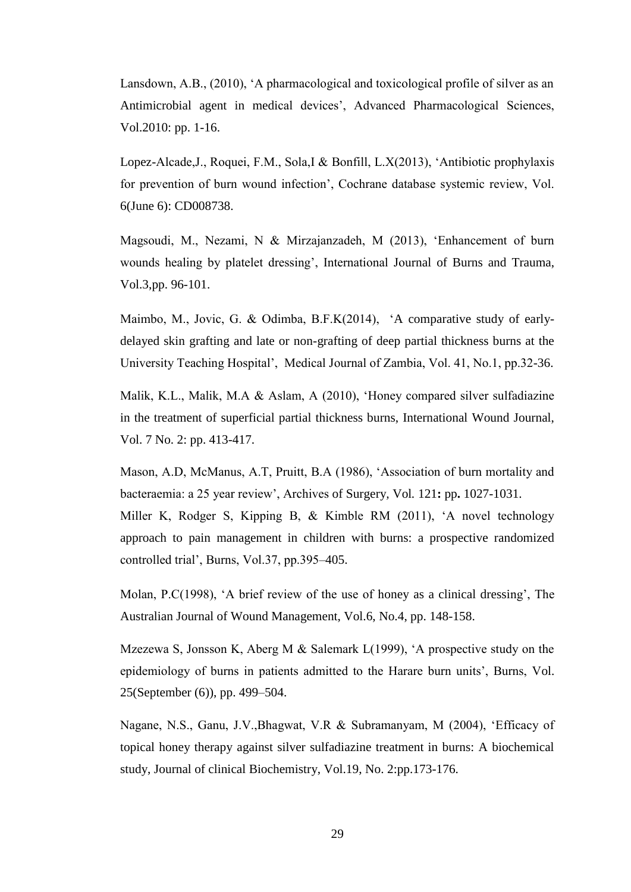Lansdown, A.B., (2010), 'A pharmacological and toxicological profile of silver as an Antimicrobial agent in medical devices', Advanced Pharmacological Sciences, Vol.2010: pp. 1-16.

Lopez-Alcade,J., Roquei, F.M., Sola,I & Bonfill, L.X(2013), 'Antibiotic prophylaxis for prevention of burn wound infection', Cochrane database systemic review, Vol. 6(June 6): CD008738.

Magsoudi, M., Nezami, N & Mirzajanzadeh, M (2013), 'Enhancement of burn wounds healing by platelet dressing', International Journal of Burns and Trauma, Vol.3,pp. 96-101.

Maimbo, M., Jovic, G. & Odimba, B.F.K(2014), 'A comparative study of early-delayed skin grafting and late or non-grafting of deep partial thickness burns at the University Teaching Hospital', Medical Journal of Zambia, Vol. 41, No.1, pp.32-36.

Malik, K.L., Malik, M.A & Aslam, A (2010), 'Honey compared silver sulfadiazine in the treatment of superficial partial thickness burns, International Wound Journal, Vol. 7 No. 2: pp. 413-417.

Mason, A.D, McManus, A.T, Pruitt, B.A (1986), 'Association of burn mortality and bacteraemia: a 25 year review', Archives of Surgery, Vol. 121**:** pp**.** 1027-1031.

Miller K, Rodger S, Kipping B, & Kimble RM (2011), 'A novel technology approach to pain management in children with burns: a prospective randomized controlled trial', Burns, Vol.37, pp.395–405.

Molan, P.C(1998), 'A brief review of the use of honey as a clinical dressing', The Australian Journal of Wound Management, Vol.6, No.4, pp. 148-158.

Mzezewa S, Jonsson K, Aberg M & Salemark L(1999), 'A prospective study on the epidemiology of burns in patients admitted to the Harare burn units', Burns, Vol. 25(September (6)), pp. 499–504.

Nagane, N.S., Ganu, J.V.,Bhagwat, V.R & Subramanyam, M (2004), 'Efficacy of topical honey therapy against silver sulfadiazine treatment in burns: A biochemical study, Journal of clinical Biochemistry, Vol.19, No. 2:pp.173-176.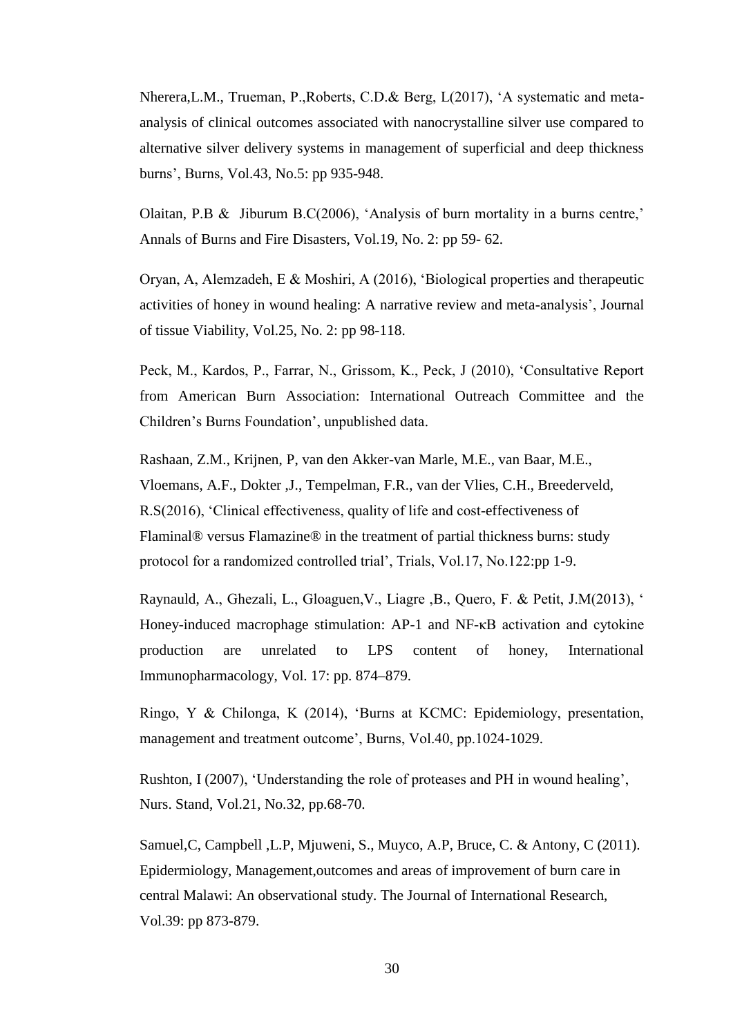Nherera,L.M., Trueman, P.,Roberts, C.D.& Berg, L(2017), 'A systematic and meta-analysis of clinical outcomes associated with nanocrystalline silver use compared to alternative silver delivery systems in management of superficial and deep thickness burns', Burns, Vol.43, No.5: pp 935-948.

Olaitan, P.B & Jiburum B.C(2006), 'Analysis of burn mortality in a burns centre,' Annals of Burns and Fire Disasters, Vol.19, No. 2: pp 59- 62.

Oryan, A, Alemzadeh, E & Moshiri, A (2016), 'Biological properties and therapeutic activities of honey in wound healing: A narrative review and meta-analysis', Journal of tissue Viability, Vol.25, No. 2: pp 98-118.

Peck, M., Kardos, P., Farrar, N., Grissom, K., Peck, J (2010), 'Consultative Report from American Burn Association: International Outreach Committee and the Children's Burns Foundation', unpublished data.

Rashaan, Z.M., Krijnen, P, van den Akker-van Marle, M.E., van Baar, M.E., Vloemans, A.F., Dokter ,J., Tempelman, F.R., van der Vlies, C.H., Breederveld, R.S(2016), 'Clinical effectiveness, quality of life and cost-effectiveness of Flaminal® versus Flamazine® in the treatment of partial thickness burns: study protocol for a randomized controlled trial', Trials, Vol.17, No.122:pp 1-9.

Raynauld, A., Ghezali, L., Gloaguen,V., Liagre ,B., Quero, F. & Petit, J.M(2013), ' Honey-induced macrophage stimulation: AP-1 and NF-κB activation and cytokine production are unrelated to LPS content of honey, International Immunopharmacology, Vol. 17: pp. 874–879.

Ringo, Y & Chilonga, K (2014), 'Burns at KCMC: Epidemiology, presentation, management and treatment outcome', Burns, Vol.40, pp.1024-1029.

Rushton, I (2007), 'Understanding the role of proteases and PH in wound healing', Nurs. Stand, Vol.21, No.32, pp.68-70.

Samuel,C, Campbell ,L.P, Mjuweni, S., Muyco, A.P, Bruce, C. & Antony, C (2011). Epidermiology, Management,outcomes and areas of improvement of burn care in central Malawi: An observational study. The Journal of International Research, Vol.39: pp 873-879.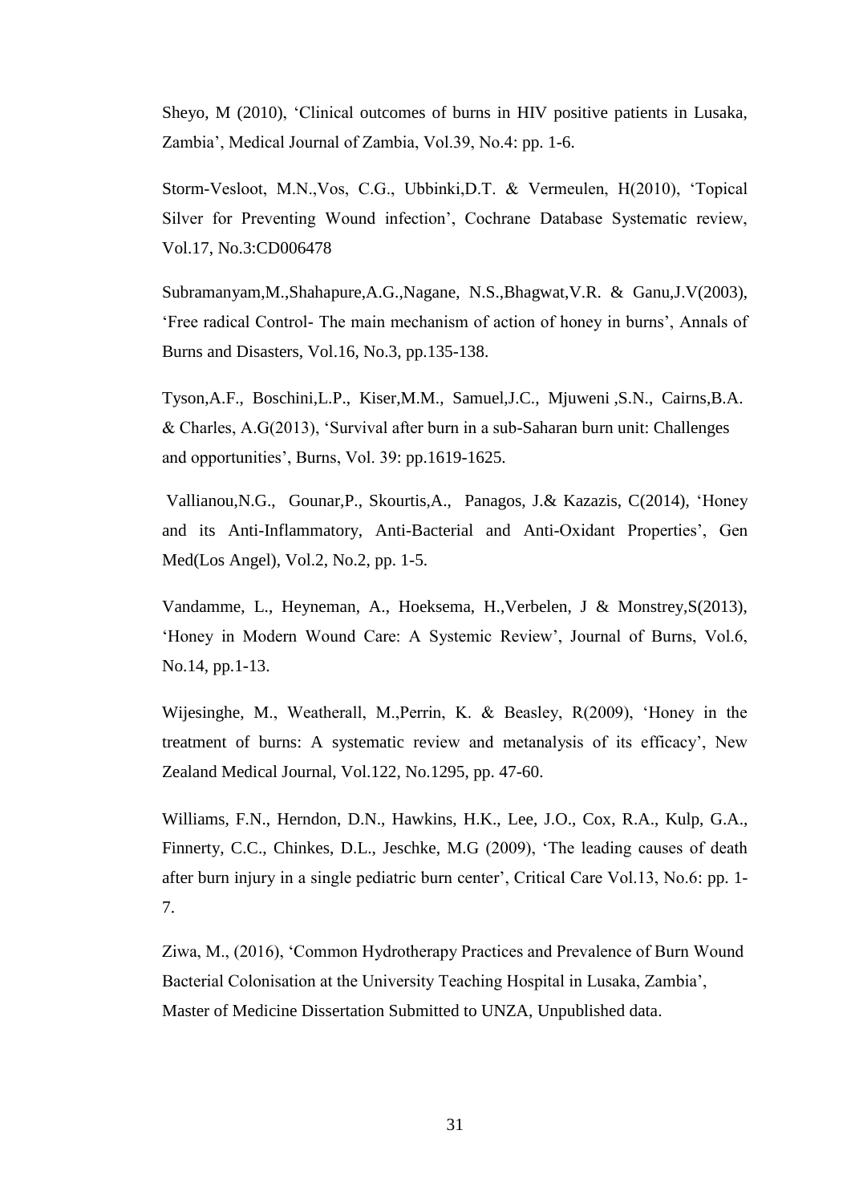Sheyo, M (2010), 'Clinical outcomes of burns in HIV positive patients in Lusaka, Zambia', Medical Journal of Zambia, Vol.39, No.4: pp. 1-6.

Storm-Vesloot, M.N.,Vos, C.G., Ubbinki,D.T. & Vermeulen, H(2010), 'Topical Silver for Preventing Wound infection', Cochrane Database Systematic review, Vol.17, No.3:CD006478

Subramanyam,M.,Shahapure,A.G.,Nagane, N.S.,Bhagwat,V.R. & Ganu,J.V(2003), 'Free radical Control- The main mechanism of action of honey in burns', Annals of Burns and Disasters, Vol.16, No.3, pp.135-138.

Tyson,A.F., Boschini,L.P., Kiser,M.M., Samuel,J.C., Mjuweni ,S.N., Cairns,B.A. & Charles, A.G(2013), 'Survival after burn in a sub-Saharan burn unit: Challenges and opportunities', Burns, Vol. 39: pp.1619-1625.

Vallianou,N.G., Gounar,P., Skourtis,A., Panagos, J.& Kazazis, C(2014), 'Honey and its Anti-Inflammatory, Anti-Bacterial and Anti-Oxidant Properties', Gen Med(Los Angel), Vol.2, No.2, pp. 1-5.

Vandamme, L., Heyneman, A., Hoeksema, H.,Verbelen, J & Monstrey,S(2013), 'Honey in Modern Wound Care: A Systemic Review', Journal of Burns, Vol.6, No.14, pp.1-13.

Wijesinghe, M., Weatherall, M.,Perrin, K. & Beasley, R(2009), 'Honey in the treatment of burns: A systematic review and metanalysis of its efficacy', New Zealand Medical Journal, Vol.122, No.1295, pp. 47-60.

Williams, F.N., Herndon, D.N., Hawkins, H.K., Lee, J.O., Cox, R.A., Kulp, G.A., Finnerty, C.C., Chinkes, D.L., Jeschke, M.G (2009), 'The leading causes of death after burn injury in a single pediatric burn center', Critical Care Vol.13, No.6: pp. 1-7.

Ziwa, M., (2016), 'Common Hydrotherapy Practices and Prevalence of Burn Wound Bacterial Colonisation at the University Teaching Hospital in Lusaka, Zambia', Master of Medicine Dissertation Submitted to UNZA, Unpublished data.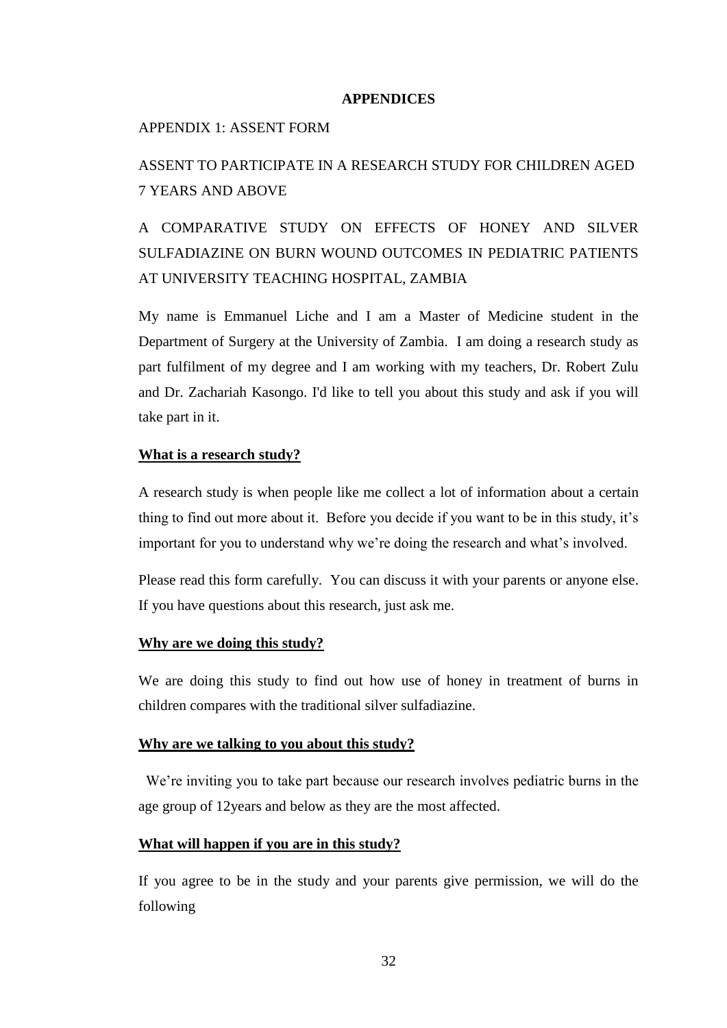# APPENDICES

## APPENDIX 1: ASSENT FORM

## ASSENT TO PARTICIPATE IN A RESEARCH STUDY FOR CHILDREN AGED 7 YEARS AND ABOVE

## A COMPARATIVE STUDY ON EFFECTS OF HONEY AND SILVER SULFADIAZINE ON BURN WOUND OUTCOMES IN PEDIATRIC PATIENTS AT UNIVERSITY TEACHING HOSPITAL, ZAMBIA

My name is Emmanuel Liche and I am a Master of Medicine student in the Department of Surgery at the University of Zambia. I am doing a research study as part fulfilment of my degree and I am working with my teachers, Dr. Robert Zulu and Dr. Zachariah Kasongo. I'd like to tell you about this study and ask if you will take part in it.

**What is a research study?**

A research study is when people like me collect a lot of information about a certain thing to find out more about it. Before you decide if you want to be in this study, it's important for you to understand why we're doing the research and what's involved.

Please read this form carefully. You can discuss it with your parents or anyone else. If you have questions about this research, just ask me.

**Why are we doing this study?**

We are doing this study to find out how use of honey in treatment of burns in children compares with the traditional silver sulfadiazine.

**Why are we talking to you about this study?**

We're inviting you to take part because our research involves pediatric burns in the age group of 12years and below as they are the most affected.

**What will happen if you are in this study?**

If you agree to be in the study and your parents give permission, we will do the following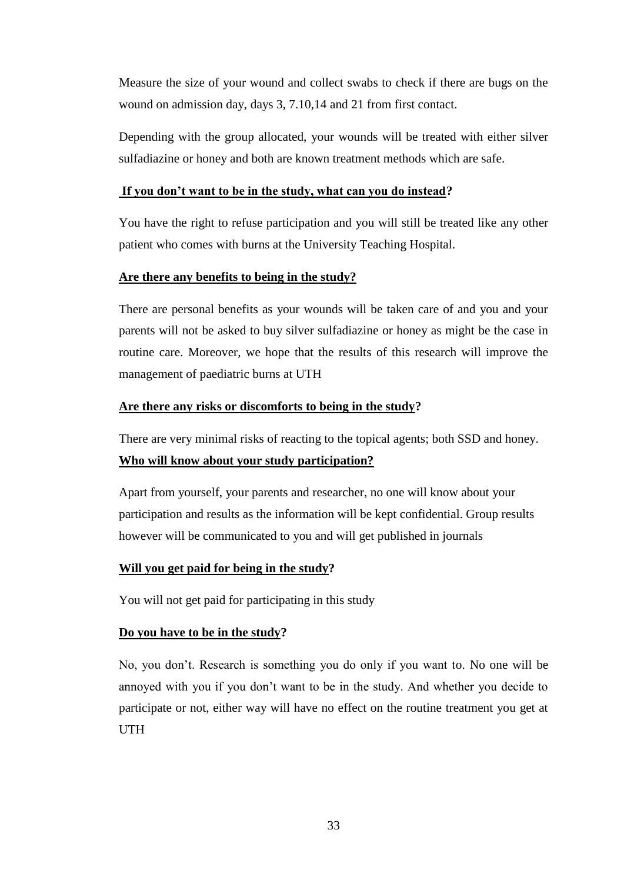Measure the size of your wound and collect swabs to check if there are bugs on the wound on admission day, days 3, 7.10,14 and 21 from first contact.

Depending with the group allocated, your wounds will be treated with either silver sulfadiazine or honey and both are known treatment methods which are safe.

**If you don't want to be in the study, what can you do instead?**

You have the right to refuse participation and you will still be treated like any other patient who comes with burns at the University Teaching Hospital.

**Are there any benefits to being in the study?**

There are personal benefits as your wounds will be taken care of and you and your parents will not be asked to buy silver sulfadiazine or honey as might be the case in routine care. Moreover, we hope that the results of this research will improve the management of paediatric burns at UTH

**Are there any risks or discomforts to being in the study?**

There are very minimal risks of reacting to the topical agents; both SSD and honey.

**Who will know about your study participation?**

Apart from yourself, your parents and researcher, no one will know about your participation and results as the information will be kept confidential. Group results however will be communicated to you and will get published in journals

**Will you get paid for being in the study?**

You will not get paid for participating in this study

**Do you have to be in the study?**

No, you don't. Research is something you do only if you want to. No one will be annoyed with you if you don't want to be in the study. And whether you decide to participate or not, either way will have no effect on the routine treatment you get at UTH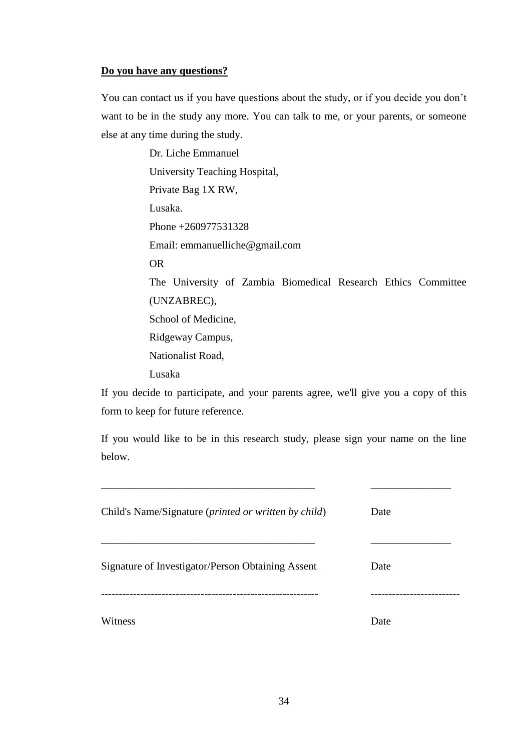**<u>Do you have any questions?</u>**

You can contact us if you have questions about the study, or if you decide you don't want to be in the study any more. You can talk to me, or your parents, or someone else at any time during the study.

Dr. Liche Emmanuel
University Teaching Hospital,
Private Bag 1X RW,
Lusaka.
Phone +260977531328
Email: emmanuelliche@gmail.com
OR
The University of Zambia Biomedical Research Ethics Committee (UNZABREC),
School of Medicine,
Ridgeway Campus,
Nationalist Road,
Lusaka

If you decide to participate, and your parents agree, we'll give you a copy of this form to keep for future reference.

If you would like to be in this research study, please sign your name on the line below.

_______________________________________ _______________

Child's Name/Signature (*printed or written by child*) Date

_______________________________________ _______________

Signature of Investigator/Person Obtaining Assent Date

---------------------------------------------------------------- ------------------------

Witness Date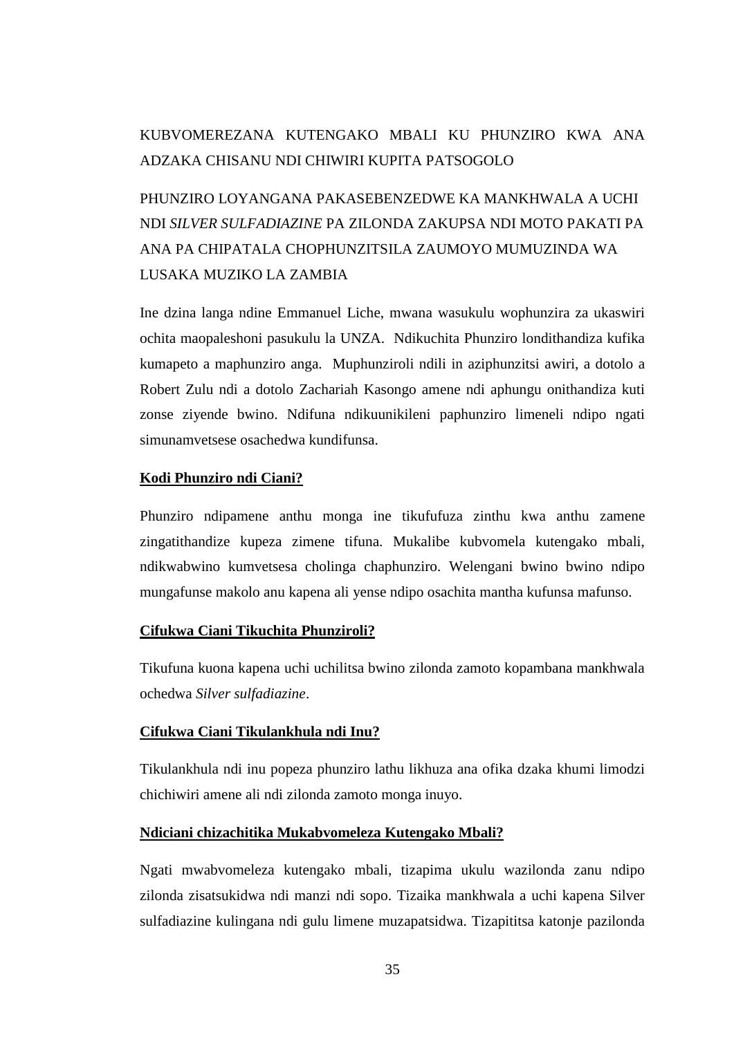KUBVOMEREZANA KUTENGAKO MBALI KU PHUNZIRO KWA ANA ADZAKA CHISANU NDI CHIWIRI KUPITA PATSOGOLO

PHUNZIRO LOYANGANA PAKASEBENZEDWE KA MANKHWALA A UCHI NDI *SILVER SULFADIAZINE* PA ZILONDA ZAKUPSA NDI MOTO PAKATI PA ANA PA CHIPATALA CHOPHUNZITSILA ZAUMOYO MUMUZINDA WA LUSAKA MUZIKO LA ZAMBIA

Ine dzina langa ndine Emmanuel Liche, mwana wasukulu wophunzira za ukaswiri ochita maopaleshoni pasukulu la UNZA. Ndikuchita Phunziro londithandiza kufika kumapeto a maphunziro anga. Muphunziroli ndili in aziphunzitsi awiri, a dotolo a Robert Zulu ndi a dotolo Zachariah Kasongo amene ndi aphungu onithandiza kuti zonse ziyende bwino. Ndifuna ndikuunikileni paphunziro limeneli ndipo ngati simunamvetsese osachedwa kundifunsa.

**<u>Kodi Phunziro ndi Ciani?</u>**

Phunziro ndipamene anthu monga ine tikufufuza zinthu kwa anthu zamene zingatithandize kupeza zimene tifuna. Mukalibe kubvomela kutengako mbali, ndikwabwino kumvetsesa cholinga chaphunziro. Welengani bwino bwino ndipo mungafunse makolo anu kapena ali yense ndipo osachita mantha kufunsa mafunso.

**<u>Cifukwa Ciani Tikuchita Phunziroli?</u>**

Tikufuna kuona kapena uchi uchilitsa bwino zilonda zamoto kopambana mankhwala ochedwa *Silver sulfadiazine*.

**<u>Cifukwa Ciani Tikulankhula ndi Inu?</u>**

Tikulankhula ndi inu popeza phunziro lathu likhuza ana ofika dzaka khumi limodzi chichiwiri amene ali ndi zilonda zamoto monga inuyo.

**<u>Ndiciani chizachitika Mukabvomeleza Kutengako Mbali?</u>**

Ngati mwabvomeleza kutengako mbali, tizapima ukulu wazilonda zanu ndipo zilonda zisatsukidwa ndi manzi ndi sopo. Tizaika mankhwala a uchi kapena Silver sulfadiazine kulingana ndi gulu limene muzapatsidwa. Tizapititsa katonje pazilonda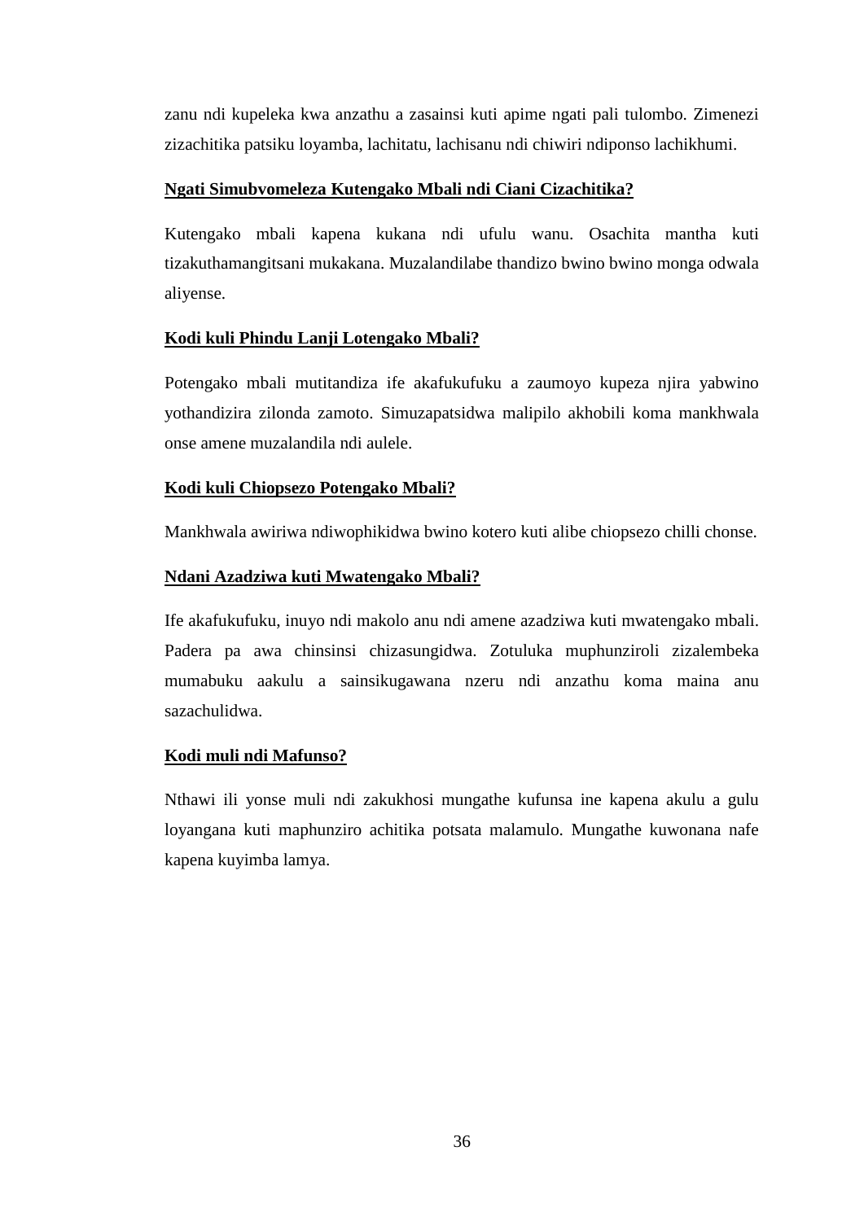zanu ndi kupeleka kwa anzathu a zasainsi kuti apime ngati pali tulombo. Zimenezi zizachitika patsiku loyamba, lachitatu, lachisanu ndi chiwiri ndiponso lachikhumi.

**<u>Ngati Simubvomeleza Kutengako Mbali ndi Ciani Cizachitika?</u>**

Kutengako mbali kapena kukana ndi ufulu wanu. Osachita mantha kuti tizakuthamangitsani mukakana. Muzalandilabe thandizo bwino bwino monga odwala aliyense.

**<u>Kodi kuli Phindu Lanji Lotengako Mbali?</u>**

Potengako mbali mutitandiza ife akafukufuku a zaumoyo kupeza njira yabwino yothandizira zilonda zamoto. Simuzapatsidwa malipilo akhobili koma mankhwala onse amene muzalandila ndi aulele.

**<u>Kodi kuli Chiopsezo Potengako Mbali?</u>**

Mankhwala awiriwa ndiwophikidwa bwino kotero kuti alibe chiopsezo chilli chonse.

**<u>Ndani Azadziwa kuti Mwatengako Mbali?</u>**

Ife akafukufuku, inuyo ndi makolo anu ndi amene azadziwa kuti mwatengako mbali. Padera pa awa chinsinsi chizasungidwa. Zotuluka muphunziroli zizalembeka mumabuku aakulu a sainsikugawana nzeru ndi anzathu koma maina anu sazachulidwa.

**<u>Kodi muli ndi Mafunso?</u>**

Nthawi ili yonse muli ndi zakukhosi mungathe kufunsa ine kapena akulu a gulu loyangana kuti maphunziro achitika potsata malamulo. Mungathe kuwonana nafe kapena kuyimba lamya.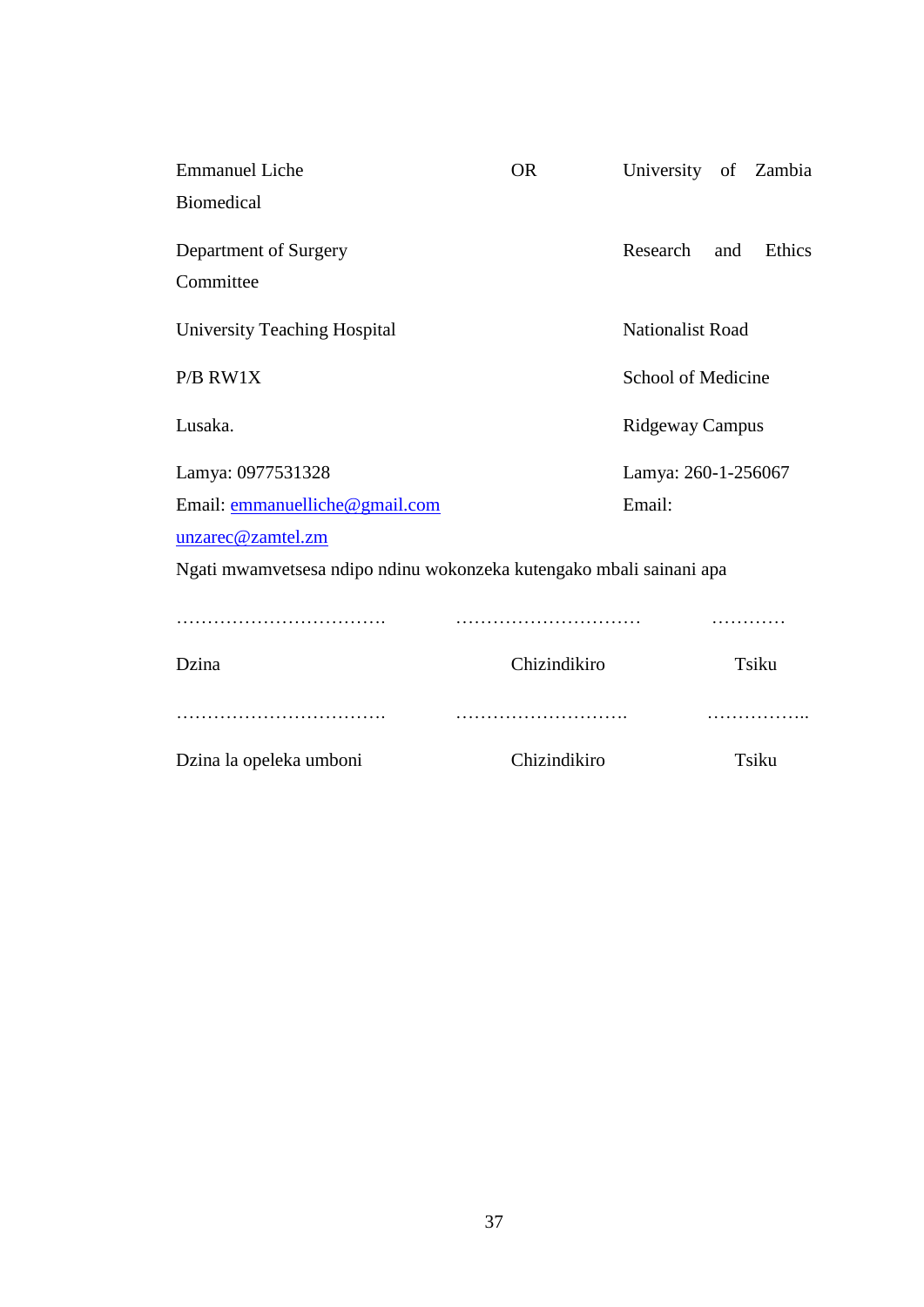| Emmanuel Liche | OR | University of Zambia Biomedical |
|---|---|---|
| Department of Surgery | | Research and Ethics Committee |
| University Teaching Hospital | | Nationalist Road |
| P/B RW1X | | School of Medicine |
| Lusaka. | | Ridgeway Campus |
| Lamya: 0977531328 | | Lamya: 260-1-256067 |
| Email: emmanuelliche@gmail.com | | Email: unzarec@zamtel.zm |

Ngati mwamvetsesa ndipo ndinu wokonzeka kutengako mbali sainani apa

| ……………………………. | ………………………… | ………… |
|---|---|---|
| Dzina | Chizindikiro | Tsiku |
| ……………………………. | ………………………. | …………….. |
| Dzina la opeleka umboni | Chizindikiro | Tsiku |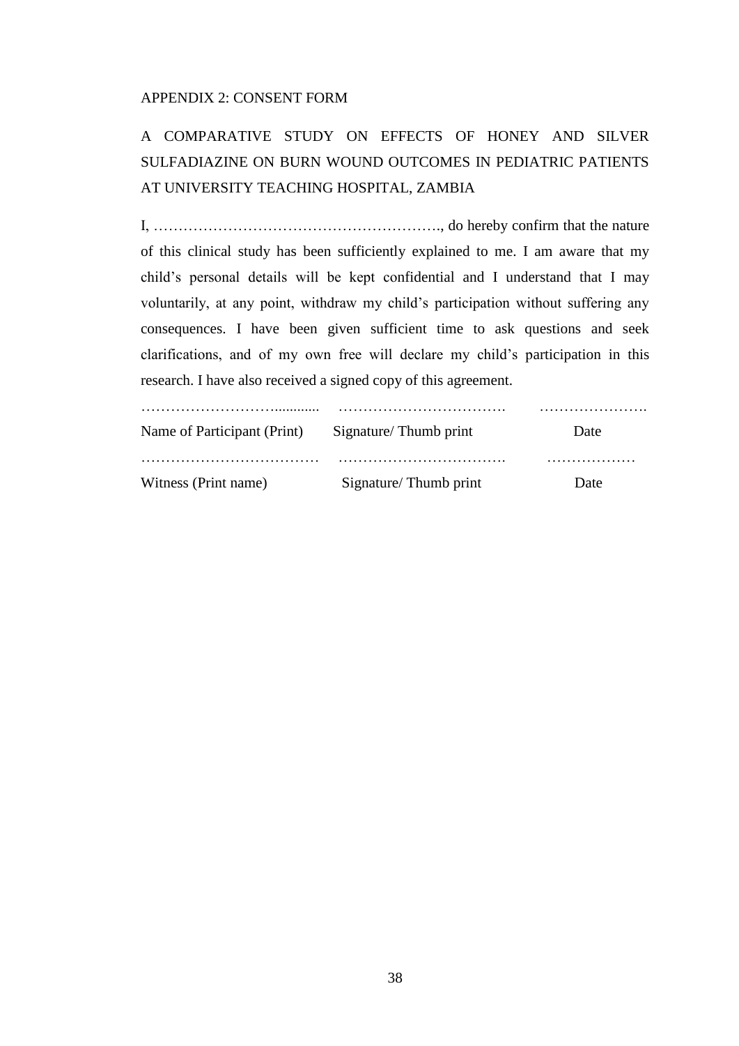APPENDIX 2: CONSENT FORM

A COMPARATIVE STUDY ON EFFECTS OF HONEY AND SILVER SULFADIAZINE ON BURN WOUND OUTCOMES IN PEDIATRIC PATIENTS AT UNIVERSITY TEACHING HOSPITAL, ZAMBIA

I, …………………………………………………., do hereby confirm that the nature of this clinical study has been sufficiently explained to me. I am aware that my child's personal details will be kept confidential and I understand that I may voluntarily, at any point, withdraw my child's participation without suffering any consequences. I have been given sufficient time to ask questions and seek clarifications, and of my own free will declare my child's participation in this research. I have also received a signed copy of this agreement.

| ……………………............ | ……………………………. | …………………. |
|---|---|---|
| Name of Participant (Print) | Signature/ Thumb print | Date |
| ……………………………… | ……………………………. | ……………… |
| Witness (Print name) | Signature/ Thumb print | Date |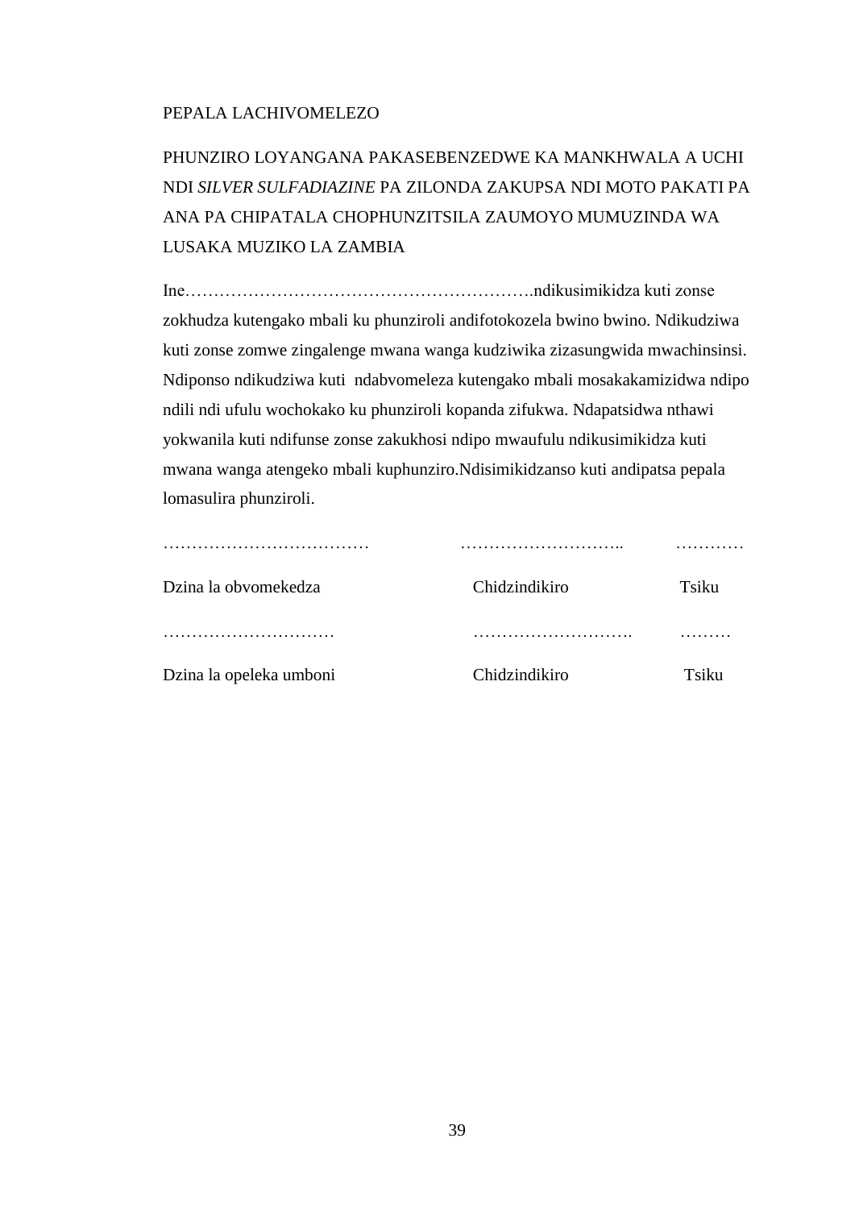PEPALA LACHIVOMELEZO

PHUNZIRO LOYANGANA PAKASEBENZEDWE KA MANKHWALA A UCHI NDI *SILVER SULFADIAZINE* PA ZILONDA ZAKUPSA NDI MOTO PAKATI PA ANA PA CHIPATALA CHOPHUNZITSILA ZAUMOYO MUMUZINDA WA LUSAKA MUZIKO LA ZAMBIA

Ine…………………………………………………….ndikusimikidza kuti zonse zokhudza kutengako mbali ku phunziroli andifotokozela bwino bwino. Ndikudziwa kuti zonse zomwe zingalenge mwana wanga kudziwika zizasungwida mwachinsinsi. Ndiponso ndikudziwa kuti ndabvomeleza kutengako mbali mosakakamizidwa ndipo ndili ndi ufulu wochokako ku phunziroli kopanda zifukwa. Ndapatsidwa nthawi yokwanila kuti ndifunse zonse zakukhosi ndipo mwaufulu ndikusimikidza kuti mwana wanga atengeko mbali kuphunziro.Ndisimikidzanso kuti andipatsa pepala lomasulira phunziroli.

| ……………………………… | ……………………….. | ………… |
|---|---|---|
| Dzina la obvomekedza | Chidzindikiro | Tsiku |
| ………………………… | ………………………. | ……… |
| Dzina la opeleka umboni | Chidzindikiro | Tsiku |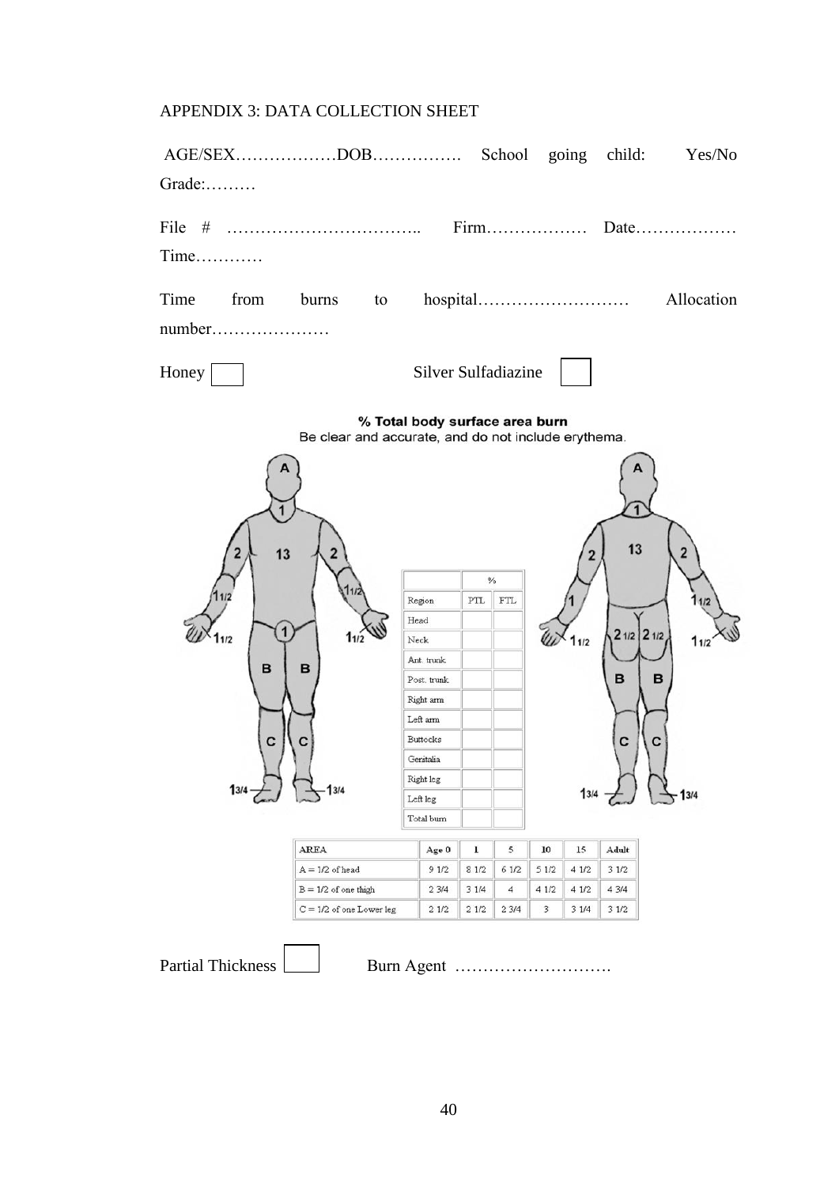APPENDIX 3: DATA COLLECTION SHEET

AGE/SEX………………DOB……………. School going child: Yes/No Grade:………

File # …………………………….. Firm……………… Date……………… Time…………

Time from burns to hospital……………………… Allocation number…………………

Honey ☐ Silver Sulfadiazine ☐

**% Total body surface area burn**
Be clear and accurate, and do not include erythema.

| | % | |
|---|---|---|
| Region | PTL | FTL |
| Head | | |
| Neck | | |
| Ant. trunk | | |
| Post. trunk | | |
| Right arm | | |
| Left arm | | |
| Buttocks | | |
| Genitalia | | |
| Right leg | | |
| Left leg | | |
| Total burn | | |

| AREA | Age 0 | 1 | 5 | 10 | 15 | Adult |
|---|---|---|---|---|---|---|
| A = 1/2 of head | 9 1/2 | 8 1/2 | 6 1/2 | 5 1/2 | 4 1/2 | 3 1/2 |
| B = 1/2 of one thigh | 2 3/4 | 3 1/4 | 4 | 4 1/2 | 4 1/2 | 4 3/4 |
| C = 1/2 of one Lower leg | 2 1/2 | 2 1/2 | 2 3/4 | 3 | 3 1/4 | 3 1/2 |

Partial Thickness ☐ Burn Agent ……………………….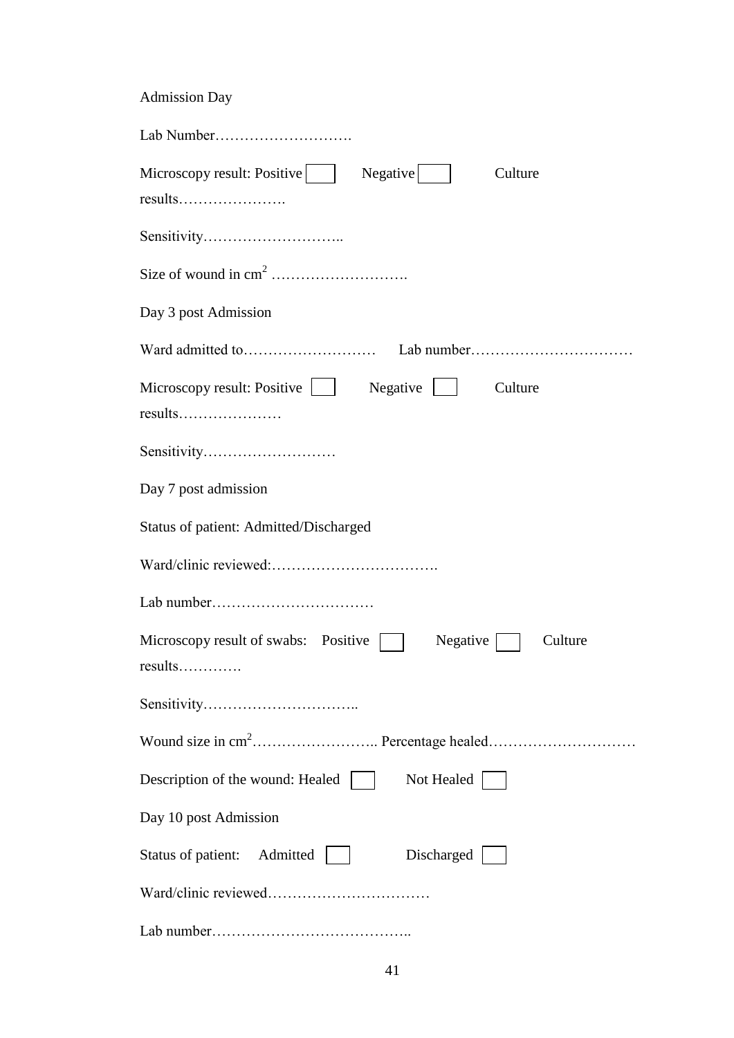Admission Day

Lab Number……………………….

Microscopy result: Positive ☐ Negative ☐ Culture results………………….

Sensitivity………………………..

Size of wound in $cm^2$ ……………………….

Day 3 post Admission

Ward admitted to……………………… Lab number……………………………

Microscopy result: Positive ☐ Negative ☐ Culture results…………………

Sensitivity………………………

Day 7 post admission

Status of patient: Admitted/Discharged

Ward/clinic reviewed:…………………………….

Lab number……………………………

Microscopy result of swabs: Positive ☐ Negative ☐ Culture results………….

Sensitivity…………………………..

Wound size in $cm^2$…………………….. Percentage healed…………………………

Description of the wound: Healed ☐ Not Healed ☐

Day 10 post Admission

Status of patient: Admitted ☐ Discharged ☐

Ward/clinic reviewed……………………………

Lab number…………………………………..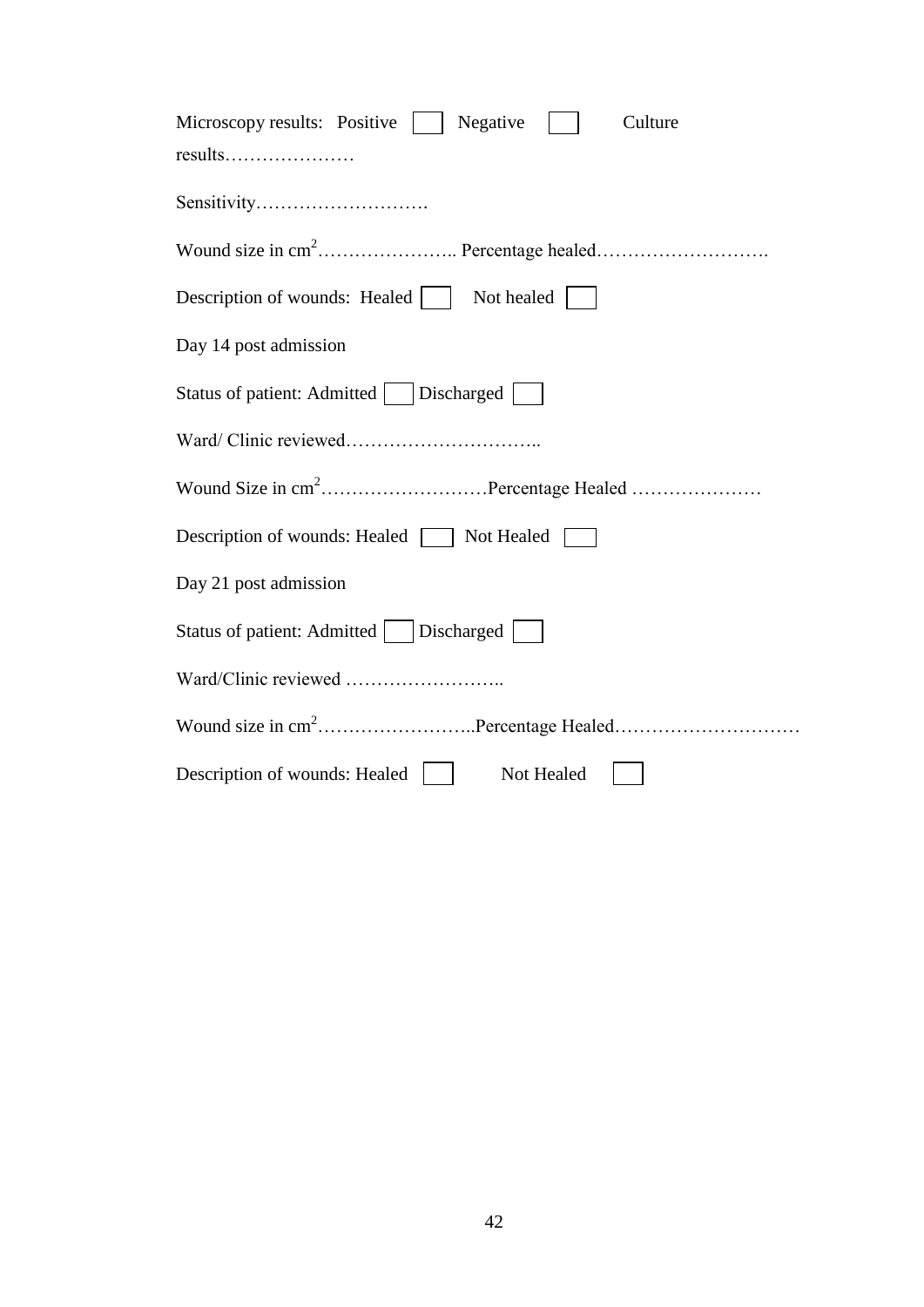Microscopy results: Positive ☐ Negative ☐ Culture results…………………

Sensitivity……………………….

Wound size in $cm^2$………………….. Percentage healed……………………….

Description of wounds: Healed ☐ Not healed ☐

Day 14 post admission

Status of patient: Admitted ☐ Discharged ☐

Ward/ Clinic reviewed…………………………..

Wound Size in $cm^2$………………………Percentage Healed …………………

Description of wounds: Healed ☐ Not Healed ☐

Day 21 post admission

Status of patient: Admitted ☐ Discharged ☐

Ward/Clinic reviewed ……………………..

Wound size in $cm^2$……………………..Percentage Healed…………………………

Description of wounds: Healed ☐ Not Healed ☐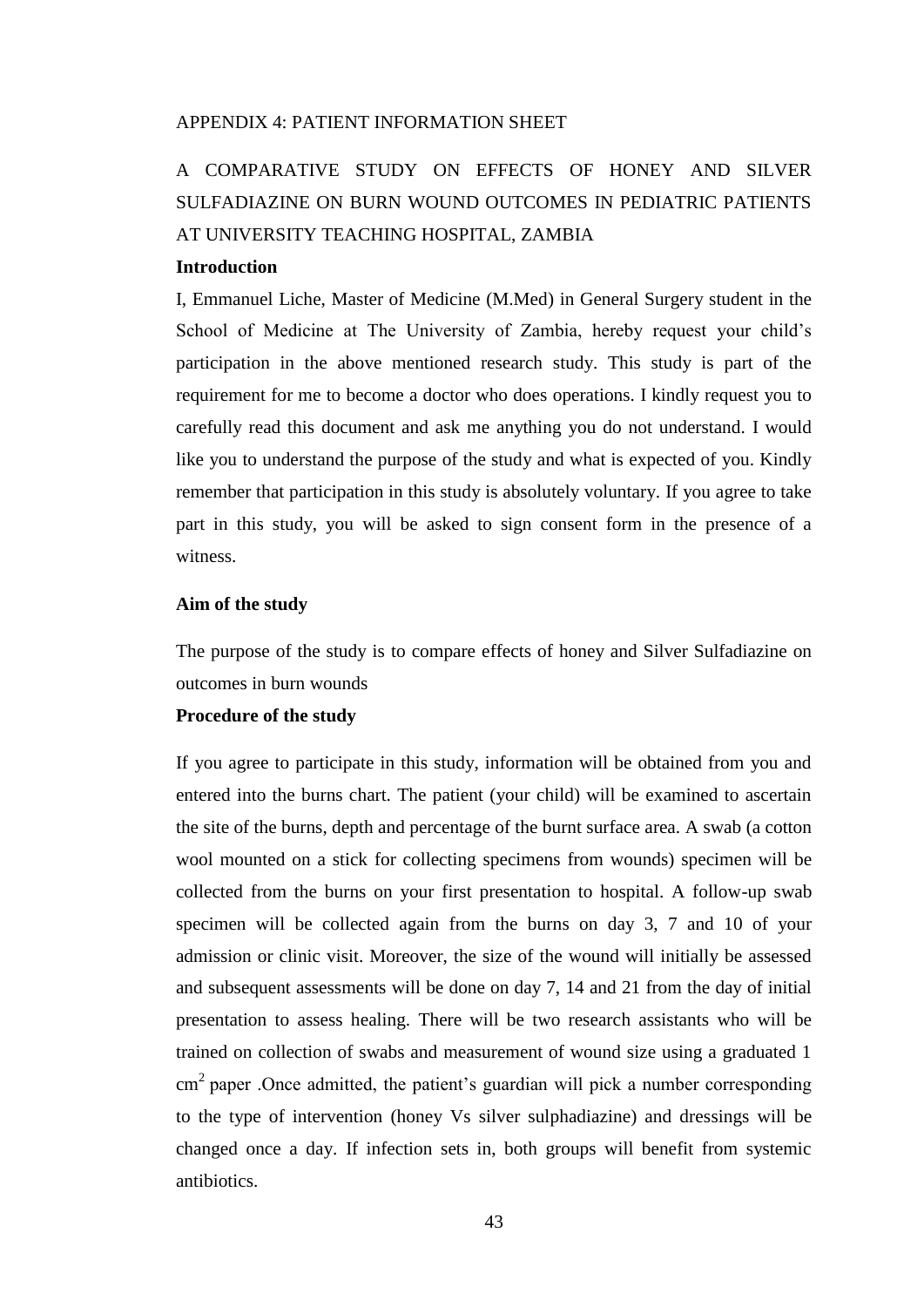APPENDIX 4: PATIENT INFORMATION SHEET

A COMPARATIVE STUDY ON EFFECTS OF HONEY AND SILVER SULFADIAZINE ON BURN WOUND OUTCOMES IN PEDIATRIC PATIENTS AT UNIVERSITY TEACHING HOSPITAL, ZAMBIA

**Introduction**

I, Emmanuel Liche, Master of Medicine (M.Med) in General Surgery student in the School of Medicine at The University of Zambia, hereby request your child's participation in the above mentioned research study. This study is part of the requirement for me to become a doctor who does operations. I kindly request you to carefully read this document and ask me anything you do not understand. I would like you to understand the purpose of the study and what is expected of you. Kindly remember that participation in this study is absolutely voluntary. If you agree to take part in this study, you will be asked to sign consent form in the presence of a witness.

**Aim of the study**

The purpose of the study is to compare effects of honey and Silver Sulfadiazine on outcomes in burn wounds

**Procedure of the study**

If you agree to participate in this study, information will be obtained from you and entered into the burns chart. The patient (your child) will be examined to ascertain the site of the burns, depth and percentage of the burnt surface area. A swab (a cotton wool mounted on a stick for collecting specimens from wounds) specimen will be collected from the burns on your first presentation to hospital. A follow-up swab specimen will be collected again from the burns on day 3, 7 and 10 of your admission or clinic visit. Moreover, the size of the wound will initially be assessed and subsequent assessments will be done on day 7, 14 and 21 from the day of initial presentation to assess healing. There will be two research assistants who will be trained on collection of swabs and measurement of wound size using a graduated 1 $cm^2$ paper .Once admitted, the patient's guardian will pick a number corresponding to the type of intervention (honey Vs silver sulphadiazine) and dressings will be changed once a day. If infection sets in, both groups will benefit from systemic antibiotics.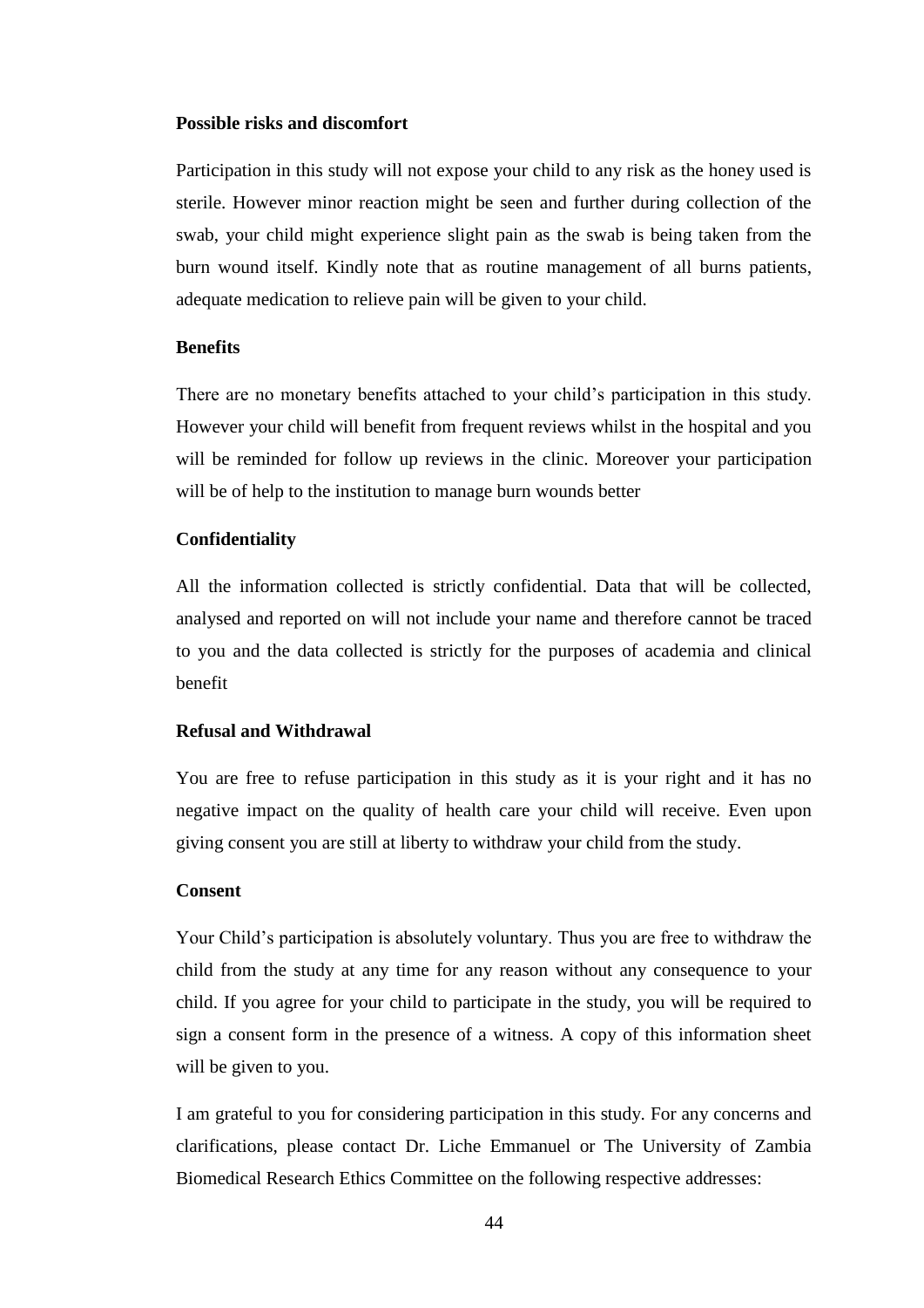**Possible risks and discomfort**

Participation in this study will not expose your child to any risk as the honey used is sterile. However minor reaction might be seen and further during collection of the swab, your child might experience slight pain as the swab is being taken from the burn wound itself. Kindly note that as routine management of all burns patients, adequate medication to relieve pain will be given to your child.

**Benefits**

There are no monetary benefits attached to your child's participation in this study. However your child will benefit from frequent reviews whilst in the hospital and you will be reminded for follow up reviews in the clinic. Moreover your participation will be of help to the institution to manage burn wounds better

**Confidentiality**

All the information collected is strictly confidential. Data that will be collected, analysed and reported on will not include your name and therefore cannot be traced to you and the data collected is strictly for the purposes of academia and clinical benefit

**Refusal and Withdrawal**

You are free to refuse participation in this study as it is your right and it has no negative impact on the quality of health care your child will receive. Even upon giving consent you are still at liberty to withdraw your child from the study.

**Consent**

Your Child's participation is absolutely voluntary. Thus you are free to withdraw the child from the study at any time for any reason without any consequence to your child. If you agree for your child to participate in the study, you will be required to sign a consent form in the presence of a witness. A copy of this information sheet will be given to you.

I am grateful to you for considering participation in this study. For any concerns and clarifications, please contact Dr. Liche Emmanuel or The University of Zambia Biomedical Research Ethics Committee on the following respective addresses: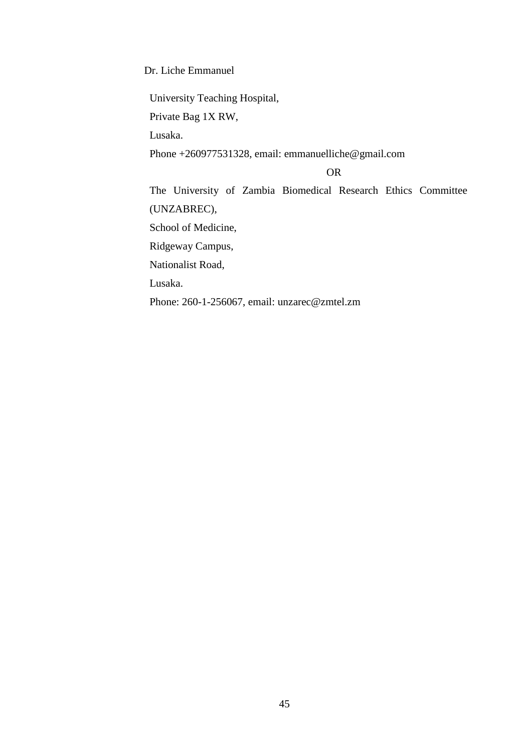Dr. Liche Emmanuel

University Teaching Hospital,

Private Bag 1X RW,

Lusaka.

Phone +260977531328, email: emmanuelliche@gmail.com

OR

The University of Zambia Biomedical Research Ethics Committee (UNZABREC),

School of Medicine,

Ridgeway Campus,

Nationalist Road,

Lusaka.

Phone: 260-1-256067, email: unzarec@zmtel.zm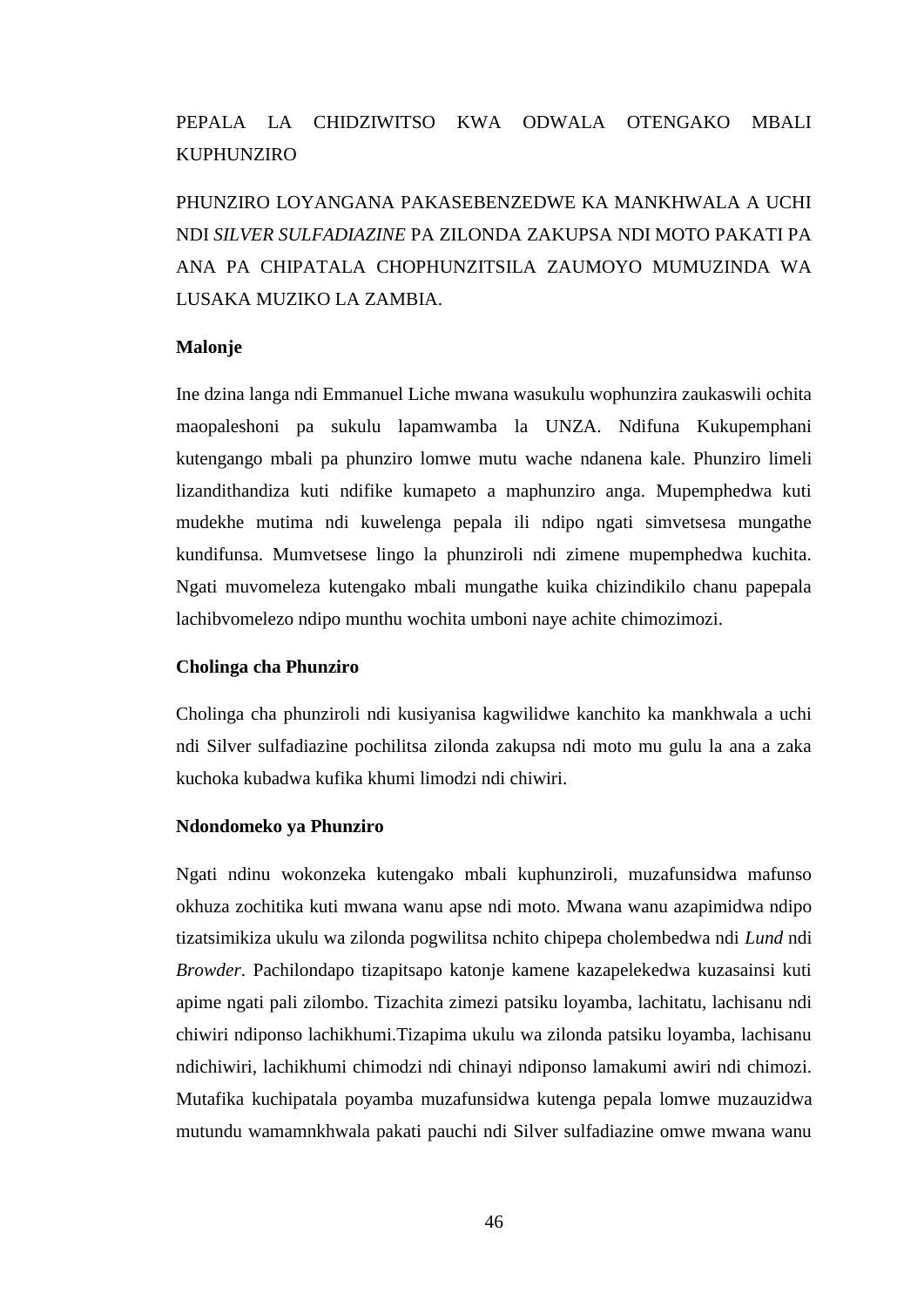PEPALA LA CHIDZIWITSO KWA ODWALA OTENGAKO MBALI KUPHUNZIRO

PHUNZIRO LOYANGANA PAKASEBENZEDWE KA MANKHWALA A UCHI NDI *SILVER SULFADIAZINE* PA ZILONDA ZAKUPSA NDI MOTO PAKATI PA ANA PA CHIPATALA CHOPHUNZITSILA ZAUMOYO MUMUZINDA WA LUSAKA MUZIKO LA ZAMBIA.

**Malonje**

Ine dzina langa ndi Emmanuel Liche mwana wasukulu wophunzira zaukaswili ochita maopaleshoni pa sukulu lapamwamba la UNZA. Ndifuna Kukupemphani kutengango mbali pa phunziro lomwe mutu wache ndanena kale. Phunziro limeli lizandithandiza kuti ndifike kumapeto a maphunziro anga. Mupemphedwa kuti mudekhe mutima ndi kuwelenga pepala ili ndipo ngati simvetsesa mungathe kundifunsa. Mumvetsese lingo la phunziroli ndi zimene mupemphedwa kuchita. Ngati muvomeleza kutengako mbali mungathe kuika chizindikilo chanu papepala lachibvomelezo ndipo munthu wochita umboni naye achite chimozimozi.

**Cholinga cha Phunziro**

Cholinga cha phunziroli ndi kusiyanisa kagwilidwe kanchito ka mankhwala a uchi ndi Silver sulfadiazine pochilitsa zilonda zakupsa ndi moto mu gulu la ana a zaka kuchoka kubadwa kufika khumi limodzi ndi chiwiri.

**Ndondomeko ya Phunziro**

Ngati ndinu wokonzeka kutengako mbali kuphunziroli, muzafunsidwa mafunso okhuza zochitika kuti mwana wanu apse ndi moto. Mwana wanu azapimidwa ndipo tizatsimikiza ukulu wa zilonda pogwilitsa nchito chipepa cholembedwa ndi *Lund* ndi *Browder*. Pachilondapo tizapitsapo katonje kamene kazapelekedwa kuzasainsi kuti apime ngati pali zilombo. Tizachita zimezi patsiku loyamba, lachitatu, lachisanu ndi chiwiri ndiponso lachikhumi.Tizapima ukulu wa zilonda patsiku loyamba, lachisanu ndichiwiri, lachikhumi chimodzi ndi chinayi ndiponso lamakumi awiri ndi chimozi. Mutafika kuchipatala poyamba muzafunsidwa kutenga pepala lomwe muzauzidwa mutundu wamamnkhwala pakati pauchi ndi Silver sulfadiazine omwe mwana wanu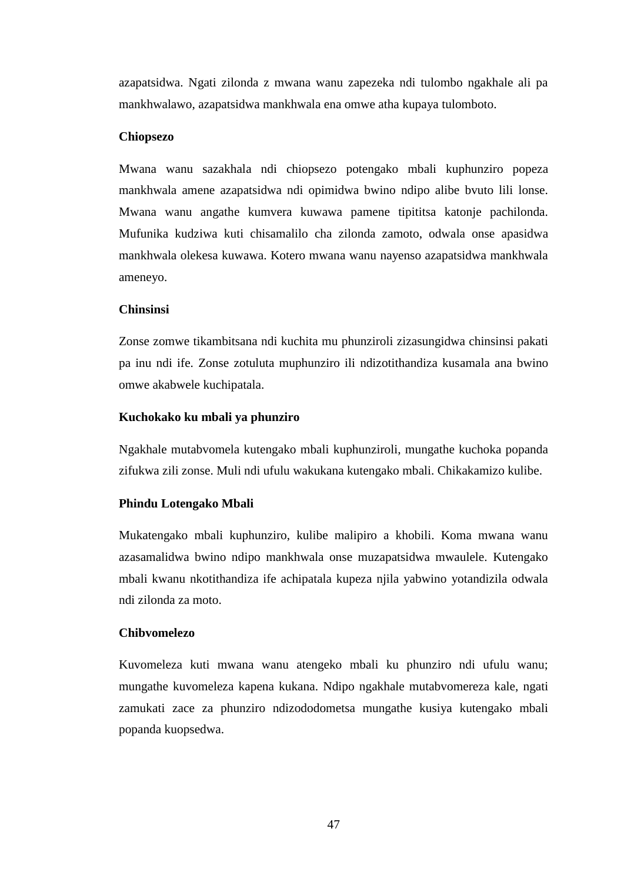azapatsidwa. Ngati zilonda z mwana wanu zapezeka ndi tulombo ngakhale ali pa mankhwalawo, azapatsidwa mankhwala ena omwe atha kupaya tulomboto.

**Chiopsezo**

Mwana wanu sazakhala ndi chiopsezo potengako mbali kuphunziro popeza mankhwala amene azapatsidwa ndi opimidwa bwino ndipo alibe bvuto lili lonse. Mwana wanu angathe kumvera kuwawa pamene tipititsa katonje pachilonda. Mufunika kudziwa kuti chisamalilo cha zilonda zamoto, odwala onse apasidwa mankhwala olekesa kuwawa. Kotero mwana wanu nayenso azapatsidwa mankhwala ameneyo.

**Chinsinsi**

Zonse zomwe tikambitsana ndi kuchita mu phunziroli zizasungidwa chinsinsi pakati pa inu ndi ife. Zonse zotuluta muphunziro ili ndizotithandiza kusamala ana bwino omwe akabwele kuchipatala.

**Kuchokako ku mbali ya phunziro**

Ngakhale mutabvomela kutengako mbali kuphunziroli, mungathe kuchoka popanda zifukwa zili zonse. Muli ndi ufulu wakukana kutengako mbali. Chikakamizo kulibe.

**Phindu Lotengako Mbali**

Mukatengako mbali kuphunziro, kulibe malipiro a khobili. Koma mwana wanu azasamalidwa bwino ndipo mankhwala onse muzapatsidwa mwaulele. Kutengako mbali kwanu nkotithandiza ife achipatala kupeza njila yabwino yotandizila odwala ndi zilonda za moto.

**Chibvomelezo**

Kuvomeleza kuti mwana wanu atengeko mbali ku phunziro ndi ufulu wanu; mungathe kuvomeleza kapena kukana. Ndipo ngakhale mutabvomereza kale, ngati zamukati zace za phunziro ndizododometsa mungathe kusiya kutengako mbali popanda kuopsedwa.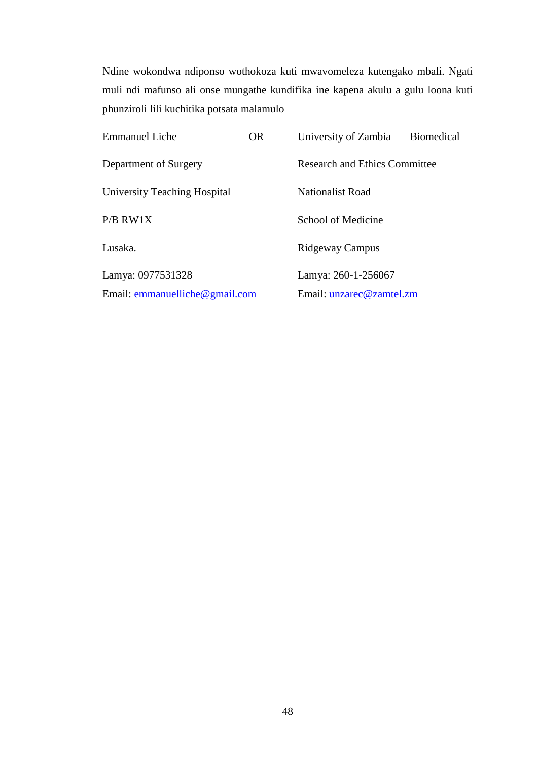Ndine wokondwa ndiponso wothokoza kuti mwavomeleza kutengako mbali. Ngati muli ndi mafunso ali onse mungathe kundifika ine kapena akulu a gulu loona kuti phunziroli lili kuchitika potsata malamulo

| | | |
|---|---|---|
| Emmanuel Liche | OR | University of Zambia Biomedical |
| Department of Surgery | | Research and Ethics Committee |
| University Teaching Hospital | | Nationalist Road |
| P/B RW1X | | School of Medicine |
| Lusaka. | | Ridgeway Campus |
| Lamya: 0977531328 | | Lamya: 260-1-256067 |
| Email: emmanuelliche@gmail.com | | Email: unzarec@zamtel.zm |